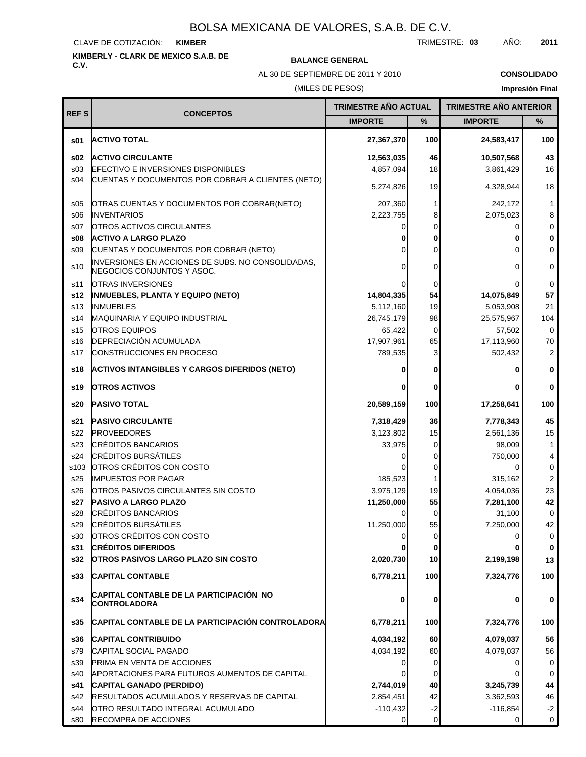# BOLSA MEXICANA DE VALORES, S.A.B. DE C.V.

CLAVE DE COTIZACIÓN: **KIMBER** TRIMESTRE: **03** AÑO: **2011**

**KIMBERLY - CLARK DE MEXICO S.A.B. DE C.V.**

**BALANCE GENERAL**

AL 30 DE SEPTIEMBRE DE 2011 Y 2010

(MILES DE PESOS)

**CONSOLIDADO**

**Impresión Final**

| REF S | CONCEPTOS | TRIMESTRE AÑO ACTUAL | | TRIMESTRE AÑO ANTERIOR | |
|---|---|---|---|---|---|
| | | IMPORTE | % | IMPORTE | % |
| **s01** | **ACTIVO TOTAL** | **27,367,370** | **100** | **24,583,417** | **100** |
| **s02** | **ACTIVO CIRCULANTE** | **12,563,035** | **46** | **10,507,568** | **43** |
| s03 | EFECTIVO E INVERSIONES DISPONIBLES | 4,857,094 | 18 | 3,861,429 | 16 |
| s04 | CUENTAS Y DOCUMENTOS POR COBRAR A CLIENTES (NETO) | 5,274,826 | 19 | 4,328,944 | 18 |
| s05 | OTRAS CUENTAS Y DOCUMENTOS POR COBRAR(NETO) | 207,360 | 1 | 242,172 | 1 |
| s06 | INVENTARIOS | 2,223,755 | 8 | 2,075,023 | 8 |
| s07 | OTROS ACTIVOS CIRCULANTES | 0 | 0 | 0 | 0 |
| **s08** | **ACTIVO A LARGO PLAZO** | **0** | **0** | **0** | **0** |
| s09 | CUENTAS Y DOCUMENTOS POR COBRAR (NETO) | 0 | 0 | 0 | 0 |
| s10 | INVERSIONES EN ACCIONES DE SUBS. NO CONSOLIDADAS, NEGOCIOS CONJUNTOS Y ASOC. | 0 | 0 | 0 | 0 |
| s11 | OTRAS INVERSIONES | 0 | 0 | 0 | 0 |
| **s12** | **INMUEBLES, PLANTA Y EQUIPO (NETO)** | **14,804,335** | **54** | **14,075,849** | **57** |
| s13 | INMUEBLES | 5,112,160 | 19 | 5,053,908 | 21 |
| s14 | MAQUINARIA Y EQUIPO INDUSTRIAL | 26,745,179 | 98 | 25,575,967 | 104 |
| s15 | OTROS EQUIPOS | 65,422 | 0 | 57,502 | 0 |
| s16 | DEPRECIACIÓN ACUMULADA | 17,907,961 | 65 | 17,113,960 | 70 |
| s17 | CONSTRUCCIONES EN PROCESO | 789,535 | 3 | 502,432 | 2 |
| **s18** | **ACTIVOS INTANGIBLES Y CARGOS DIFERIDOS (NETO)** | **0** | **0** | **0** | **0** |
| **s19** | **OTROS ACTIVOS** | **0** | **0** | **0** | **0** |
| **s20** | **PASIVO TOTAL** | **20,589,159** | **100** | **17,258,641** | **100** |
| **s21** | **PASIVO CIRCULANTE** | **7,318,429** | **36** | **7,778,343** | **45** |
| s22 | PROVEEDORES | 3,123,802 | 15 | 2,561,136 | 15 |
| s23 | CRÉDITOS BANCARIOS | 33,975 | 0 | 98,009 | 1 |
| s24 | CRÉDITOS BURSÁTILES | 0 | 0 | 750,000 | 4 |
| s103 | OTROS CRÉDITOS CON COSTO | 0 | 0 | 0 | 0 |
| s25 | IMPUESTOS POR PAGAR | 185,523 | 1 | 315,162 | 2 |
| s26 | OTROS PASIVOS CIRCULANTES SIN COSTO | 3,975,129 | 19 | 4,054,036 | 23 |
| **s27** | **PASIVO A LARGO PLAZO** | **11,250,000** | **55** | **7,281,100** | **42** |
| s28 | CRÉDITOS BANCARIOS | 0 | 0 | 31,100 | 0 |
| s29 | CRÉDITOS BURSÁTILES | 11,250,000 | 55 | 7,250,000 | 42 |
| s30 | OTROS CRÉDITOS CON COSTO | 0 | 0 | 0 | 0 |
| **s31** | **CRÉDITOS DIFERIDOS** | **0** | **0** | **0** | **0** |
| **s32** | **OTROS PASIVOS LARGO PLAZO SIN COSTO** | **2,020,730** | **10** | **2,199,198** | **13** |
| **s33** | **CAPITAL CONTABLE** | **6,778,211** | **100** | **7,324,776** | **100** |
| **s34** | **CAPITAL CONTABLE DE LA PARTICIPACIÓN NO CONTROLADORA** | **0** | **0** | **0** | **0** |
| **s35** | **CAPITAL CONTABLE DE LA PARTICIPACIÓN CONTROLADORA** | **6,778,211** | **100** | **7,324,776** | **100** |
| **s36** | **CAPITAL CONTRIBUIDO** | **4,034,192** | **60** | **4,079,037** | **56** |
| s79 | CAPITAL SOCIAL PAGADO | 4,034,192 | 60 | 4,079,037 | 56 |
| s39 | PRIMA EN VENTA DE ACCIONES | 0 | 0 | 0 | 0 |
| s40 | APORTACIONES PARA FUTUROS AUMENTOS DE CAPITAL | 0 | 0 | 0 | 0 |
| **s41** | **CAPITAL GANADO (PERDIDO)** | **2,744,019** | **40** | **3,245,739** | **44** |
| s42 | RESULTADOS ACUMULADOS Y RESERVAS DE CAPITAL | 2,854,451 | 42 | 3,362,593 | 46 |
| s44 | OTRO RESULTADO INTEGRAL ACUMULADO | -110,432 | -2 | -116,854 | -2 |
| s80 | RECOMPRA DE ACCIONES | 0 | 0 | 0 | 0 |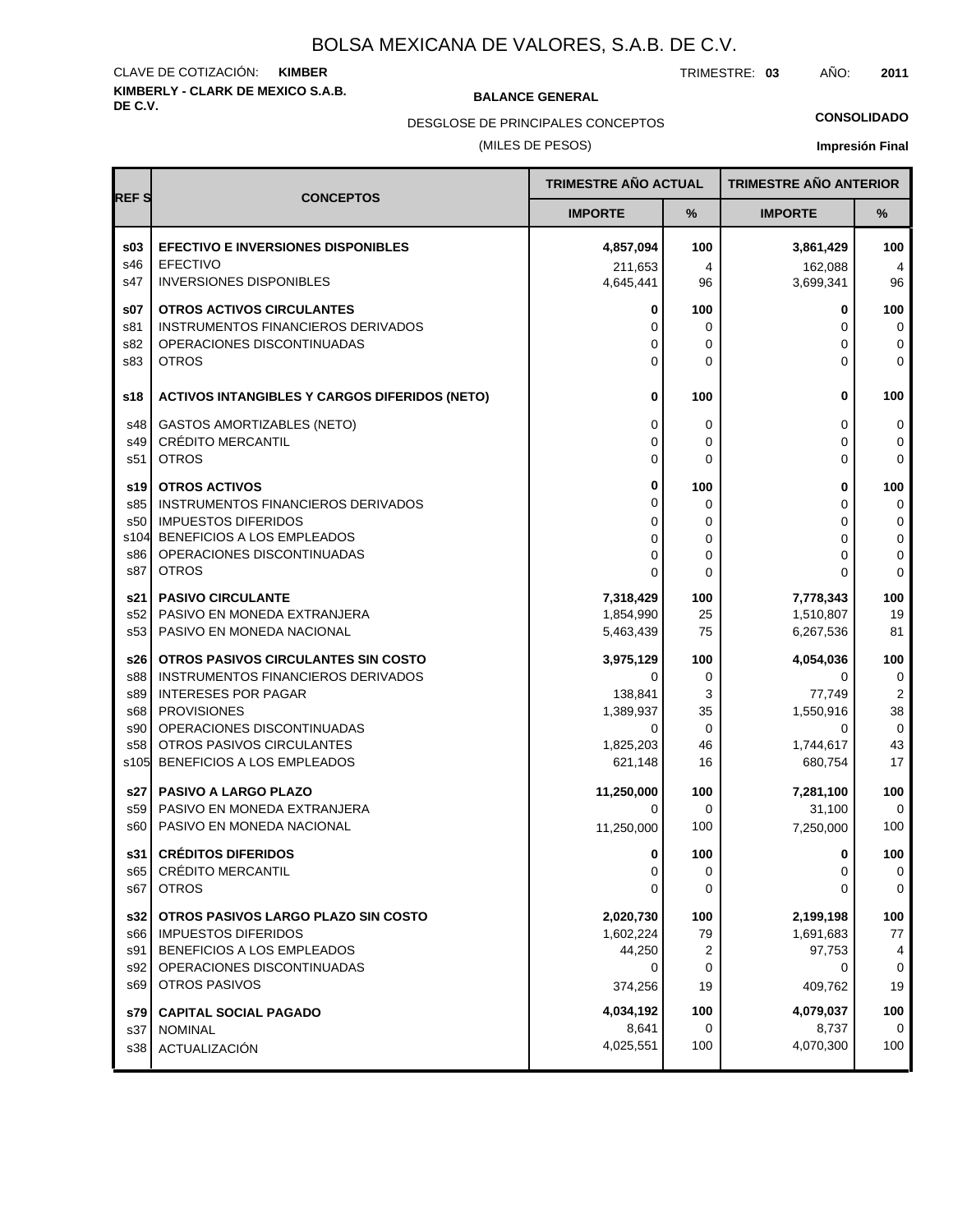# BOLSA MEXICANA DE VALORES, S.A.B. DE C.V.

CLAVE DE COTIZACIÓN: **KIMBER** TRIMESTRE: **03** AÑO: **2011**

**KIMBERLY - CLARK DE MEXICO S.A.B. DE C.V.**

**BALANCE GENERAL**

DESGLOSE DE PRINCIPALES CONCEPTOS

(MILES DE PESOS)

**CONSOLIDADO**

**Impresión Final**

| REF S | CONCEPTOS | TRIMESTRE AÑO ACTUAL | | TRIMESTRE AÑO ANTERIOR | |
|---|---|---|---|---|---|
| | | IMPORTE | % | IMPORTE | % |
| **s03** | **EFECTIVO E INVERSIONES DISPONIBLES** | **4,857,094** | **100** | **3,861,429** | **100** |
| s46 | EFECTIVO | 211,653 | 4 | 162,088 | 4 |
| s47 | INVERSIONES DISPONIBLES | 4,645,441 | 96 | 3,699,341 | 96 |
| **s07** | **OTROS ACTIVOS CIRCULANTES** | **0** | **100** | **0** | **100** |
| s81 | INSTRUMENTOS FINANCIEROS DERIVADOS | 0 | 0 | 0 | 0 |
| s82 | OPERACIONES DISCONTINUADAS | 0 | 0 | 0 | 0 |
| s83 | OTROS | 0 | 0 | 0 | 0 |
| **s18** | **ACTIVOS INTANGIBLES Y CARGOS DIFERIDOS (NETO)** | **0** | **100** | **0** | **100** |
| s48 | GASTOS AMORTIZABLES (NETO) | 0 | 0 | 0 | 0 |
| s49 | CRÉDITO MERCANTIL | 0 | 0 | 0 | 0 |
| s51 | OTROS | 0 | 0 | 0 | 0 |
| **s19** | **OTROS ACTIVOS** | **0** | **100** | **0** | **100** |
| s85 | INSTRUMENTOS FINANCIEROS DERIVADOS | 0 | 0 | 0 | 0 |
| s50 | IMPUESTOS DIFERIDOS | 0 | 0 | 0 | 0 |
| s104 | BENEFICIOS A LOS EMPLEADOS | 0 | 0 | 0 | 0 |
| s86 | OPERACIONES DISCONTINUADAS | 0 | 0 | 0 | 0 |
| s87 | OTROS | 0 | 0 | 0 | 0 |
| **s21** | **PASIVO CIRCULANTE** | **7,318,429** | **100** | **7,778,343** | **100** |
| s52 | PASIVO EN MONEDA EXTRANJERA | 1,854,990 | 25 | 1,510,807 | 19 |
| s53 | PASIVO EN MONEDA NACIONAL | 5,463,439 | 75 | 6,267,536 | 81 |
| **s26** | **OTROS PASIVOS CIRCULANTES SIN COSTO** | **3,975,129** | **100** | **4,054,036** | **100** |
| s88 | INSTRUMENTOS FINANCIEROS DERIVADOS | 0 | 0 | 0 | 0 |
| s89 | INTERESES POR PAGAR | 138,841 | 3 | 77,749 | 2 |
| s68 | PROVISIONES | 1,389,937 | 35 | 1,550,916 | 38 |
| s90 | OPERACIONES DISCONTINUADAS | 0 | 0 | 0 | 0 |
| s58 | OTROS PASIVOS CIRCULANTES | 1,825,203 | 46 | 1,744,617 | 43 |
| s105 | BENEFICIOS A LOS EMPLEADOS | 621,148 | 16 | 680,754 | 17 |
| **s27** | **PASIVO A LARGO PLAZO** | **11,250,000** | **100** | **7,281,100** | **100** |
| s59 | PASIVO EN MONEDA EXTRANJERA | 0 | 0 | 31,100 | 0 |
| s60 | PASIVO EN MONEDA NACIONAL | 11,250,000 | 100 | 7,250,000 | 100 |
| **s31** | **CRÉDITOS DIFERIDOS** | **0** | **100** | **0** | **100** |
| s65 | CRÉDITO MERCANTIL | 0 | 0 | 0 | 0 |
| s67 | OTROS | 0 | 0 | 0 | 0 |
| **s32** | **OTROS PASIVOS LARGO PLAZO SIN COSTO** | **2,020,730** | **100** | **2,199,198** | **100** |
| s66 | IMPUESTOS DIFERIDOS | 1,602,224 | 79 | 1,691,683 | 77 |
| s91 | BENEFICIOS A LOS EMPLEADOS | 44,250 | 2 | 97,753 | 4 |
| s92 | OPERACIONES DISCONTINUADAS | 0 | 0 | 0 | 0 |
| s69 | OTROS PASIVOS | 374,256 | 19 | 409,762 | 19 |
| **s79** | **CAPITAL SOCIAL PAGADO** | **4,034,192** | **100** | **4,079,037** | **100** |
| s37 | NOMINAL | 8,641 | 0 | 8,737 | 0 |
| s38 | ACTUALIZACIÓN | 4,025,551 | 100 | 4,070,300 | 100 |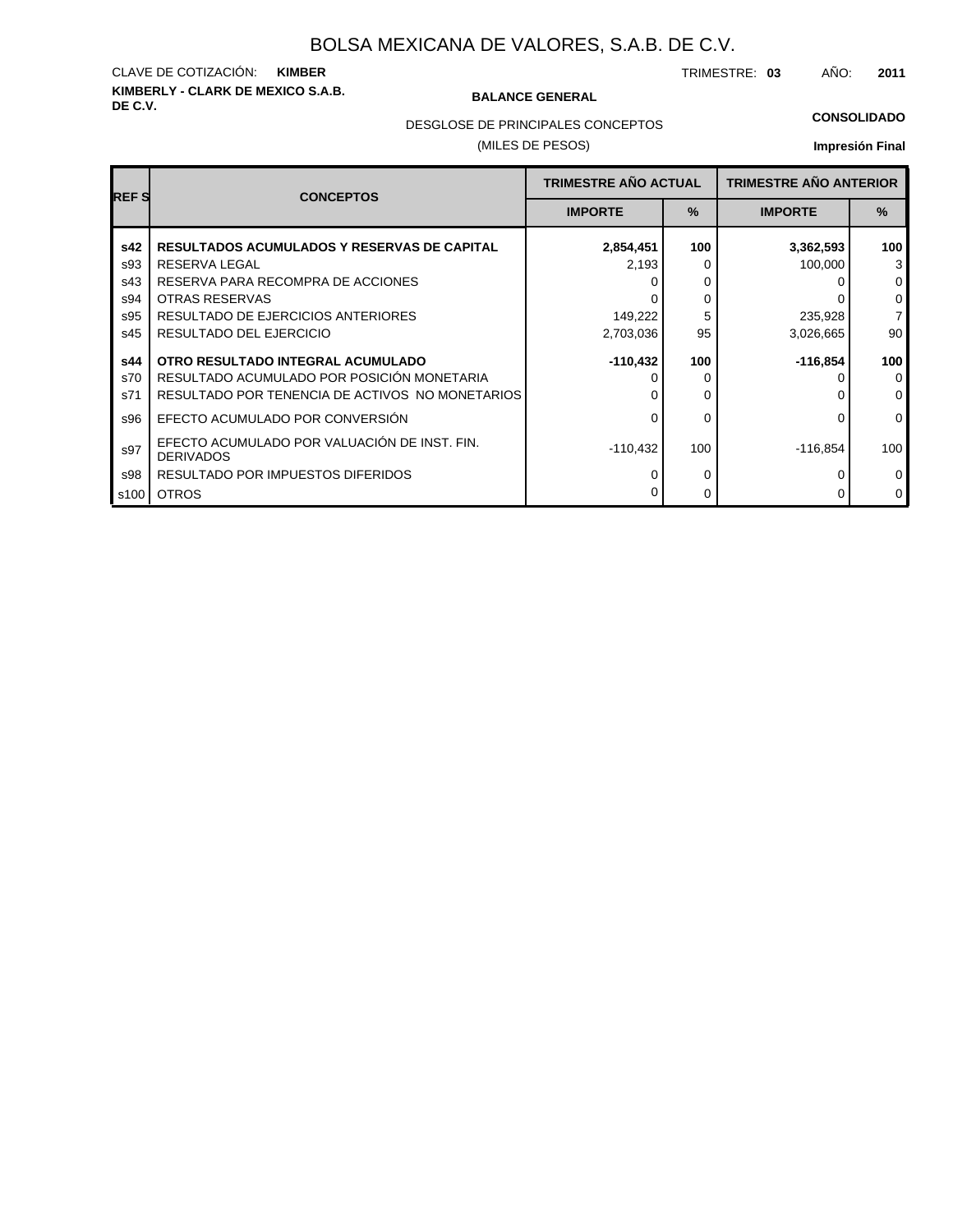# BOLSA MEXICANA DE VALORES, S.A.B. DE C.V.

CLAVE DE COTIZACIÓN: **KIMBER**

TRIMESTRE: **03** AÑO: **2011**

**KIMBERLY - CLARK DE MEXICO S.A.B. DE C.V.**

**BALANCE GENERAL**

DESGLOSE DE PRINCIPALES CONCEPTOS

(MILES DE PESOS)

**CONSOLIDADO**

**Impresión Final**

| REF S | CONCEPTOS | TRIMESTRE AÑO ACTUAL | | TRIMESTRE AÑO ANTERIOR | |
|---|---|---|---|---|---|
| | | IMPORTE | % | IMPORTE | % |
| **s42** | **RESULTADOS ACUMULADOS Y RESERVAS DE CAPITAL** | **2,854,451** | **100** | **3,362,593** | **100** |
| s93 | RESERVA LEGAL | 2,193 | 0 | 100,000 | 3 |
| s43 | RESERVA PARA RECOMPRA DE ACCIONES | 0 | 0 | 0 | 0 |
| s94 | OTRAS RESERVAS | 0 | 0 | 0 | 0 |
| s95 | RESULTADO DE EJERCICIOS ANTERIORES | 149,222 | 5 | 235,928 | 7 |
| s45 | RESULTADO DEL EJERCICIO | 2,703,036 | 95 | 3,026,665 | 90 |
| **s44** | **OTRO RESULTADO INTEGRAL ACUMULADO** | **-110,432** | **100** | **-116,854** | **100** |
| s70 | RESULTADO ACUMULADO POR POSICIÓN MONETARIA | 0 | 0 | 0 | 0 |
| s71 | RESULTADO POR TENENCIA DE ACTIVOS NO MONETARIOS | 0 | 0 | 0 | 0 |
| s96 | EFECTO ACUMULADO POR CONVERSIÓN | 0 | 0 | 0 | 0 |
| s97 | EFECTO ACUMULADO POR VALUACIÓN DE INST. FIN. DERIVADOS | -110,432 | 100 | -116,854 | 100 |
| s98 | RESULTADO POR IMPUESTOS DIFERIDOS | 0 | 0 | 0 | 0 |
| s100 | OTROS | 0 | 0 | 0 | 0 |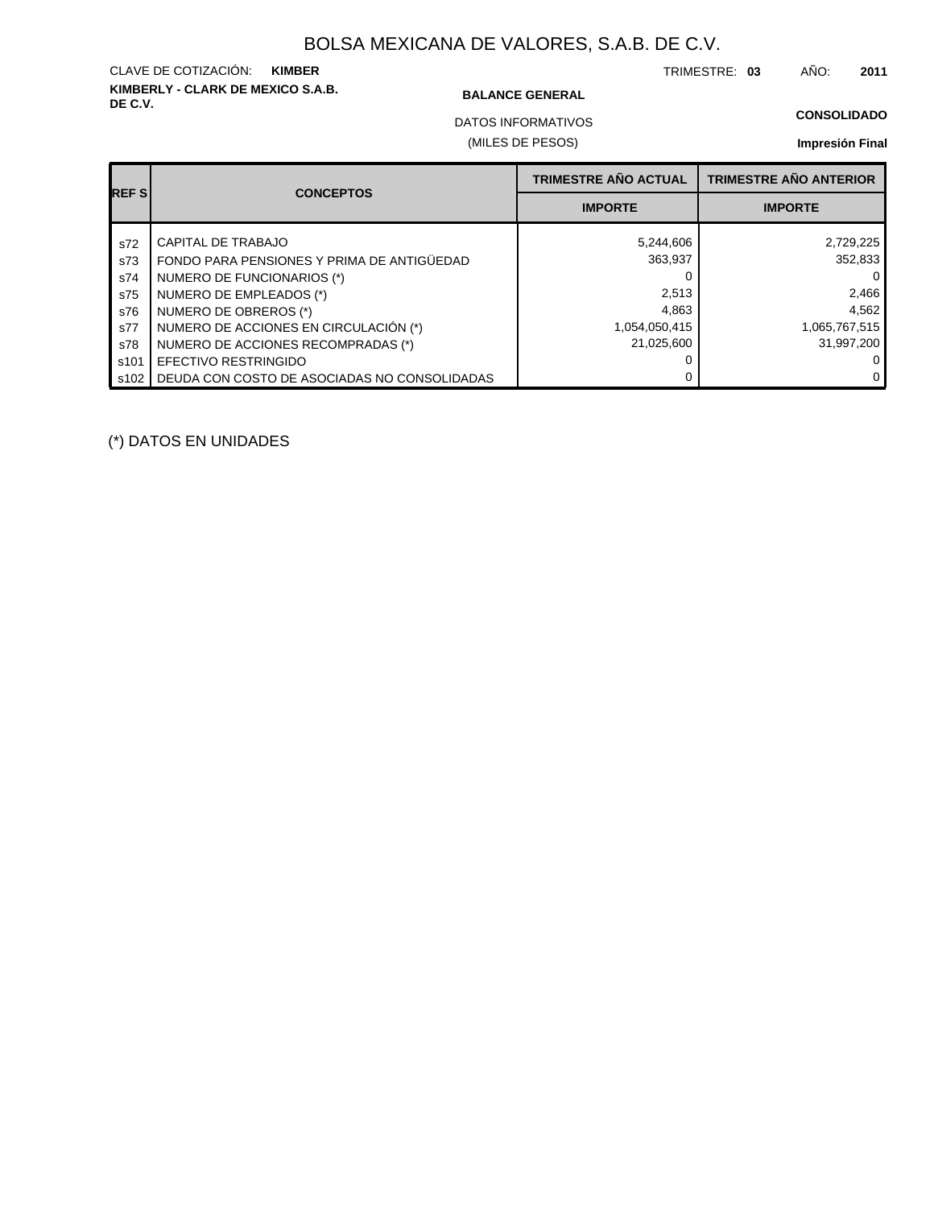# BOLSA MEXICANA DE VALORES, S.A.B. DE C.V.

CLAVE DE COTIZACIÓN: **KIMBER**

TRIMESTRE: **03** AÑO: **2011**

**KIMBERLY - CLARK DE MEXICO S.A.B. DE C.V.**

**BALANCE GENERAL**

**CONSOLIDADO**

DATOS INFORMATIVOS

(MILES DE PESOS)

**Impresión Final**

| REF S | CONCEPTOS | TRIMESTRE AÑO ACTUAL | TRIMESTRE AÑO ANTERIOR |
|---|---|---|---|
| | | IMPORTE | IMPORTE |
| s72 | CAPITAL DE TRABAJO | 5,244,606 | 2,729,225 |
| s73 | FONDO PARA PENSIONES Y PRIMA DE ANTIGÜEDAD | 363,937 | 352,833 |
| s74 | NUMERO DE FUNCIONARIOS (*) | 0 | 0 |
| s75 | NUMERO DE EMPLEADOS (*) | 2,513 | 2,466 |
| s76 | NUMERO DE OBREROS (*) | 4,863 | 4,562 |
| s77 | NUMERO DE ACCIONES EN CIRCULACIÓN (*) | 1,054,050,415 | 1,065,767,515 |
| s78 | NUMERO DE ACCIONES RECOMPRADAS (*) | 21,025,600 | 31,997,200 |
| s101 | EFECTIVO RESTRINGIDO | 0 | 0 |
| s102 | DEUDA CON COSTO DE ASOCIADAS NO CONSOLIDADAS | 0 | 0 |

(*) DATOS EN UNIDADES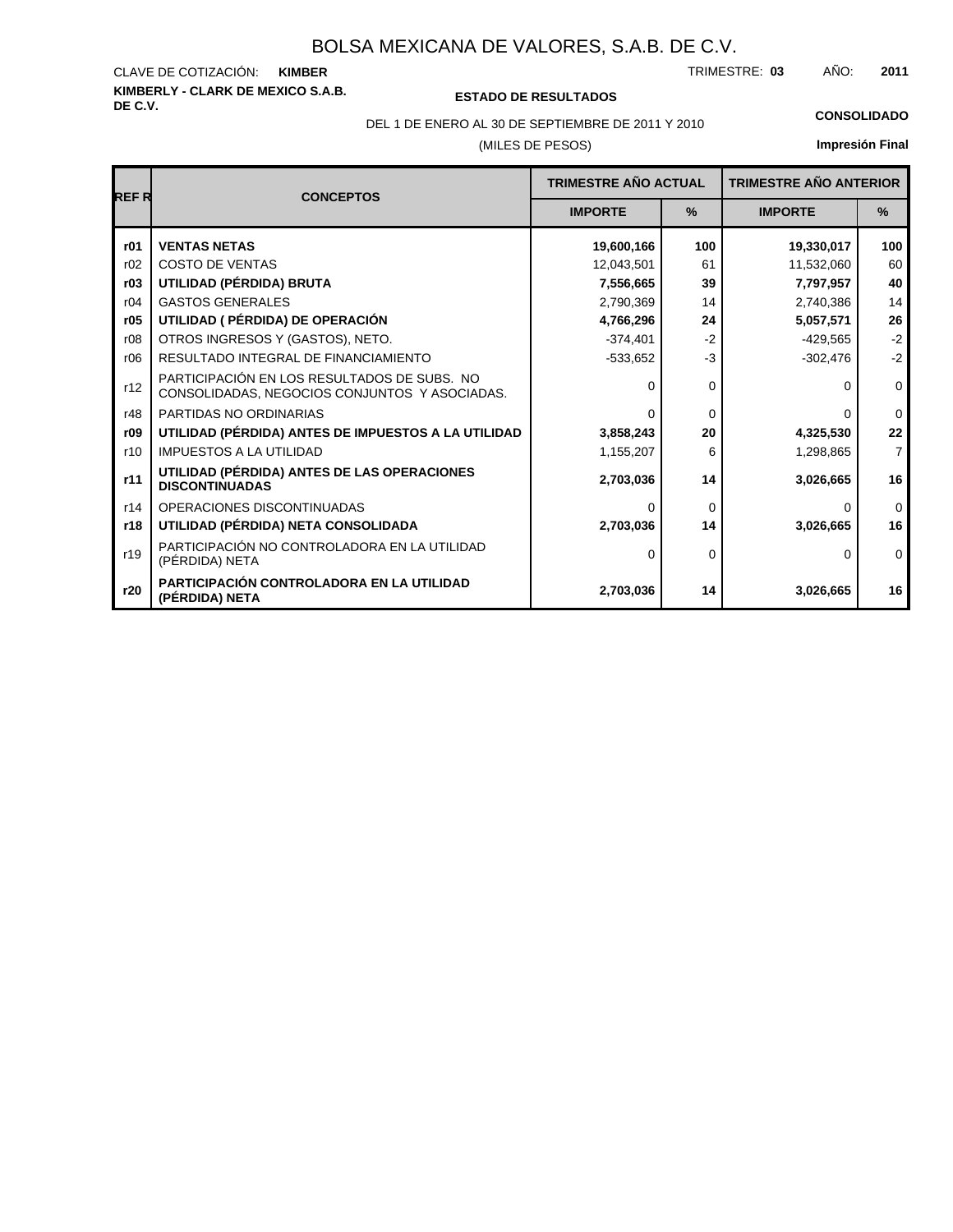# BOLSA MEXICANA DE VALORES, S.A.B. DE C.V.

CLAVE DE COTIZACIÓN: **KIMBER**

TRIMESTRE: **03** AÑO: **2011**

**KIMBERLY - CLARK DE MEXICO S.A.B. DE C.V.**

**ESTADO DE RESULTADOS**

DEL 1 DE ENERO AL 30 DE SEPTIEMBRE DE 2011 Y 2010

(MILES DE PESOS)

**CONSOLIDADO**

**Impresión Final**

| REF R | CONCEPTOS | TRIMESTRE AÑO ACTUAL | | TRIMESTRE AÑO ANTERIOR | |
|---|---|---|---|---|---|
| | | IMPORTE | % | IMPORTE | % |
| **r01** | **VENTAS NETAS** | **19,600,166** | **100** | **19,330,017** | **100** |
| r02 | COSTO DE VENTAS | 12,043,501 | 61 | 11,532,060 | 60 |
| **r03** | **UTILIDAD (PÉRDIDA) BRUTA** | **7,556,665** | **39** | **7,797,957** | **40** |
| r04 | GASTOS GENERALES | 2,790,369 | 14 | 2,740,386 | 14 |
| **r05** | **UTILIDAD ( PÉRDIDA) DE OPERACIÓN** | **4,766,296** | **24** | **5,057,571** | **26** |
| r08 | OTROS INGRESOS Y (GASTOS), NETO. | -374,401 | -2 | -429,565 | -2 |
| r06 | RESULTADO INTEGRAL DE FINANCIAMIENTO | -533,652 | -3 | -302,476 | -2 |
| r12 | PARTICIPACIÓN EN LOS RESULTADOS DE SUBS. NO CONSOLIDADAS, NEGOCIOS CONJUNTOS Y ASOCIADAS. | 0 | 0 | 0 | 0 |
| r48 | PARTIDAS NO ORDINARIAS | 0 | 0 | 0 | 0 |
| **r09** | **UTILIDAD (PÉRDIDA) ANTES DE IMPUESTOS A LA UTILIDAD** | **3,858,243** | **20** | **4,325,530** | **22** |
| r10 | IMPUESTOS A LA UTILIDAD | 1,155,207 | 6 | 1,298,865 | 7 |
| **r11** | **UTILIDAD (PÉRDIDA) ANTES DE LAS OPERACIONES DISCONTINUADAS** | **2,703,036** | **14** | **3,026,665** | **16** |
| r14 | OPERACIONES DISCONTINUADAS | 0 | 0 | 0 | 0 |
| **r18** | **UTILIDAD (PÉRDIDA) NETA CONSOLIDADA** | **2,703,036** | **14** | **3,026,665** | **16** |
| r19 | PARTICIPACIÓN NO CONTROLADORA EN LA UTILIDAD (PÉRDIDA) NETA | 0 | 0 | 0 | 0 |
| **r20** | **PARTICIPACIÓN CONTROLADORA EN LA UTILIDAD (PÉRDIDA) NETA** | **2,703,036** | **14** | **3,026,665** | **16** |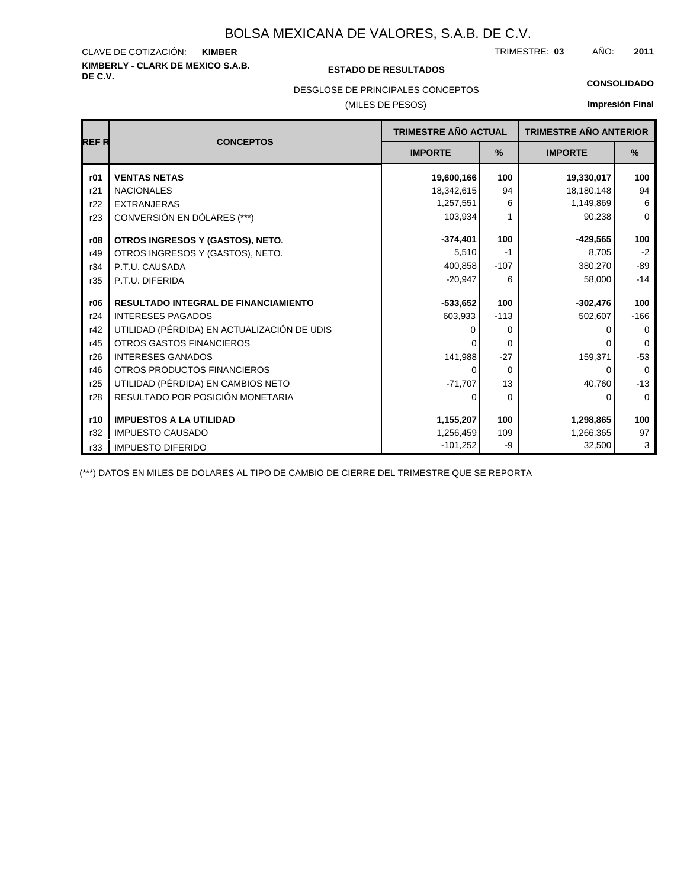# BOLSA MEXICANA DE VALORES, S.A.B. DE C.V.

CLAVE DE COTIZACIÓN: **KIMBER**

TRIMESTRE: **03** AÑO: **2011**

**KIMBERLY - CLARK DE MEXICO S.A.B. DE C.V.**

**ESTADO DE RESULTADOS**

**CONSOLIDADO**

DESGLOSE DE PRINCIPALES CONCEPTOS

(MILES DE PESOS)

**Impresión Final**

| REF R | CONCEPTOS | TRIMESTRE AÑO ACTUAL | | TRIMESTRE AÑO ANTERIOR | |
|---|---|---|---|---|---|
| | | IMPORTE | % | IMPORTE | % |
| **r01** | **VENTAS NETAS** | **19,600,166** | **100** | **19,330,017** | **100** |
| r21 | NACIONALES | 18,342,615 | 94 | 18,180,148 | 94 |
| r22 | EXTRANJERAS | 1,257,551 | 6 | 1,149,869 | 6 |
| r23 | CONVERSIÓN EN DÓLARES (***) | 103,934 | 1 | 90,238 | 0 |
| **r08** | **OTROS INGRESOS Y (GASTOS), NETO.** | **-374,401** | **100** | **-429,565** | **100** |
| r49 | OTROS INGRESOS Y (GASTOS), NETO. | 5,510 | -1 | 8,705 | -2 |
| r34 | P.T.U. CAUSADA | 400,858 | -107 | 380,270 | -89 |
| r35 | P.T.U. DIFERIDA | -20,947 | 6 | 58,000 | -14 |
| **r06** | **RESULTADO INTEGRAL DE FINANCIAMIENTO** | **-533,652** | **100** | **-302,476** | **100** |
| r24 | INTERESES PAGADOS | 603,933 | -113 | 502,607 | -166 |
| r42 | UTILIDAD (PÉRDIDA) EN ACTUALIZACIÓN DE UDIS | 0 | 0 | 0 | 0 |
| r45 | OTROS GASTOS FINANCIEROS | 0 | 0 | 0 | 0 |
| r26 | INTERESES GANADOS | 141,988 | -27 | 159,371 | -53 |
| r46 | OTROS PRODUCTOS FINANCIEROS | 0 | 0 | 0 | 0 |
| r25 | UTILIDAD (PÉRDIDA) EN CAMBIOS NETO | -71,707 | 13 | 40,760 | -13 |
| r28 | RESULTADO POR POSICIÓN MONETARIA | 0 | 0 | 0 | 0 |
| **r10** | **IMPUESTOS A LA UTILIDAD** | **1,155,207** | **100** | **1,298,865** | **100** |
| r32 | IMPUESTO CAUSADO | 1,256,459 | 109 | 1,266,365 | 97 |
| r33 | IMPUESTO DIFERIDO | -101,252 | -9 | 32,500 | 3 |

(***) DATOS EN MILES DE DOLARES AL TIPO DE CAMBIO DE CIERRE DEL TRIMESTRE QUE SE REPORTA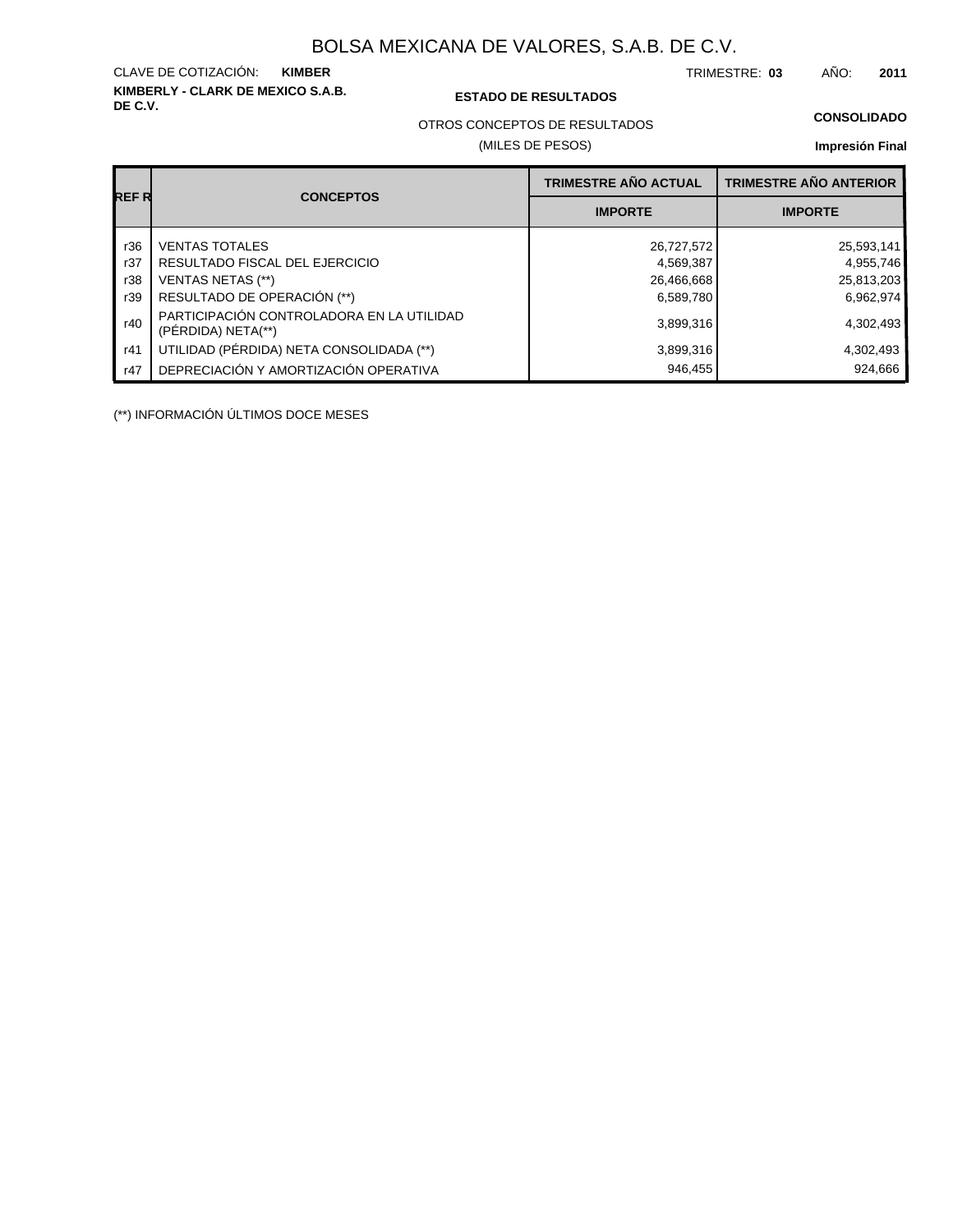# BOLSA MEXICANA DE VALORES, S.A.B. DE C.V.

CLAVE DE COTIZACIÓN: **KIMBER**

TRIMESTRE: **03** AÑO: **2011**

**KIMBERLY - CLARK DE MEXICO S.A.B. DE C.V.**

**ESTADO DE RESULTADOS**

OTROS CONCEPTOS DE RESULTADOS

(MILES DE PESOS)

**CONSOLIDADO**

**Impresión Final**

| REF R | CONCEPTOS | TRIMESTRE AÑO ACTUAL | TRIMESTRE AÑO ANTERIOR |
|---|---|---|---|
| | | IMPORTE | IMPORTE |
| r36 | VENTAS TOTALES | 26,727,572 | 25,593,141 |
| r37 | RESULTADO FISCAL DEL EJERCICIO | 4,569,387 | 4,955,746 |
| r38 | VENTAS NETAS (**) | 26,466,668 | 25,813,203 |
| r39 | RESULTADO DE OPERACIÓN (**) | 6,589,780 | 6,962,974 |
| r40 | PARTICIPACIÓN CONTROLADORA EN LA UTILIDAD (PÉRDIDA) NETA(**) | 3,899,316 | 4,302,493 |
| r41 | UTILIDAD (PÉRDIDA) NETA CONSOLIDADA (**) | 3,899,316 | 4,302,493 |
| r47 | DEPRECIACIÓN Y AMORTIZACIÓN OPERATIVA | 946,455 | 924,666 |

(**) INFORMACIÓN ÚLTIMOS DOCE MESES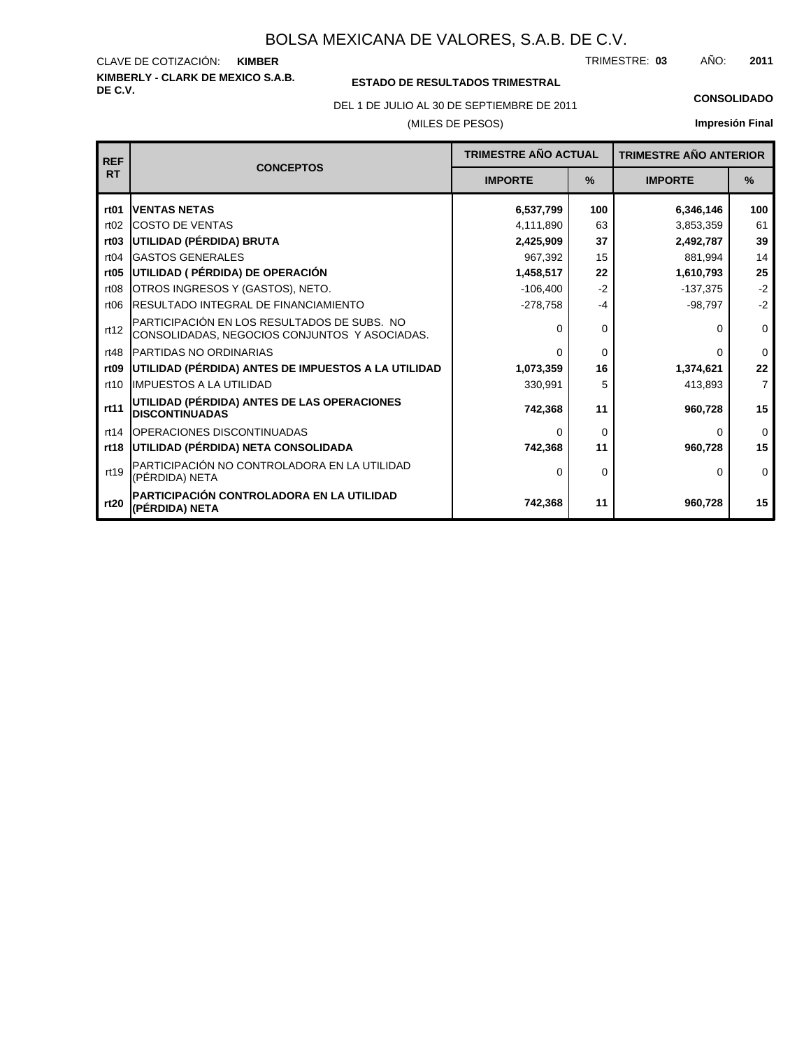# BOLSA MEXICANA DE VALORES, S.A.B. DE C.V.

CLAVE DE COTIZACIÓN: **KIMBER**

TRIMESTRE: **03** AÑO: **2011**

**KIMBERLY - CLARK DE MEXICO S.A.B. DE C.V.**

**ESTADO DE RESULTADOS TRIMESTRAL**

DEL 1 DE JULIO AL 30 DE SEPTIEMBRE DE 2011

(MILES DE PESOS)

**CONSOLIDADO**

**Impresión Final**

| REF RT | CONCEPTOS | TRIMESTRE AÑO ACTUAL | | TRIMESTRE AÑO ANTERIOR | |
|---|---|---|---|---|---|
| | | IMPORTE | % | IMPORTE | % |
| **rt01** | **VENTAS NETAS** | **6,537,799** | **100** | **6,346,146** | **100** |
| rt02 | COSTO DE VENTAS | 4,111,890 | 63 | 3,853,359 | 61 |
| **rt03** | **UTILIDAD (PÉRDIDA) BRUTA** | **2,425,909** | **37** | **2,492,787** | **39** |
| rt04 | GASTOS GENERALES | 967,392 | 15 | 881,994 | 14 |
| **rt05** | **UTILIDAD ( PÉRDIDA) DE OPERACIÓN** | **1,458,517** | **22** | **1,610,793** | **25** |
| rt08 | OTROS INGRESOS Y (GASTOS), NETO. | -106,400 | -2 | -137,375 | -2 |
| rt06 | RESULTADO INTEGRAL DE FINANCIAMIENTO | -278,758 | -4 | -98,797 | -2 |
| rt12 | PARTICIPACIÓN EN LOS RESULTADOS DE SUBS. NO CONSOLIDADAS, NEGOCIOS CONJUNTOS Y ASOCIADAS. | 0 | 0 | 0 | 0 |
| rt48 | PARTIDAS NO ORDINARIAS | 0 | 0 | 0 | 0 |
| **rt09** | **UTILIDAD (PÉRDIDA) ANTES DE IMPUESTOS A LA UTILIDAD** | **1,073,359** | **16** | **1,374,621** | **22** |
| rt10 | IMPUESTOS A LA UTILIDAD | 330,991 | 5 | 413,893 | 7 |
| **rt11** | **UTILIDAD (PÉRDIDA) ANTES DE LAS OPERACIONES DISCONTINUADAS** | **742,368** | **11** | **960,728** | **15** |
| rt14 | OPERACIONES DISCONTINUADAS | 0 | 0 | 0 | 0 |
| **rt18** | **UTILIDAD (PÉRDIDA) NETA CONSOLIDADA** | **742,368** | **11** | **960,728** | **15** |
| rt19 | PARTICIPACIÓN NO CONTROLADORA EN LA UTILIDAD (PÉRDIDA) NETA | 0 | 0 | 0 | 0 |
| **rt20** | **PARTICIPACIÓN CONTROLADORA EN LA UTILIDAD (PÉRDIDA) NETA** | **742,368** | **11** | **960,728** | **15** |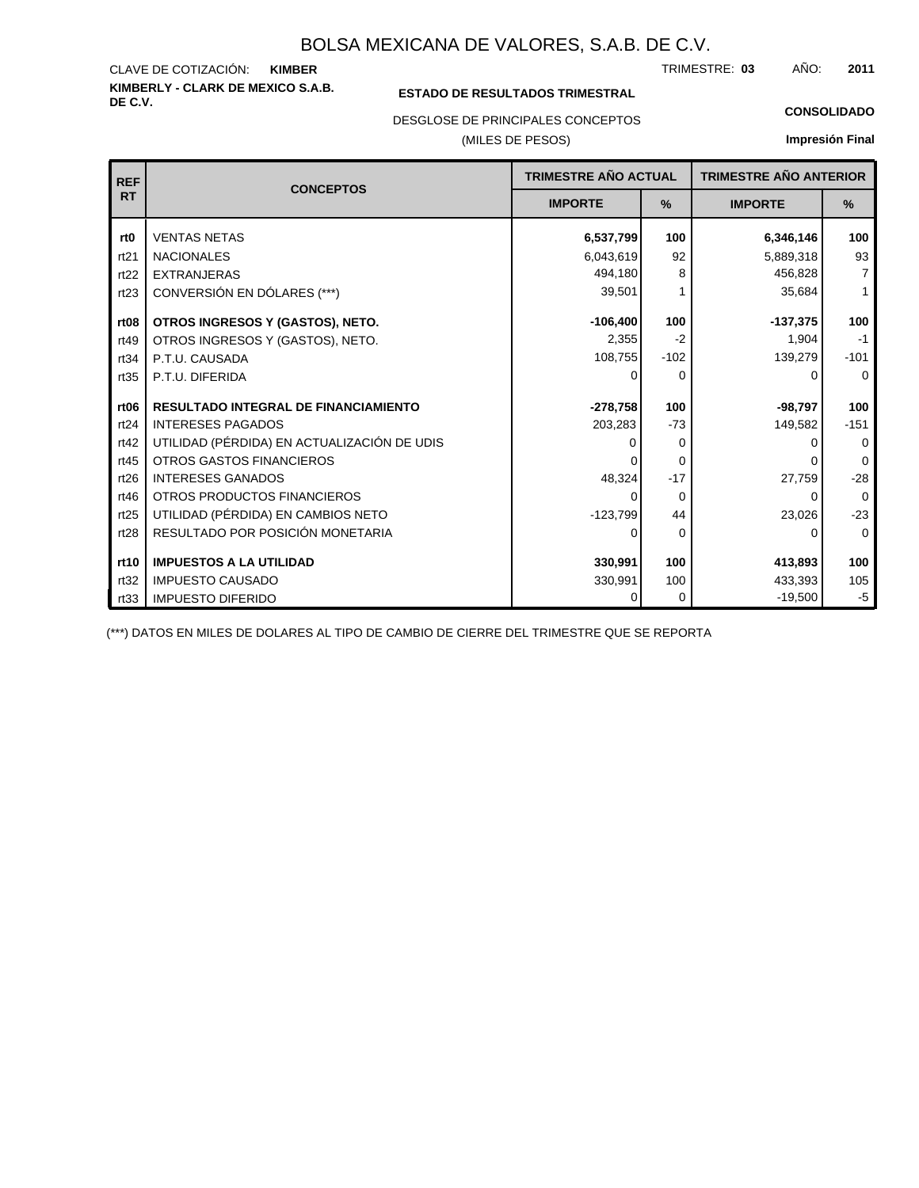# BOLSA MEXICANA DE VALORES, S.A.B. DE C.V.

CLAVE DE COTIZACIÓN: **KIMBER**

TRIMESTRE: **03** AÑO: **2011**

**KIMBERLY - CLARK DE MEXICO S.A.B. DE C.V.**

**ESTADO DE RESULTADOS TRIMESTRAL**

DESGLOSE DE PRINCIPALES CONCEPTOS

(MILES DE PESOS)

**CONSOLIDADO**

**Impresión Final**

| REF RT | CONCEPTOS | TRIMESTRE AÑO ACTUAL | | TRIMESTRE AÑO ANTERIOR | |
|---|---|---|---|---|---|
| | | IMPORTE | % | IMPORTE | % |
| **rt0** | VENTAS NETAS | **6,537,799** | **100** | **6,346,146** | **100** |
| rt21 | NACIONALES | 6,043,619 | 92 | 5,889,318 | 93 |
| rt22 | EXTRANJERAS | 494,180 | 8 | 456,828 | 7 |
| rt23 | CONVERSIÓN EN DÓLARES (***) | 39,501 | 1 | 35,684 | 1 |
| **rt08** | **OTROS INGRESOS Y (GASTOS), NETO.** | **-106,400** | **100** | **-137,375** | **100** |
| rt49 | OTROS INGRESOS Y (GASTOS), NETO. | 2,355 | -2 | 1,904 | -1 |
| rt34 | P.T.U. CAUSADA | 108,755 | -102 | 139,279 | -101 |
| rt35 | P.T.U. DIFERIDA | 0 | 0 | 0 | 0 |
| **rt06** | **RESULTADO INTEGRAL DE FINANCIAMIENTO** | **-278,758** | **100** | **-98,797** | **100** |
| rt24 | INTERESES PAGADOS | 203,283 | -73 | 149,582 | -151 |
| rt42 | UTILIDAD (PÉRDIDA) EN ACTUALIZACIÓN DE UDIS | 0 | 0 | 0 | 0 |
| rt45 | OTROS GASTOS FINANCIEROS | 0 | 0 | 0 | 0 |
| rt26 | INTERESES GANADOS | 48,324 | -17 | 27,759 | -28 |
| rt46 | OTROS PRODUCTOS FINANCIEROS | 0 | 0 | 0 | 0 |
| rt25 | UTILIDAD (PÉRDIDA) EN CAMBIOS NETO | -123,799 | 44 | 23,026 | -23 |
| rt28 | RESULTADO POR POSICIÓN MONETARIA | 0 | 0 | 0 | 0 |
| **rt10** | **IMPUESTOS A LA UTILIDAD** | **330,991** | **100** | **413,893** | **100** |
| rt32 | IMPUESTO CAUSADO | 330,991 | 100 | 433,393 | 105 |
| rt33 | IMPUESTO DIFERIDO | 0 | 0 | -19,500 | -5 |

(***) DATOS EN MILES DE DOLARES AL TIPO DE CAMBIO DE CIERRE DEL TRIMESTRE QUE SE REPORTA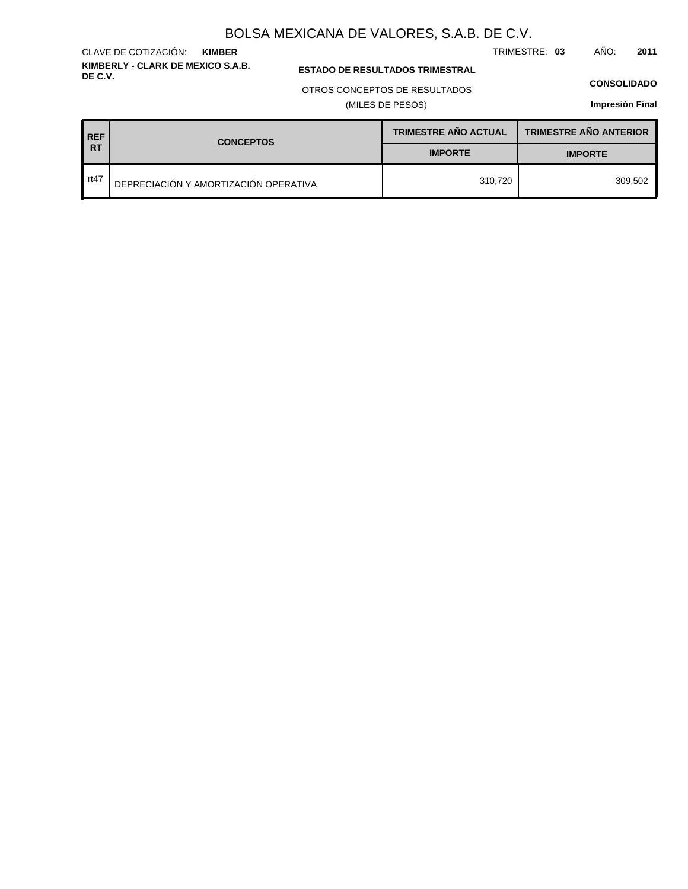# BOLSA MEXICANA DE VALORES, S.A.B. DE C.V.

CLAVE DE COTIZACIÓN: **KIMBER**

TRIMESTRE: **03** AÑO: **2011**

**KIMBERLY - CLARK DE MEXICO S.A.B. DE C.V.**

**ESTADO DE RESULTADOS TRIMESTRAL**

OTROS CONCEPTOS DE RESULTADOS

(MILES DE PESOS)

**CONSOLIDADO**

**Impresión Final**

| REF RT | CONCEPTOS | TRIMESTRE AÑO ACTUAL | TRIMESTRE AÑO ANTERIOR |
|---|---|---|---|
| | | IMPORTE | IMPORTE |
| rt47 | DEPRECIACIÓN Y AMORTIZACIÓN OPERATIVA | 310,720 | 309,502 |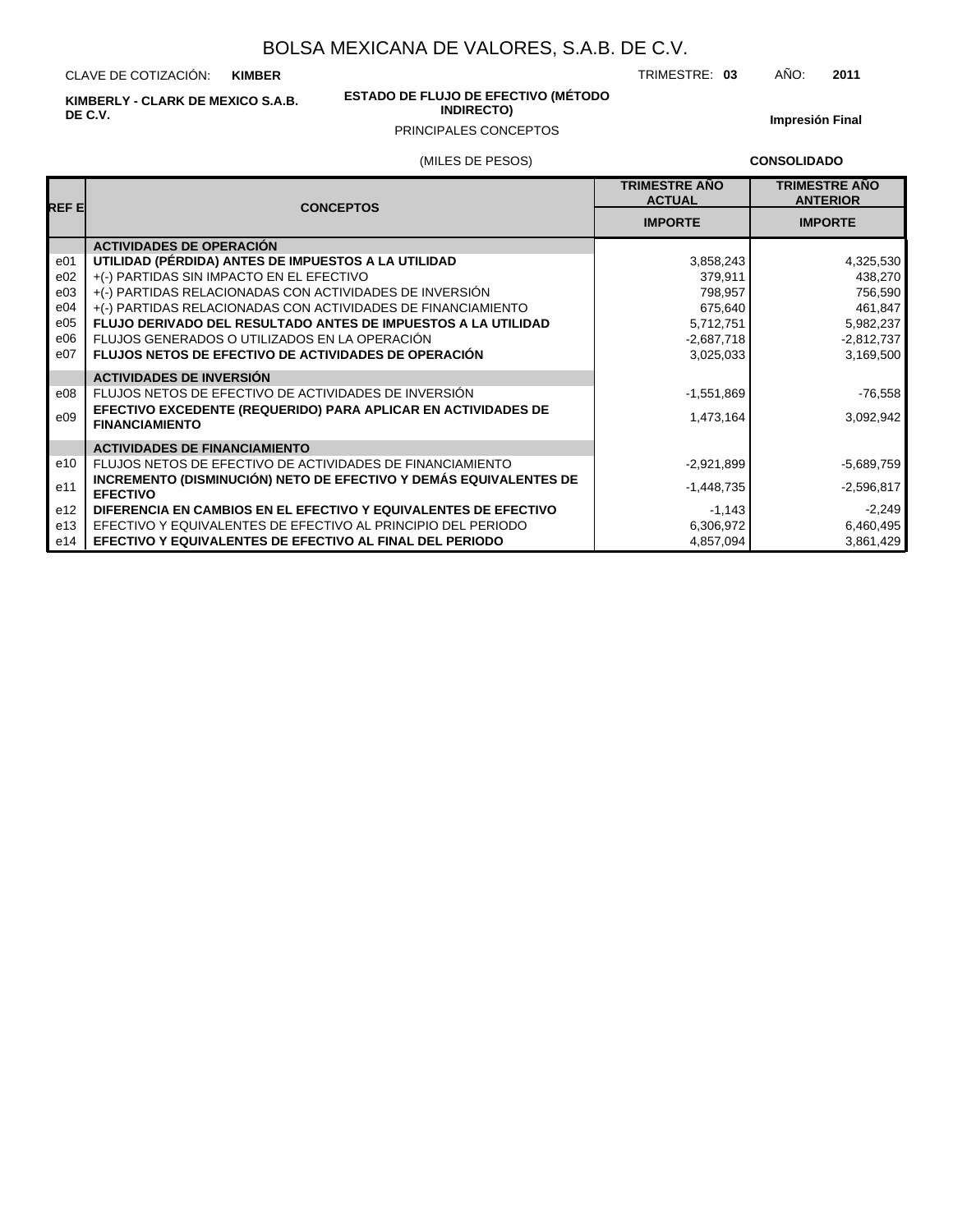# BOLSA MEXICANA DE VALORES, S.A.B. DE C.V.

CLAVE DE COTIZACIÓN: **KIMBER**

TRIMESTRE: **03** AÑO: **2011**

**KIMBERLY - CLARK DE MEXICO S.A.B. DE C.V.**

**ESTADO DE FLUJO DE EFECTIVO (MÉTODO INDIRECTO)**

PRINCIPALES CONCEPTOS

**Impresión Final**

(MILES DE PESOS)

**CONSOLIDADO**

| REF E | CONCEPTOS | TRIMESTRE AÑO ACTUAL | TRIMESTRE AÑO ANTERIOR |
|---|---|---|---|
| | | IMPORTE | IMPORTE |
| | **ACTIVIDADES DE OPERACIÓN** | | |
| e01 | **UTILIDAD (PÉRDIDA) ANTES DE IMPUESTOS A LA UTILIDAD** | 3,858,243 | 4,325,530 |
| e02 | +(-) PARTIDAS SIN IMPACTO EN EL EFECTIVO | 379,911 | 438,270 |
| e03 | +(-) PARTIDAS RELACIONADAS CON ACTIVIDADES DE INVERSIÓN | 798,957 | 756,590 |
| e04 | +(-) PARTIDAS RELACIONADAS CON ACTIVIDADES DE FINANCIAMIENTO | 675,640 | 461,847 |
| e05 | **FLUJO DERIVADO DEL RESULTADO ANTES DE IMPUESTOS A LA UTILIDAD** | 5,712,751 | 5,982,237 |
| e06 | FLUJOS GENERADOS O UTILIZADOS EN LA OPERACIÓN | -2,687,718 | -2,812,737 |
| e07 | **FLUJOS NETOS DE EFECTIVO DE ACTIVIDADES DE OPERACIÓN** | 3,025,033 | 3,169,500 |
| | **ACTIVIDADES DE INVERSIÓN** | | |
| e08 | FLUJOS NETOS DE EFECTIVO DE ACTIVIDADES DE INVERSIÓN | -1,551,869 | -76,558 |
| e09 | **EFECTIVO EXCEDENTE (REQUERIDO) PARA APLICAR EN ACTIVIDADES DE FINANCIAMIENTO** | 1,473,164 | 3,092,942 |
| | **ACTIVIDADES DE FINANCIAMIENTO** | | |
| e10 | FLUJOS NETOS DE EFECTIVO DE ACTIVIDADES DE FINANCIAMIENTO | -2,921,899 | -5,689,759 |
| e11 | **INCREMENTO (DISMINUCIÓN) NETO DE EFECTIVO Y DEMÁS EQUIVALENTES DE EFECTIVO** | -1,448,735 | -2,596,817 |
| e12 | **DIFERENCIA EN CAMBIOS EN EL EFECTIVO Y EQUIVALENTES DE EFECTIVO** | -1,143 | -2,249 |
| e13 | EFECTIVO Y EQUIVALENTES DE EFECTIVO AL PRINCIPIO DEL PERIODO | 6,306,972 | 6,460,495 |
| e14 | **EFECTIVO Y EQUIVALENTES DE EFECTIVO AL FINAL DEL PERIODO** | 4,857,094 | 3,861,429 |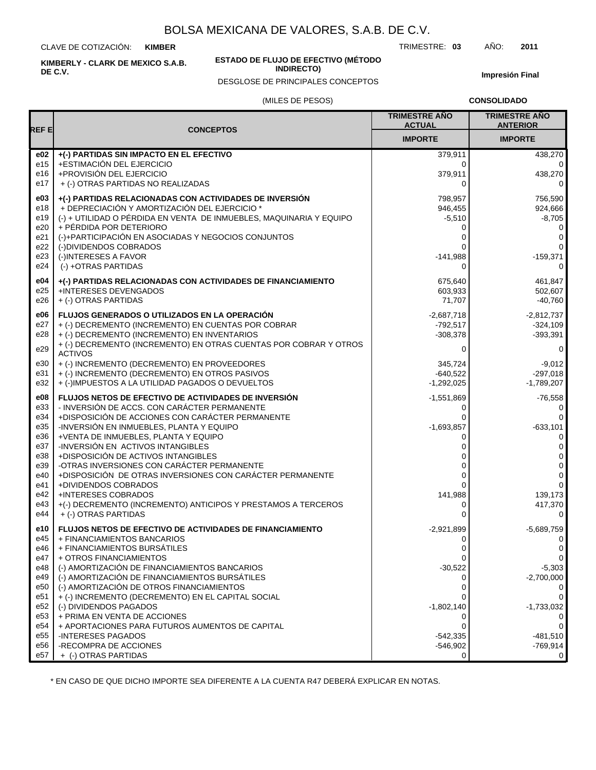# BOLSA MEXICANA DE VALORES, S.A.B. DE C.V.

CLAVE DE COTIZACIÓN: **KIMBER**

TRIMESTRE: **03** AÑO: **2011**

**KIMBERLY - CLARK DE MEXICO S.A.B. DE C.V.**

**ESTADO DE FLUJO DE EFECTIVO (MÉTODO INDIRECTO)**

DESGLOSE DE PRINCIPALES CONCEPTOS

**Impresión Final**

(MILES DE PESOS)

**CONSOLIDADO**

| REF E | CONCEPTOS | TRIMESTRE AÑO ACTUAL | TRIMESTRE AÑO ANTERIOR |
|---|---|---|---|
| | | IMPORTE | IMPORTE |
| **e02** | **+(-) PARTIDAS SIN IMPACTO EN EL EFECTIVO** | 379,911 | 438,270 |
| e15 | +ESTIMACIÓN DEL EJERCICIO | 0 | 0 |
| e16 | +PROVISIÓN DEL EJERCICIO | 379,911 | 438,270 |
| e17 | + (-) OTRAS PARTIDAS NO REALIZADAS | 0 | 0 |
| **e03** | **+(-) PARTIDAS RELACIONADAS CON ACTIVIDADES DE INVERSIÓN** | 798,957 | 756,590 |
| e18 | + DEPRECIACIÓN Y AMORTIZACIÓN DEL EJERCICIO * | 946,455 | 924,666 |
| e19 | (-) + UTILIDAD O PÉRDIDA EN VENTA DE INMUEBLES, MAQUINARIA Y EQUIPO | -5,510 | -8,705 |
| e20 | + PÉRDIDA POR DETERIORO | 0 | 0 |
| e21 | (-)+PARTICIPACIÓN EN ASOCIADAS Y NEGOCIOS CONJUNTOS | 0 | 0 |
| e22 | (-)DIVIDENDOS COBRADOS | 0 | 0 |
| e23 | (-)INTERESES A FAVOR | -141,988 | -159,371 |
| e24 | (-) +OTRAS PARTIDAS | 0 | 0 |
| **e04** | **+(-) PARTIDAS RELACIONADAS CON ACTIVIDADES DE FINANCIAMIENTO** | 675,640 | 461,847 |
| e25 | +INTERESES DEVENGADOS | 603,933 | 502,607 |
| e26 | + (-) OTRAS PARTIDAS | 71,707 | -40,760 |
| **e06** | **FLUJOS GENERADOS O UTILIZADOS EN LA OPERACIÓN** | -2,687,718 | -2,812,737 |
| e27 | + (-) DECREMENTO (INCREMENTO) EN CUENTAS POR COBRAR | -792,517 | -324,109 |
| e28 | + (-) DECREMENTO (INCREMENTO) EN INVENTARIOS | -308,378 | -393,391 |
| e29 | + (-) DECREMENTO (INCREMENTO) EN OTRAS CUENTAS POR COBRAR Y OTROS ACTIVOS | 0 | 0 |
| e30 | + (-) INCREMENTO (DECREMENTO) EN PROVEEDORES | 345,724 | -9,012 |
| e31 | + (-) INCREMENTO (DECREMENTO) EN OTROS PASIVOS | -640,522 | -297,018 |
| e32 | + (-)IMPUESTOS A LA UTILIDAD PAGADOS O DEVUELTOS | -1,292,025 | -1,789,207 |
| **e08** | **FLUJOS NETOS DE EFECTIVO DE ACTIVIDADES DE INVERSIÓN** | -1,551,869 | -76,558 |
| e33 | - INVERSIÓN DE ACCS. CON CARÁCTER PERMANENTE | 0 | 0 |
| e34 | +DISPOSICIÓN DE ACCIONES CON CARÁCTER PERMANENTE | 0 | 0 |
| e35 | -INVERSIÓN EN INMUEBLES, PLANTA Y EQUIPO | -1,693,857 | -633,101 |
| e36 | +VENTA DE INMUEBLES, PLANTA Y EQUIPO | 0 | 0 |
| e37 | -INVERSIÓN EN ACTIVOS INTANGIBLES | 0 | 0 |
| e38 | +DISPOSICIÓN DE ACTIVOS INTANGIBLES | 0 | 0 |
| e39 | -OTRAS INVERSIONES CON CARÁCTER PERMANENTE | 0 | 0 |
| e40 | +DISPOSICIÓN DE OTRAS INVERSIONES CON CARÁCTER PERMANENTE | 0 | 0 |
| e41 | +DIVIDENDOS COBRADOS | 0 | 0 |
| e42 | +INTERESES COBRADOS | 141,988 | 139,173 |
| e43 | +(-) DECREMENTO (INCREMENTO) ANTICIPOS Y PRESTAMOS A TERCEROS | 0 | 417,370 |
| e44 | + (-) OTRAS PARTIDAS | 0 | 0 |
| **e10** | **FLUJOS NETOS DE EFECTIVO DE ACTIVIDADES DE FINANCIAMIENTO** | -2,921,899 | -5,689,759 |
| e45 | + FINANCIAMIENTOS BANCARIOS | 0 | 0 |
| e46 | + FINANCIAMIENTOS BURSÁTILES | 0 | 0 |
| e47 | + OTROS FINANCIAMIENTOS | 0 | 0 |
| e48 | (-) AMORTIZACIÓN DE FINANCIAMIENTOS BANCARIOS | -30,522 | -5,303 |
| e49 | (-) AMORTIZACIÓN DE FINANCIAMIENTOS BURSÁTILES | 0 | -2,700,000 |
| e50 | (-) AMORTIZACIÓN DE OTROS FINANCIAMIENTOS | 0 | 0 |
| e51 | + (-) INCREMENTO (DECREMENTO) EN EL CAPITAL SOCIAL | 0 | 0 |
| e52 | (-) DIVIDENDOS PAGADOS | -1,802,140 | -1,733,032 |
| e53 | + PRIMA EN VENTA DE ACCIONES | 0 | 0 |
| e54 | + APORTACIONES PARA FUTUROS AUMENTOS DE CAPITAL | 0 | 0 |
| e55 | -INTERESES PAGADOS | -542,335 | -481,510 |
| e56 | -RECOMPRA DE ACCIONES | -546,902 | -769,914 |
| e57 | + (-) OTRAS PARTIDAS | 0 | 0 |

\* EN CASO DE QUE DICHO IMPORTE SEA DIFERENTE A LA CUENTA R47 DEBERÁ EXPLICAR EN NOTAS.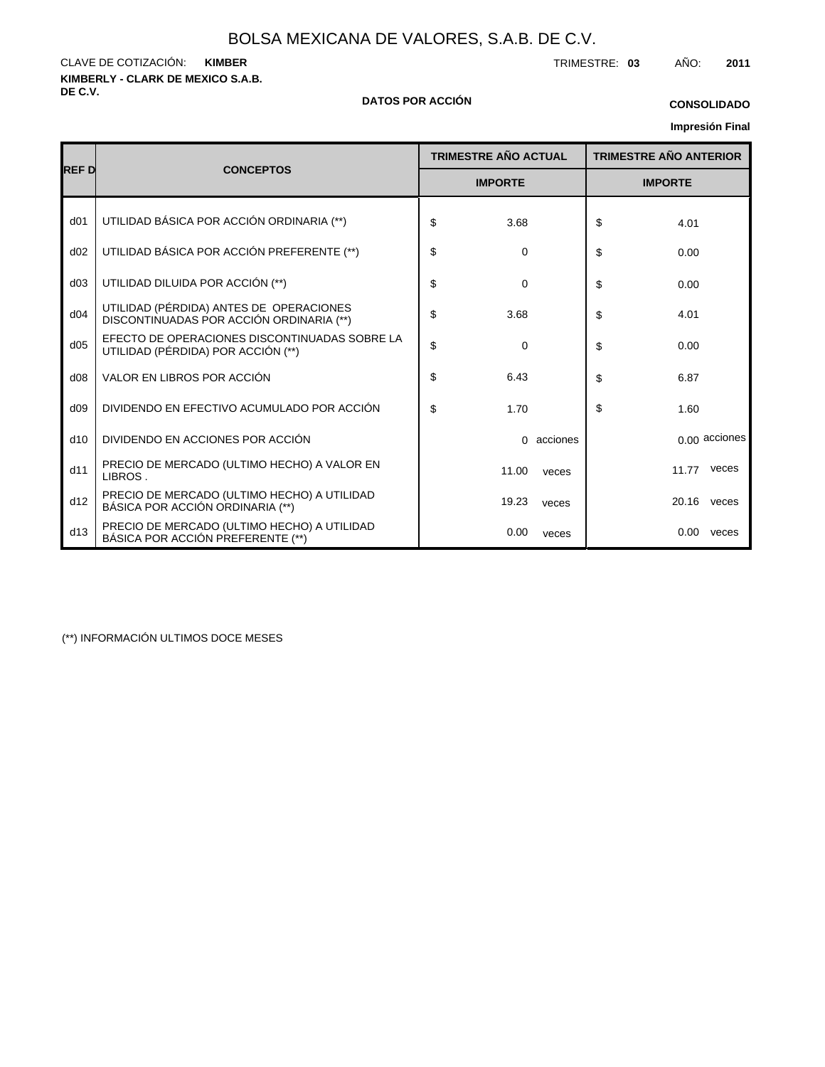# BOLSA MEXICANA DE VALORES, S.A.B. DE C.V.

CLAVE DE COTIZACIÓN: **KIMBER**

TRIMESTRE: **03** AÑO: **2011**

**KIMBERLY - CLARK DE MEXICO S.A.B. DE C.V.**

**DATOS POR ACCIÓN**

**CONSOLIDADO**

**Impresión Final**

| REF D | CONCEPTOS | TRIMESTRE AÑO ACTUAL | TRIMESTRE AÑO ANTERIOR |
|---|---|---|---|
| | | IMPORTE | IMPORTE |
| d01 | UTILIDAD BÁSICA POR ACCIÓN ORDINARIA (**) | $ 3.68 | $ 4.01 |
| d02 | UTILIDAD BÁSICA POR ACCIÓN PREFERENTE (**) | $ 0 | $ 0.00 |
| d03 | UTILIDAD DILUIDA POR ACCIÓN (**) | $ 0 | $ 0.00 |
| d04 | UTILIDAD (PÉRDIDA) ANTES DE OPERACIONES DISCONTINUADAS POR ACCIÓN ORDINARIA (**) | $ 3.68 | $ 4.01 |
| d05 | EFECTO DE OPERACIONES DISCONTINUADAS SOBRE LA UTILIDAD (PÉRDIDA) POR ACCIÓN (**) | $ 0 | $ 0.00 |
| d08 | VALOR EN LIBROS POR ACCIÓN | $ 6.43 | $ 6.87 |
| d09 | DIVIDENDO EN EFECTIVO ACUMULADO POR ACCIÓN | $ 1.70 | $ 1.60 |
| d10 | DIVIDENDO EN ACCIONES POR ACCIÓN | 0 acciones | 0.00 acciones |
| d11 | PRECIO DE MERCADO (ULTIMO HECHO) A VALOR EN LIBROS . | 11.00 veces | 11.77 veces |
| d12 | PRECIO DE MERCADO (ULTIMO HECHO) A UTILIDAD BÁSICA POR ACCIÓN ORDINARIA (**) | 19.23 veces | 20.16 veces |
| d13 | PRECIO DE MERCADO (ULTIMO HECHO) A UTILIDAD BÁSICA POR ACCIÓN PREFERENTE (**) | 0.00 veces | 0.00 veces |

(**) INFORMACIÓN ULTIMOS DOCE MESES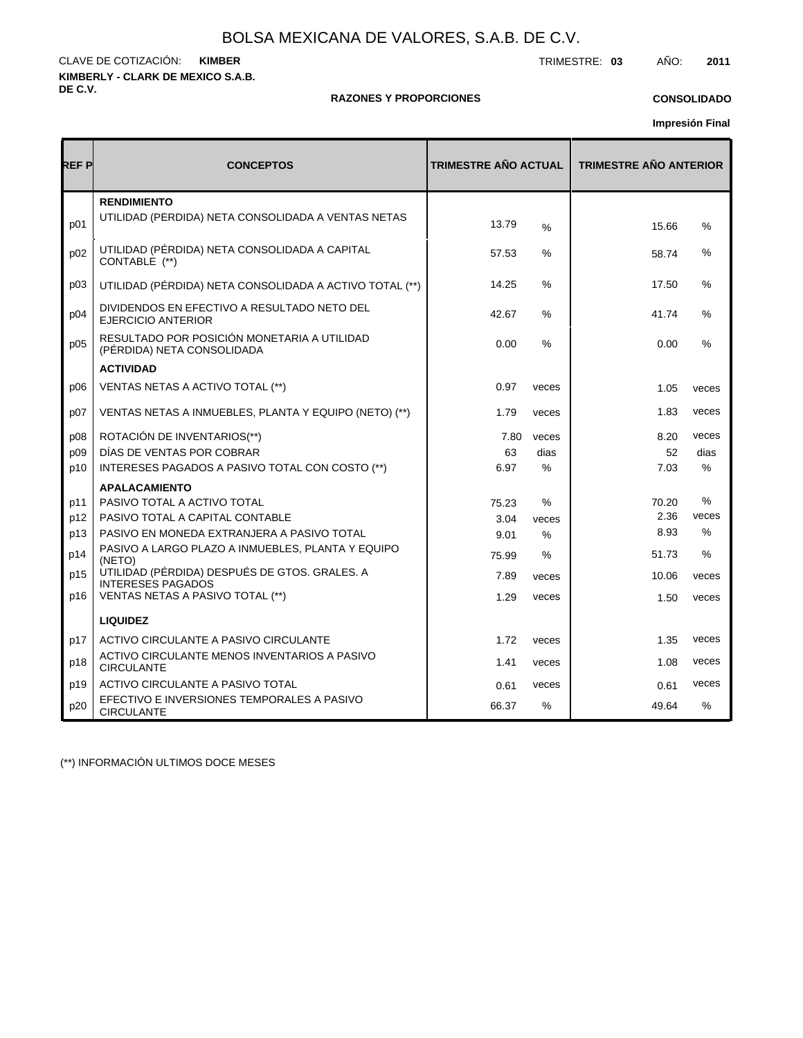# BOLSA MEXICANA DE VALORES, S.A.B. DE C.V.

CLAVE DE COTIZACIÓN: **KIMBER**

TRIMESTRE: **03** AÑO: **2011**

**KIMBERLY - CLARK DE MEXICO S.A.B. DE C.V.**

**RAZONES Y PROPORCIONES**

**CONSOLIDADO**

**Impresión Final**

| REF P | CONCEPTOS | TRIMESTRE AÑO ACTUAL | | TRIMESTRE AÑO ANTERIOR | |
|---|---|---|---|---|---|
| | **RENDIMIENTO** | | | | |
| p01 | UTILIDAD (PERDIDA) NETA CONSOLIDADA A VENTAS NETAS | 13.79 | % | 15.66 | % |
| p02 | UTILIDAD (PÉRDIDA) NETA CONSOLIDADA A CAPITAL CONTABLE (**) | 57.53 | % | 58.74 | % |
| p03 | UTILIDAD (PÉRDIDA) NETA CONSOLIDADA A ACTIVO TOTAL (**) | 14.25 | % | 17.50 | % |
| p04 | DIVIDENDOS EN EFECTIVO A RESULTADO NETO DEL EJERCICIO ANTERIOR | 42.67 | % | 41.74 | % |
| p05 | RESULTADO POR POSICIÓN MONETARIA A UTILIDAD (PÉRDIDA) NETA CONSOLIDADA | 0.00 | % | 0.00 | % |
| | **ACTIVIDAD** | | | | |
| p06 | VENTAS NETAS A ACTIVO TOTAL (**) | 0.97 | veces | 1.05 | veces |
| p07 | VENTAS NETAS A INMUEBLES, PLANTA Y EQUIPO (NETO) (**) | 1.79 | veces | 1.83 | veces |
| p08 | ROTACIÓN DE INVENTARIOS(**) | 7.80 | veces | 8.20 | veces |
| p09 | DÍAS DE VENTAS POR COBRAR | 63 | dias | 52 | dias |
| p10 | INTERESES PAGADOS A PASIVO TOTAL CON COSTO (**) | 6.97 | % | 7.03 | % |
| | **APALACAMIENTO** | | | | |
| p11 | PASIVO TOTAL A ACTIVO TOTAL | 75.23 | % | 70.20 | % |
| p12 | PASIVO TOTAL A CAPITAL CONTABLE | 3.04 | veces | 2.36 | veces |
| p13 | PASIVO EN MONEDA EXTRANJERA A PASIVO TOTAL | 9.01 | % | 8.93 | % |
| p14 | PASIVO A LARGO PLAZO A INMUEBLES, PLANTA Y EQUIPO (NETO) | 75.99 | % | 51.73 | % |
| p15 | UTILIDAD (PÉRDIDA) DESPUÉS DE GTOS. GRALES. A INTERESES PAGADOS | 7.89 | veces | 10.06 | veces |
| p16 | VENTAS NETAS A PASIVO TOTAL (**) | 1.29 | veces | 1.50 | veces |
| | **LIQUIDEZ** | | | | |
| p17 | ACTIVO CIRCULANTE A PASIVO CIRCULANTE | 1.72 | veces | 1.35 | veces |
| p18 | ACTIVO CIRCULANTE MENOS INVENTARIOS A PASIVO CIRCULANTE | 1.41 | veces | 1.08 | veces |
| p19 | ACTIVO CIRCULANTE A PASIVO TOTAL | 0.61 | veces | 0.61 | veces |
| p20 | EFECTIVO E INVERSIONES TEMPORALES A PASIVO CIRCULANTE | 66.37 | % | 49.64 | % |

(**) INFORMACIÓN ULTIMOS DOCE MESES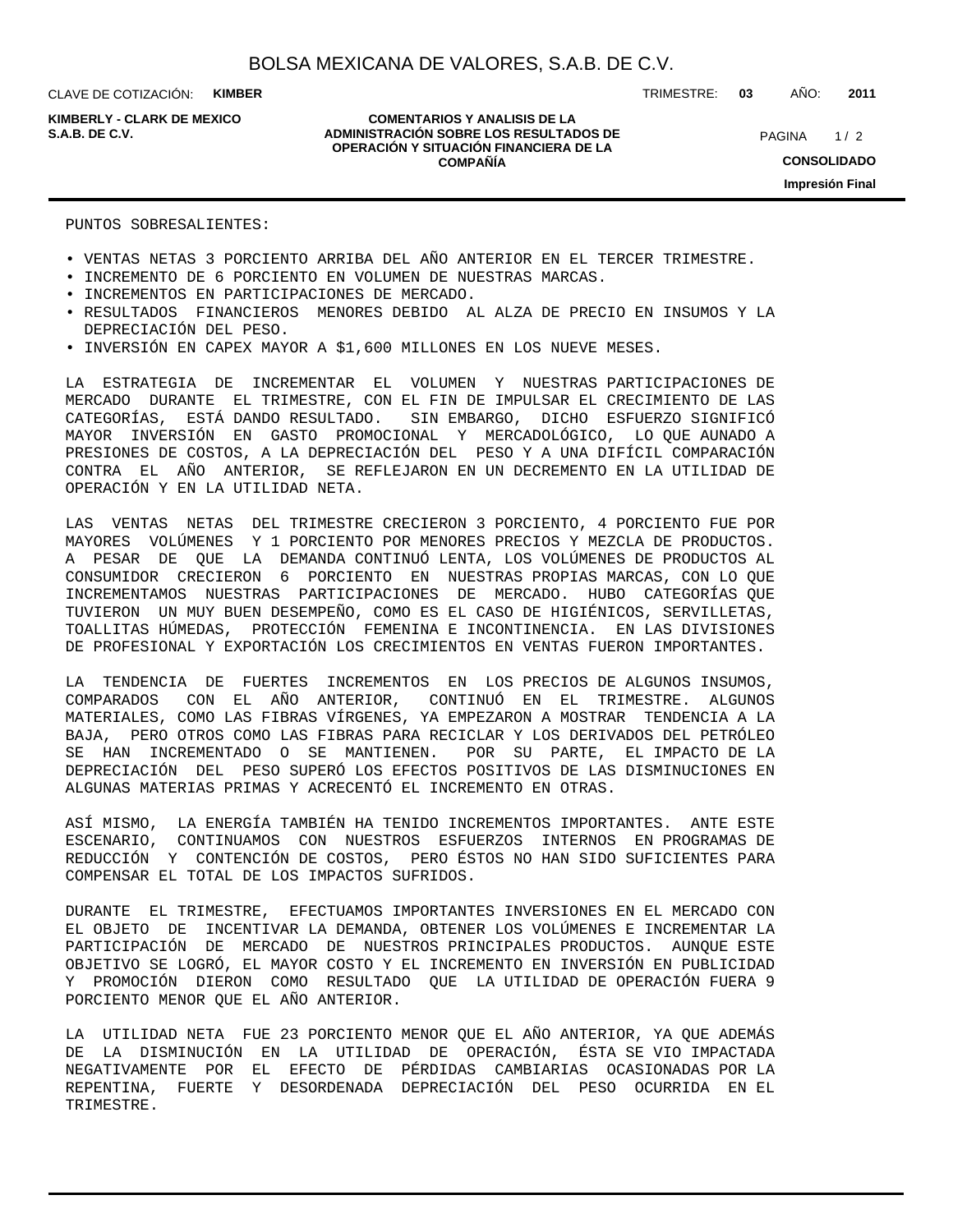PUNTOS SOBRESALIENTES:

- VENTAS NETAS 3 PORCIENTO ARRIBA DEL AÑO ANTERIOR EN EL TERCER TRIMESTRE.
- INCREMENTO DE 6 PORCIENTO EN VOLUMEN DE NUESTRAS MARCAS.
- INCREMENTOS EN PARTICIPACIONES DE MERCADO.
- RESULTADOS FINANCIEROS MENORES DEBIDO AL ALZA DE PRECIO EN INSUMOS Y LA DEPRECIACIÓN DEL PESO.
- INVERSIÓN EN CAPEX MAYOR A $1,600 MILLONES EN LOS NUEVE MESES.

LA ESTRATEGIA DE INCREMENTAR EL VOLUMEN Y NUESTRAS PARTICIPACIONES DE MERCADO DURANTE EL TRIMESTRE, CON EL FIN DE IMPULSAR EL CRECIMIENTO DE LAS CATEGORÍAS, ESTÁ DANDO RESULTADO. SIN EMBARGO, DICHO ESFUERZO SIGNIFICÓ MAYOR INVERSIÓN EN GASTO PROMOCIONAL Y MERCADOLÓGICO, LO QUE AUNADO A PRESIONES DE COSTOS, A LA DEPRECIACIÓN DEL PESO Y A UNA DIFÍCIL COMPARACIÓN CONTRA EL AÑO ANTERIOR, SE REFLEJARON EN UN DECREMENTO EN LA UTILIDAD DE OPERACIÓN Y EN LA UTILIDAD NETA.

LAS VENTAS NETAS DEL TRIMESTRE CRECIERON 3 PORCIENTO, 4 PORCIENTO FUE POR MAYORES VOLÚMENES Y 1 PORCIENTO POR MENORES PRECIOS Y MEZCLA DE PRODUCTOS. A PESAR DE QUE LA DEMANDA CONTINUÓ LENTA, LOS VOLÚMENES DE PRODUCTOS AL CONSUMIDOR CRECIERON 6 PORCIENTO EN NUESTRAS PROPIAS MARCAS, CON LO QUE INCREMENTAMOS NUESTRAS PARTICIPACIONES DE MERCADO. HUBO CATEGORÍAS QUE TUVIERON UN MUY BUEN DESEMPEÑO, COMO ES EL CASO DE HIGIÉNICOS, SERVILLETAS, TOALLITAS HÚMEDAS, PROTECCIÓN FEMENINA E INCONTINENCIA. EN LAS DIVISIONES DE PROFESIONAL Y EXPORTACIÓN LOS CRECIMIENTOS EN VENTAS FUERON IMPORTANTES.

LA TENDENCIA DE FUERTES INCREMENTOS EN LOS PRECIOS DE ALGUNOS INSUMOS, COMPARADOS CON EL AÑO ANTERIOR, CONTINUÓ EN EL TRIMESTRE. ALGUNOS MATERIALES, COMO LAS FIBRAS VÍRGENES, YA EMPEZARON A MOSTRAR TENDENCIA A LA BAJA, PERO OTROS COMO LAS FIBRAS PARA RECICLAR Y LOS DERIVADOS DEL PETRÓLEO SE HAN INCREMENTADO O SE MANTIENEN. POR SU PARTE, EL IMPACTO DE LA DEPRECIACIÓN DEL PESO SUPERÓ LOS EFECTOS POSITIVOS DE LAS DISMINUCIONES EN ALGUNAS MATERIAS PRIMAS Y ACRECENTÓ EL INCREMENTO EN OTRAS.

ASÍ MISMO, LA ENERGÍA TAMBIÉN HA TENIDO INCREMENTOS IMPORTANTES. ANTE ESTE ESCENARIO, CONTINUAMOS CON NUESTROS ESFUERZOS INTERNOS EN PROGRAMAS DE REDUCCIÓN Y CONTENCIÓN DE COSTOS, PERO ÉSTOS NO HAN SIDO SUFICIENTES PARA COMPENSAR EL TOTAL DE LOS IMPACTOS SUFRIDOS.

DURANTE EL TRIMESTRE, EFECTUAMOS IMPORTANTES INVERSIONES EN EL MERCADO CON EL OBJETO DE INCENTIVAR LA DEMANDA, OBTENER LOS VOLÚMENES E INCREMENTAR LA PARTICIPACIÓN DE MERCADO DE NUESTROS PRINCIPALES PRODUCTOS. AUNQUE ESTE OBJETIVO SE LOGRÓ, EL MAYOR COSTO Y EL INCREMENTO EN INVERSIÓN EN PUBLICIDAD Y PROMOCIÓN DIERON COMO RESULTADO QUE LA UTILIDAD DE OPERACIÓN FUERA 9 PORCIENTO MENOR QUE EL AÑO ANTERIOR.

LA UTILIDAD NETA FUE 23 PORCIENTO MENOR QUE EL AÑO ANTERIOR, YA QUE ADEMÁS DE LA DISMINUCIÓN EN LA UTILIDAD DE OPERACIÓN, ÉSTA SE VIO IMPACTADA NEGATIVAMENTE POR EL EFECTO DE PÉRDIDAS CAMBIARIAS OCASIONADAS POR LA REPENTINA, FUERTE Y DESORDENADA DEPRECIACIÓN DEL PESO OCURRIDA EN EL TRIMESTRE.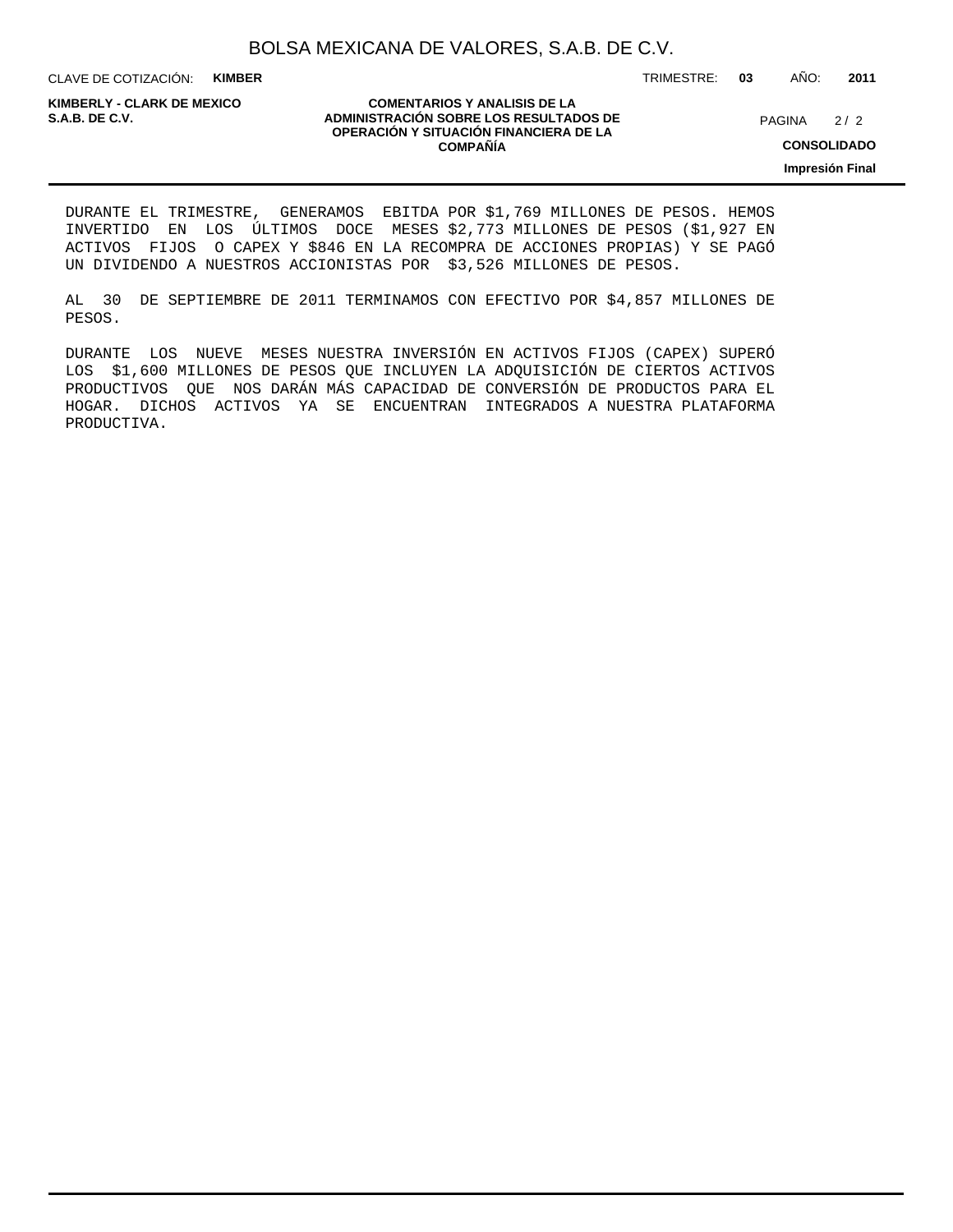DURANTE EL TRIMESTRE, GENERAMOS EBITDA POR $1,769 MILLONES DE PESOS. HEMOS INVERTIDO EN LOS ÚLTIMOS DOCE MESES $2,773 MILLONES DE PESOS ($1,927 EN ACTIVOS FIJOS O CAPEX Y $846 EN LA RECOMPRA DE ACCIONES PROPIAS) Y SE PAGÓ UN DIVIDENDO A NUESTROS ACCIONISTAS POR $3,526 MILLONES DE PESOS.

AL 30 DE SEPTIEMBRE DE 2011 TERMINAMOS CON EFECTIVO POR $4,857 MILLONES DE PESOS.

DURANTE LOS NUEVE MESES NUESTRA INVERSIÓN EN ACTIVOS FIJOS (CAPEX) SUPERÓ LOS $1,600 MILLONES DE PESOS QUE INCLUYEN LA ADQUISICIÓN DE CIERTOS ACTIVOS PRODUCTIVOS QUE NOS DARÁN MÁS CAPACIDAD DE CONVERSIÓN DE PRODUCTOS PARA EL HOGAR. DICHOS ACTIVOS YA SE ENCUENTRAN INTEGRADOS A NUESTRA PLATAFORMA PRODUCTIVA.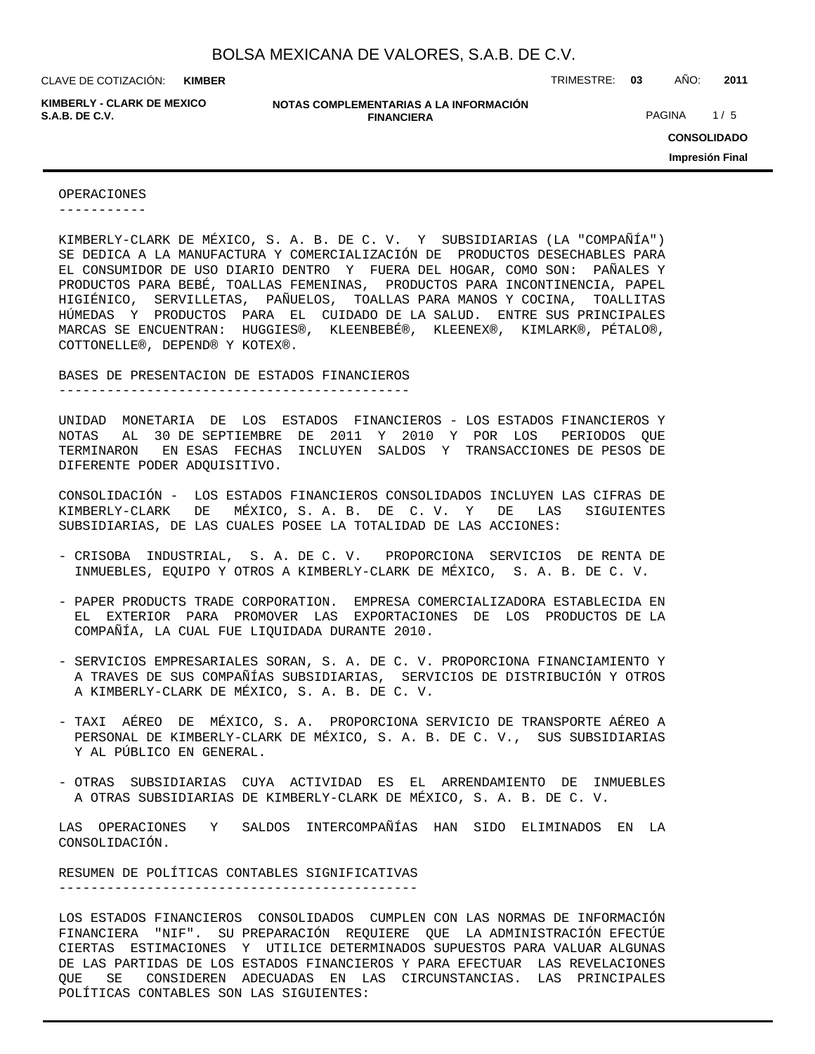## OPERACIONES

KIMBERLY-CLARK DE MÉXICO, S. A. B. DE C. V. Y SUBSIDIARIAS (LA "COMPAÑÍA") SE DEDICA A LA MANUFACTURA Y COMERCIALIZACIÓN DE PRODUCTOS DESECHABLES PARA EL CONSUMIDOR DE USO DIARIO DENTRO Y FUERA DEL HOGAR, COMO SON: PAÑALES Y PRODUCTOS PARA BEBÉ, TOALLAS FEMENINAS, PRODUCTOS PARA INCONTINENCIA, PAPEL HIGIÉNICO, SERVILLETAS, PAÑUELOS, TOALLAS PARA MANOS Y COCINA, TOALLITAS HÚMEDAS Y PRODUCTOS PARA EL CUIDADO DE LA SALUD. ENTRE SUS PRINCIPALES MARCAS SE ENCUENTRAN: HUGGIES®, KLEENBEBÉ®, KLEENEX®, KIMLARK®, PÉTALO®, COTTONELLE®, DEPEND® Y KOTEX®.

## BASES DE PRESENTACION DE ESTADOS FINANCIEROS

UNIDAD MONETARIA DE LOS ESTADOS FINANCIEROS - LOS ESTADOS FINANCIEROS Y NOTAS AL 30 DE SEPTIEMBRE DE 2011 Y 2010 Y POR LOS PERIODOS QUE TERMINARON EN ESAS FECHAS INCLUYEN SALDOS Y TRANSACCIONES DE PESOS DE DIFERENTE PODER ADQUISITIVO.

CONSOLIDACIÓN - LOS ESTADOS FINANCIEROS CONSOLIDADOS INCLUYEN LAS CIFRAS DE KIMBERLY-CLARK DE MÉXICO, S. A. B. DE C. V. Y DE LAS SIGUIENTES SUBSIDIARIAS, DE LAS CUALES POSEE LA TOTALIDAD DE LAS ACCIONES:

- CRISOBA INDUSTRIAL, S. A. DE C. V. PROPORCIONA SERVICIOS DE RENTA DE INMUEBLES, EQUIPO Y OTROS A KIMBERLY-CLARK DE MÉXICO, S. A. B. DE C. V.
- PAPER PRODUCTS TRADE CORPORATION. EMPRESA COMERCIALIZADORA ESTABLECIDA EN EL EXTERIOR PARA PROMOVER LAS EXPORTACIONES DE LOS PRODUCTOS DE LA COMPAÑÍA, LA CUAL FUE LIQUIDADA DURANTE 2010.
- SERVICIOS EMPRESARIALES SORAN, S. A. DE C. V. PROPORCIONA FINANCIAMIENTO Y A TRAVES DE SUS COMPAÑÍAS SUBSIDIARIAS, SERVICIOS DE DISTRIBUCIÓN Y OTROS A KIMBERLY-CLARK DE MÉXICO, S. A. B. DE C. V.
- TAXI AÉREO DE MÉXICO, S. A. PROPORCIONA SERVICIO DE TRANSPORTE AÉREO A PERSONAL DE KIMBERLY-CLARK DE MÉXICO, S. A. B. DE C. V., SUS SUBSIDIARIAS Y AL PÚBLICO EN GENERAL.
- OTRAS SUBSIDIARIAS CUYA ACTIVIDAD ES EL ARRENDAMIENTO DE INMUEBLES A OTRAS SUBSIDIARIAS DE KIMBERLY-CLARK DE MÉXICO, S. A. B. DE C. V.

LAS OPERACIONES Y SALDOS INTERCOMPAÑÍAS HAN SIDO ELIMINADOS EN LA CONSOLIDACIÓN.

## RESUMEN DE POLÍTICAS CONTABLES SIGNIFICATIVAS

LOS ESTADOS FINANCIEROS CONSOLIDADOS CUMPLEN CON LAS NORMAS DE INFORMACIÓN FINANCIERA "NIF". SU PREPARACIÓN REQUIERE QUE LA ADMINISTRACIÓN EFECTÚE CIERTAS ESTIMACIONES Y UTILICE DETERMINADOS SUPUESTOS PARA VALUAR ALGUNAS DE LAS PARTIDAS DE LOS ESTADOS FINANCIEROS Y PARA EFECTUAR LAS REVELACIONES QUE SE CONSIDEREN ADECUADAS EN LAS CIRCUNSTANCIAS. LAS PRINCIPALES POLÍTICAS CONTABLES SON LAS SIGUIENTES: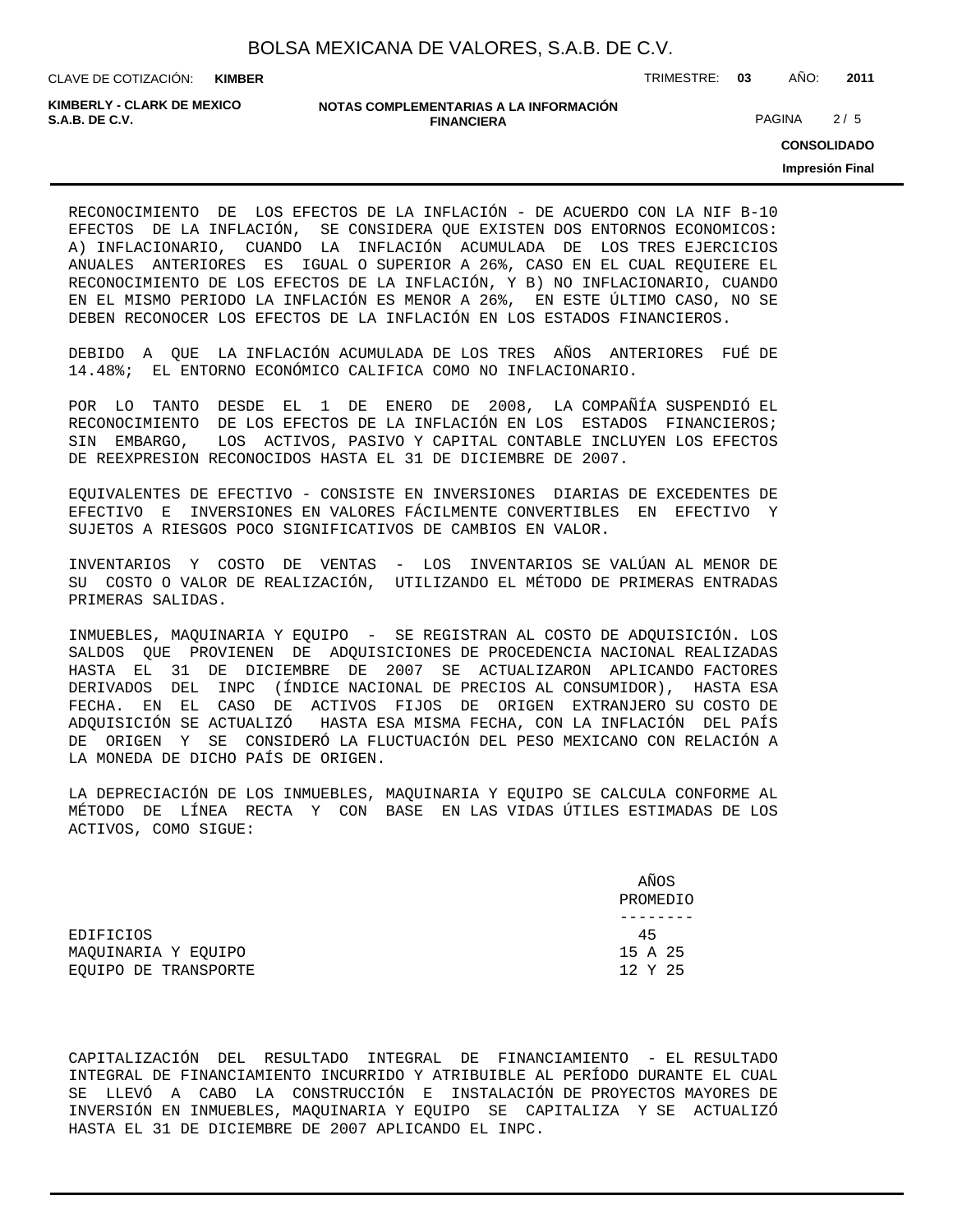RECONOCIMIENTO DE LOS EFECTOS DE LA INFLACIÓN - DE ACUERDO CON LA NIF B-10 EFECTOS DE LA INFLACIÓN, SE CONSIDERA QUE EXISTEN DOS ENTORNOS ECONOMICOS: A) INFLACIONARIO, CUANDO LA INFLACIÓN ACUMULADA DE LOS TRES EJERCICIOS ANUALES ANTERIORES ES IGUAL O SUPERIOR A 26%, CASO EN EL CUAL REQUIERE EL RECONOCIMIENTO DE LOS EFECTOS DE LA INFLACIÓN, Y B) NO INFLACIONARIO, CUANDO EN EL MISMO PERIODO LA INFLACIÓN ES MENOR A 26%, EN ESTE ÚLTIMO CASO, NO SE DEBEN RECONOCER LOS EFECTOS DE LA INFLACIÓN EN LOS ESTADOS FINANCIEROS.

DEBIDO A QUE LA INFLACIÓN ACUMULADA DE LOS TRES AÑOS ANTERIORES FUÉ DE 14.48%; EL ENTORNO ECONÓMICO CALIFICA COMO NO INFLACIONARIO.

POR LO TANTO DESDE EL 1 DE ENERO DE 2008, LA COMPAÑÍA SUSPENDIÓ EL RECONOCIMIENTO DE LOS EFECTOS DE LA INFLACIÓN EN LOS ESTADOS FINANCIEROS; SIN EMBARGO, LOS ACTIVOS, PASIVO Y CAPITAL CONTABLE INCLUYEN LOS EFECTOS DE REEXPRESION RECONOCIDOS HASTA EL 31 DE DICIEMBRE DE 2007.

EQUIVALENTES DE EFECTIVO - CONSISTE EN INVERSIONES DIARIAS DE EXCEDENTES DE EFECTIVO E INVERSIONES EN VALORES FÁCILMENTE CONVERTIBLES EN EFECTIVO Y SUJETOS A RIESGOS POCO SIGNIFICATIVOS DE CAMBIOS EN VALOR.

INVENTARIOS Y COSTO DE VENTAS - LOS INVENTARIOS SE VALÚAN AL MENOR DE SU COSTO O VALOR DE REALIZACIÓN, UTILIZANDO EL MÉTODO DE PRIMERAS ENTRADAS PRIMERAS SALIDAS.

INMUEBLES, MAQUINARIA Y EQUIPO - SE REGISTRAN AL COSTO DE ADQUISICIÓN. LOS SALDOS QUE PROVIENEN DE ADQUISICIONES DE PROCEDENCIA NACIONAL REALIZADAS HASTA EL 31 DE DICIEMBRE DE 2007 SE ACTUALIZARON APLICANDO FACTORES DERIVADOS DEL INPC (ÍNDICE NACIONAL DE PRECIOS AL CONSUMIDOR), HASTA ESA FECHA. EN EL CASO DE ACTIVOS FIJOS DE ORIGEN EXTRANJERO SU COSTO DE ADQUISICIÓN SE ACTUALIZÓ HASTA ESA MISMA FECHA, CON LA INFLACIÓN DEL PAÍS DE ORIGEN Y SE CONSIDERÓ LA FLUCTUACIÓN DEL PESO MEXICANO CON RELACIÓN A LA MONEDA DE DICHO PAÍS DE ORIGEN.

LA DEPRECIACIÓN DE LOS INMUEBLES, MAQUINARIA Y EQUIPO SE CALCULA CONFORME AL MÉTODO DE LÍNEA RECTA Y CON BASE EN LAS VIDAS ÚTILES ESTIMADAS DE LOS ACTIVOS, COMO SIGUE:

| | AÑOS PROMEDIO |
|---|---|
| EDIFICIOS | 45 |
| MAQUINARIA Y EQUIPO | 15 A 25 |
| EQUIPO DE TRANSPORTE | 12 Y 25 |

CAPITALIZACIÓN DEL RESULTADO INTEGRAL DE FINANCIAMIENTO - EL RESULTADO INTEGRAL DE FINANCIAMIENTO INCURRIDO Y ATRIBUIBLE AL PERÍODO DURANTE EL CUAL SE LLEVÓ A CABO LA CONSTRUCCIÓN E INSTALACIÓN DE PROYECTOS MAYORES DE INVERSIÓN EN INMUEBLES, MAQUINARIA Y EQUIPO SE CAPITALIZA Y SE ACTUALIZÓ HASTA EL 31 DE DICIEMBRE DE 2007 APLICANDO EL INPC.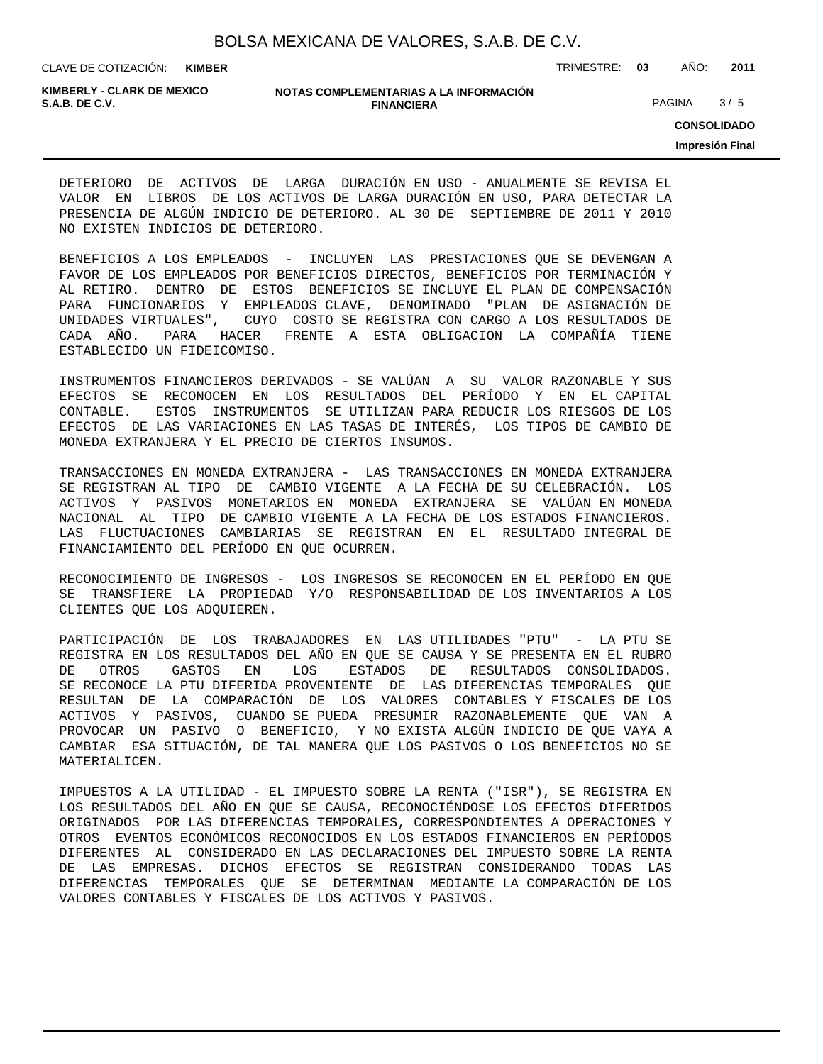DETERIORO DE ACTIVOS DE LARGA DURACIÓN EN USO - ANUALMENTE SE REVISA EL VALOR EN LIBROS DE LOS ACTIVOS DE LARGA DURACIÓN EN USO, PARA DETECTAR LA PRESENCIA DE ALGÚN INDICIO DE DETERIORO. AL 30 DE SEPTIEMBRE DE 2011 Y 2010 NO EXISTEN INDICIOS DE DETERIORO.

BENEFICIOS A LOS EMPLEADOS - INCLUYEN LAS PRESTACIONES QUE SE DEVENGAN A FAVOR DE LOS EMPLEADOS POR BENEFICIOS DIRECTOS, BENEFICIOS POR TERMINACIÓN Y AL RETIRO. DENTRO DE ESTOS BENEFICIOS SE INCLUYE EL PLAN DE COMPENSACIÓN PARA FUNCIONARIOS Y EMPLEADOS CLAVE, DENOMINADO "PLAN DE ASIGNACIÓN DE UNIDADES VIRTUALES", CUYO COSTO SE REGISTRA CON CARGO A LOS RESULTADOS DE CADA AÑO. PARA HACER FRENTE A ESTA OBLIGACION LA COMPAÑÍA TIENE ESTABLECIDO UN FIDEICOMISO.

INSTRUMENTOS FINANCIEROS DERIVADOS - SE VALÚAN A SU VALOR RAZONABLE Y SUS EFECTOS SE RECONOCEN EN LOS RESULTADOS DEL PERÍODO Y EN EL CAPITAL CONTABLE. ESTOS INSTRUMENTOS SE UTILIZAN PARA REDUCIR LOS RIESGOS DE LOS EFECTOS DE LAS VARIACIONES EN LAS TASAS DE INTERÉS, LOS TIPOS DE CAMBIO DE MONEDA EXTRANJERA Y EL PRECIO DE CIERTOS INSUMOS.

TRANSACCIONES EN MONEDA EXTRANJERA - LAS TRANSACCIONES EN MONEDA EXTRANJERA SE REGISTRAN AL TIPO DE CAMBIO VIGENTE A LA FECHA DE SU CELEBRACIÓN. LOS ACTIVOS Y PASIVOS MONETARIOS EN MONEDA EXTRANJERA SE VALÚAN EN MONEDA NACIONAL AL TIPO DE CAMBIO VIGENTE A LA FECHA DE LOS ESTADOS FINANCIEROS. LAS FLUCTUACIONES CAMBIARIAS SE REGISTRAN EN EL RESULTADO INTEGRAL DE FINANCIAMIENTO DEL PERÍODO EN QUE OCURREN.

RECONOCIMIENTO DE INGRESOS - LOS INGRESOS SE RECONOCEN EN EL PERÍODO EN QUE SE TRANSFIERE LA PROPIEDAD Y/O RESPONSABILIDAD DE LOS INVENTARIOS A LOS CLIENTES QUE LOS ADQUIEREN.

PARTICIPACIÓN DE LOS TRABAJADORES EN LAS UTILIDADES "PTU" - LA PTU SE REGISTRA EN LOS RESULTADOS DEL AÑO EN QUE SE CAUSA Y SE PRESENTA EN EL RUBRO DE OTROS GASTOS EN LOS ESTADOS DE RESULTADOS CONSOLIDADOS. SE RECONOCE LA PTU DIFERIDA PROVENIENTE DE LAS DIFERENCIAS TEMPORALES QUE RESULTAN DE LA COMPARACIÓN DE LOS VALORES CONTABLES Y FISCALES DE LOS ACTIVOS Y PASIVOS, CUANDO SE PUEDA PRESUMIR RAZONABLEMENTE QUE VAN A PROVOCAR UN PASIVO O BENEFICIO, Y NO EXISTA ALGÚN INDICIO DE QUE VAYA A CAMBIAR ESA SITUACIÓN, DE TAL MANERA QUE LOS PASIVOS O LOS BENEFICIOS NO SE MATERIALICEN.

IMPUESTOS A LA UTILIDAD - EL IMPUESTO SOBRE LA RENTA ("ISR"), SE REGISTRA EN LOS RESULTADOS DEL AÑO EN QUE SE CAUSA, RECONOCIÉNDOSE LOS EFECTOS DIFERIDOS ORIGINADOS POR LAS DIFERENCIAS TEMPORALES, CORRESPONDIENTES A OPERACIONES Y OTROS EVENTOS ECONÓMICOS RECONOCIDOS EN LOS ESTADOS FINANCIEROS EN PERÍODOS DIFERENTES AL CONSIDERADO EN LAS DECLARACIONES DEL IMPUESTO SOBRE LA RENTA DE LAS EMPRESAS. DICHOS EFECTOS SE REGISTRAN CONSIDERANDO TODAS LAS DIFERENCIAS TEMPORALES QUE SE DETERMINAN MEDIANTE LA COMPARACIÓN DE LOS VALORES CONTABLES Y FISCALES DE LOS ACTIVOS Y PASIVOS.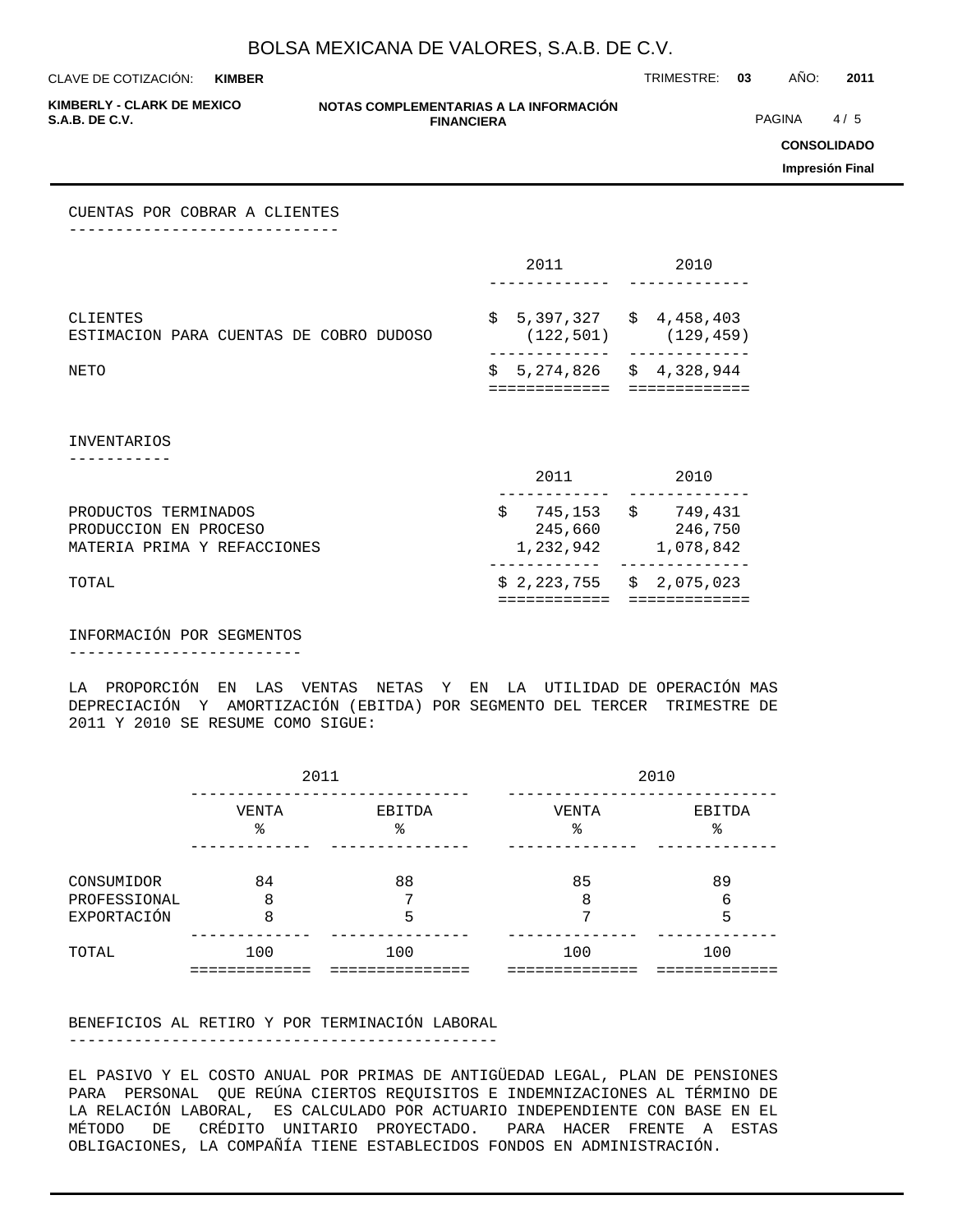## CUENTAS POR COBRAR A CLIENTES

| | 2011 | 2010 |
|---|---|---|
| CLIENTES | $ 5,397,327 | $ 4,458,403 |
| ESTIMACION PARA CUENTAS DE COBRO DUDOSO | (122,501) | (129,459) |
| NETO | $ 5,274,826 | $ 4,328,944 |

## INVENTARIOS

| | 2011 | 2010 |
|---|---|---|
| PRODUCTOS TERMINADOS | $ 745,153 | $ 749,431 |
| PRODUCCION EN PROCESO | 245,660 | 246,750 |
| MATERIA PRIMA Y REFACCIONES | 1,232,942 | 1,078,842 |
| TOTAL | $ 2,223,755 | $ 2,075,023 |

## INFORMACIÓN POR SEGMENTOS

LA PROPORCIÓN EN LAS VENTAS NETAS Y EN LA UTILIDAD DE OPERACIÓN MAS DEPRECIACIÓN Y AMORTIZACIÓN (EBITDA) POR SEGMENTO DEL TERCER TRIMESTRE DE 2011 Y 2010 SE RESUME COMO SIGUE:

| | 2011 | | 2010 | |
|---|---|---|---|---|
| | VENTA % | EBITDA % | VENTA % | EBITDA % |
| CONSUMIDOR | 84 | 88 | 85 | 89 |
| PROFESSIONAL | 8 | 7 | 8 | 6 |
| EXPORTACIÓN | 8 | 5 | 7 | 5 |
| TOTAL | 100 | 100 | 100 | 100 |

## BENEFICIOS AL RETIRO Y POR TERMINACIÓN LABORAL

EL PASIVO Y EL COSTO ANUAL POR PRIMAS DE ANTIGÜEDAD LEGAL, PLAN DE PENSIONES PARA PERSONAL QUE REÚNA CIERTOS REQUISITOS E INDEMNIZACIONES AL TÉRMINO DE LA RELACIÓN LABORAL, ES CALCULADO POR ACTUARIO INDEPENDIENTE CON BASE EN EL MÉTODO DE CRÉDITO UNITARIO PROYECTADO. PARA HACER FRENTE A ESTAS OBLIGACIONES, LA COMPAÑÍA TIENE ESTABLECIDOS FONDOS EN ADMINISTRACIÓN.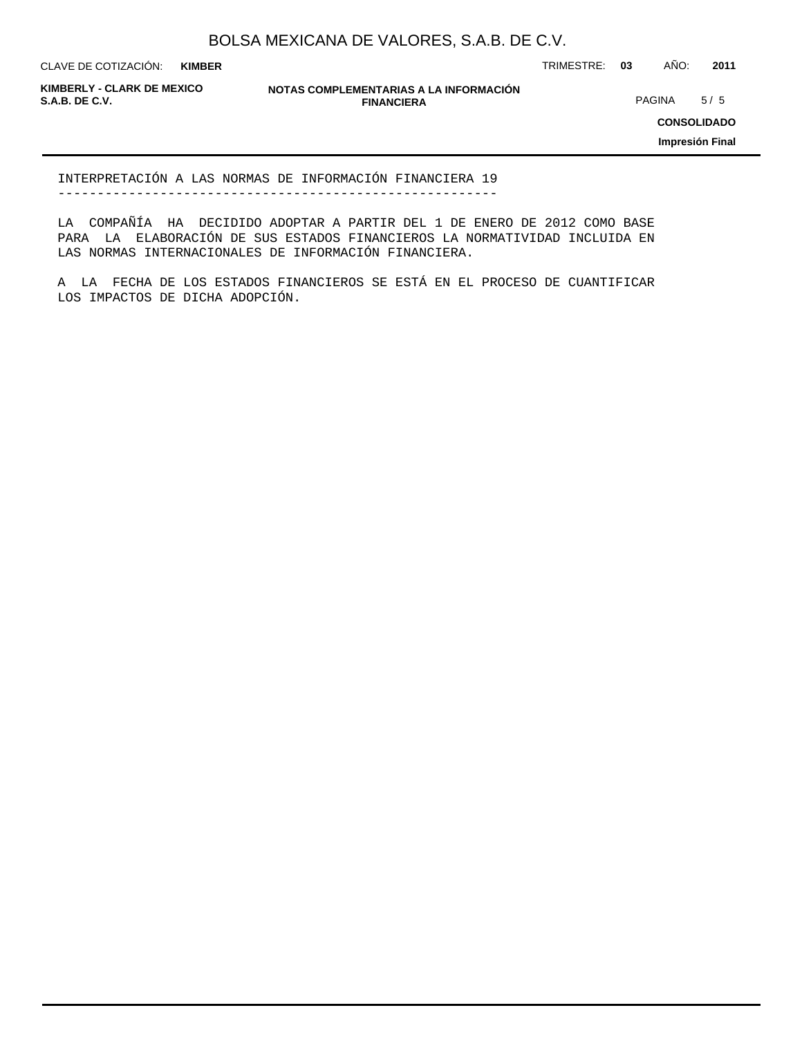## INTERPRETACIÓN A LAS NORMAS DE INFORMACIÓN FINANCIERA 19

LA COMPAÑÍA HA DECIDIDO ADOPTAR A PARTIR DEL 1 DE ENERO DE 2012 COMO BASE PARA LA ELABORACIÓN DE SUS ESTADOS FINANCIEROS LA NORMATIVIDAD INCLUIDA EN LAS NORMAS INTERNACIONALES DE INFORMACIÓN FINANCIERA.

A LA FECHA DE LOS ESTADOS FINANCIEROS SE ESTÁ EN EL PROCESO DE CUANTIFICAR LOS IMPACTOS DE DICHA ADOPCIÓN.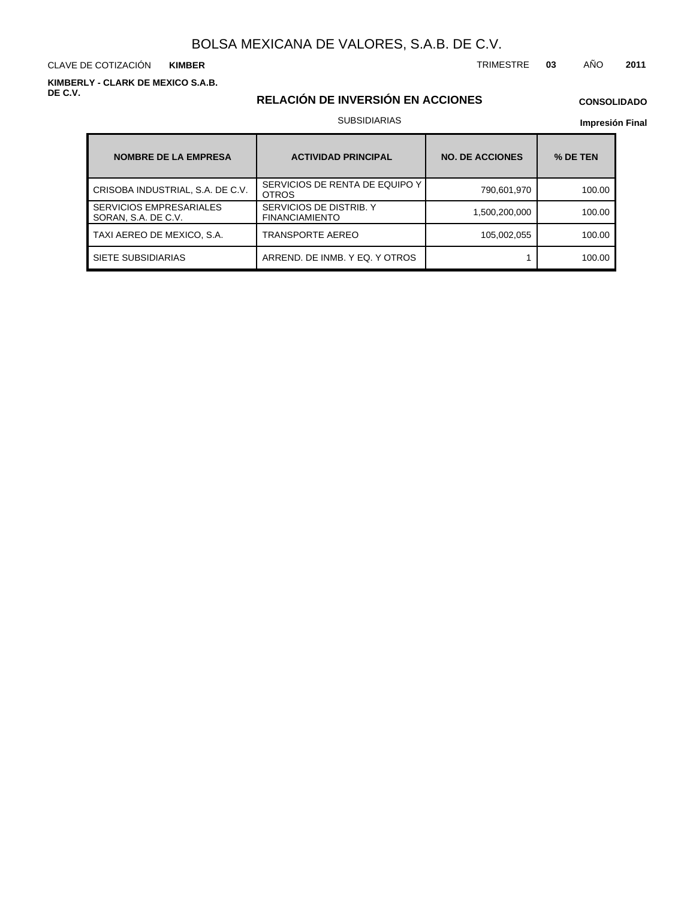# BOLSA MEXICANA DE VALORES, S.A.B. DE C.V.

CLAVE DE COTIZACIÓN **KIMBER**

TRIMESTRE **03** AÑO **2011**

**KIMBERLY - CLARK DE MEXICO S.A.B. DE C.V.**

## RELACIÓN DE INVERSIÓN EN ACCIONES

**CONSOLIDADO**

SUBSIDIARIAS

**Impresión Final**

| NOMBRE DE LA EMPRESA | ACTIVIDAD PRINCIPAL | NO. DE ACCIONES | % DE TEN |
|---|---|---|---|
| CRISOBA INDUSTRIAL, S.A. DE C.V. | SERVICIOS DE RENTA DE EQUIPO Y OTROS | 790,601,970 | 100.00 |
| SERVICIOS EMPRESARIALES SORAN, S.A. DE C.V. | SERVICIOS DE DISTRIB. Y FINANCIAMIENTO | 1,500,200,000 | 100.00 |
| TAXI AEREO DE MEXICO, S.A. | TRANSPORTE AEREO | 105,002,055 | 100.00 |
| SIETE SUBSIDIARIAS | ARREND. DE INMB. Y EQ. Y OTROS | 1 | 100.00 |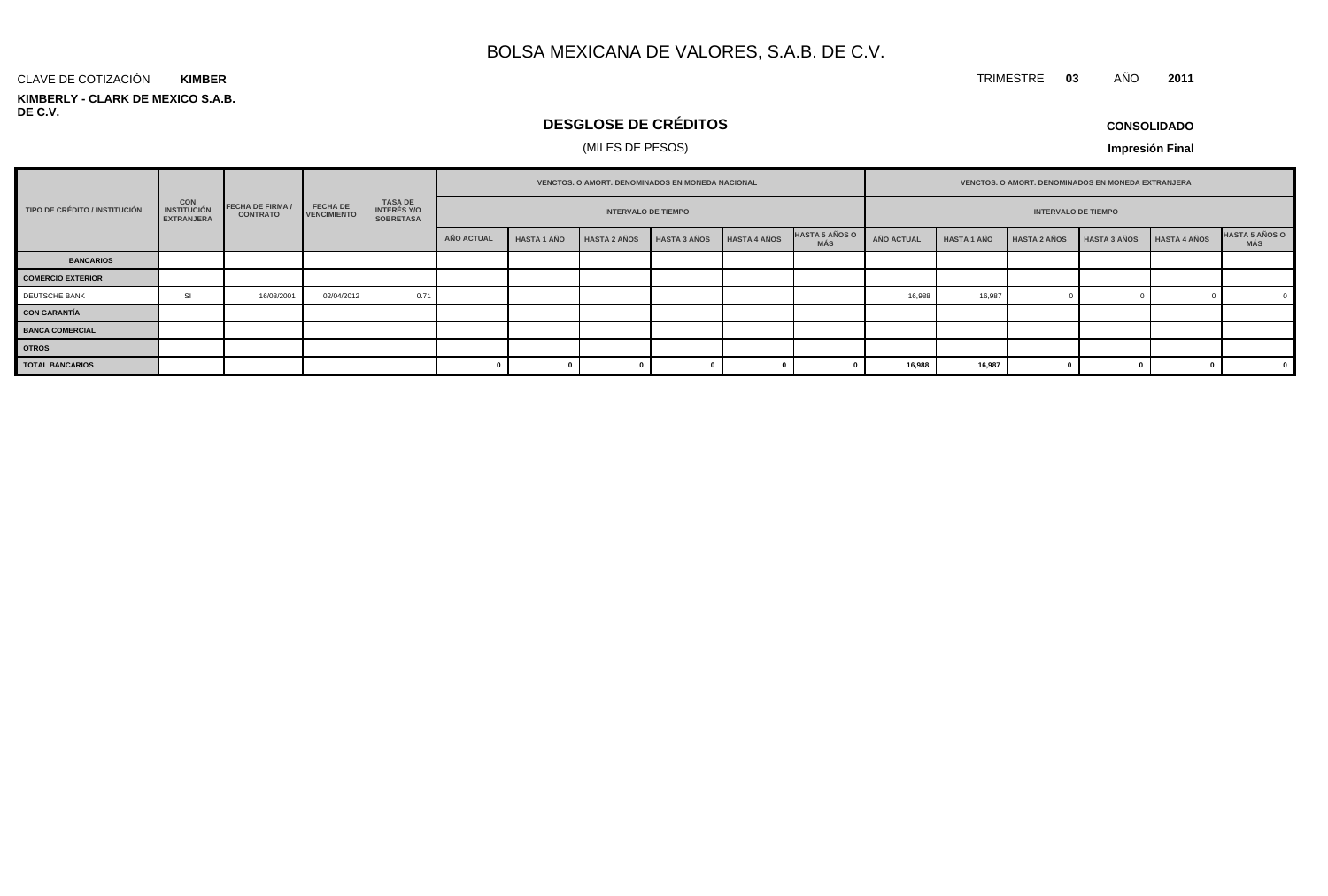# BOLSA MEXICANA DE VALORES, S.A.B. DE C.V.

CLAVE DE COTIZACIÓN **KIMBER**

TRIMESTRE **03** AÑO **2011**

**KIMBERLY - CLARK DE MEXICO S.A.B. DE C.V.**

## DESGLOSE DE CRÉDITOS

(MILES DE PESOS)

**CONSOLIDADO**

**Impresión Final**

| TIPO DE CRÉDITO / INSTITUCIÓN | CON INSTITUCIÓN EXTRANJERA | FECHA DE FIRMA / CONTRATO | FECHA DE VENCIMIENTO | TASA DE INTERÉS Y/O SOBRETASA | VENCTOS. O AMORT. DENOMINADOS EN MONEDA NACIONAL | | | | | | VENCTOS. O AMORT. DENOMINADOS EN MONEDA EXTRANJERA | | | | | |
|---|---|---|---|---|---|---|---|---|---|---|---|---|---|---|---|---|
| | | | | | INTERVALO DE TIEMPO | | | | | | INTERVALO DE TIEMPO | | | | | |
| | | | | | AÑO ACTUAL | HASTA 1 AÑO | HASTA 2 AÑOS | HASTA 3 AÑOS | HASTA 4 AÑOS | HASTA 5 AÑOS O MÁS | AÑO ACTUAL | HASTA 1 AÑO | HASTA 2 AÑOS | HASTA 3 AÑOS | HASTA 4 AÑOS | HASTA 5 AÑOS O MÁS |
| **BANCARIOS** | | | | | | | | | | | | | | | | |
| **COMERCIO EXTERIOR** | | | | | | | | | | | | | | | | |
| DEUTSCHE BANK | SI | 16/08/2001 | 02/04/2012 | 0.71 | | | | | | | 16,988 | 16,987 | 0 | 0 | 0 | 0 |
| **CON GARANTÍA** | | | | | | | | | | | | | | | | |
| **BANCA COMERCIAL** | | | | | | | | | | | | | | | | |
| **OTROS** | | | | | | | | | | | | | | | | |
| **TOTAL BANCARIOS** | | | | | **0** | **0** | **0** | **0** | **0** | **0** | **16,988** | **16,987** | **0** | **0** | **0** | **0** |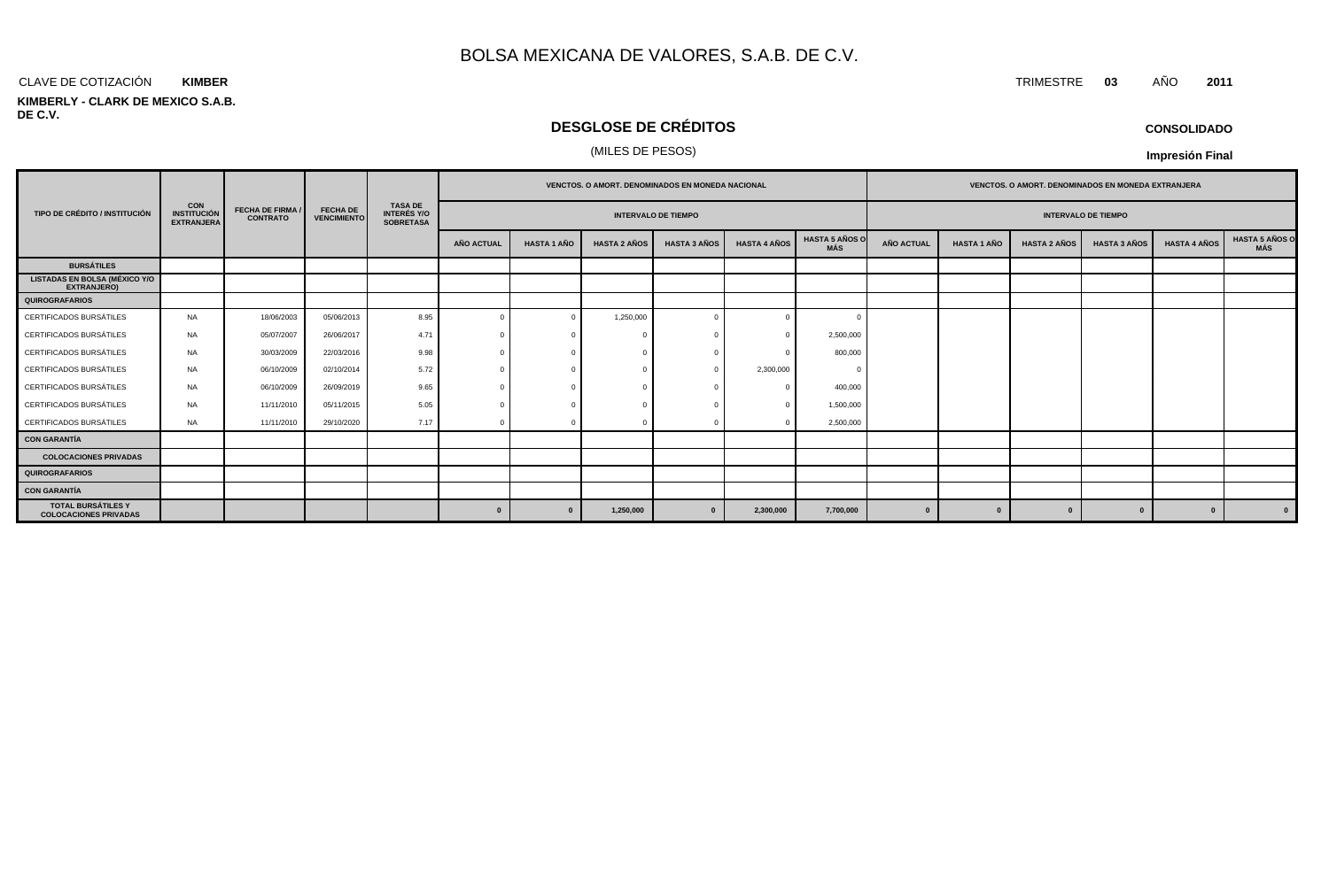# BOLSA MEXICANA DE VALORES, S.A.B. DE C.V.

CLAVE DE COTIZACIÓN **KIMBER**

TRIMESTRE **03** AÑO **2011**

**KIMBERLY - CLARK DE MEXICO S.A.B. DE C.V.**

## DESGLOSE DE CRÉDITOS

(MILES DE PESOS)

**CONSOLIDADO**

**Impresión Final**

| TIPO DE CRÉDITO / INSTITUCIÓN | CON INSTITUCIÓN EXTRANJERA | FECHA DE FIRMA / CONTRATO | FECHA DE VENCIMIENTO | TASA DE INTERÉS Y/O SOBRETASA | VENCTOS. O AMORT. DENOMINADOS EN MONEDA NACIONAL | | | | | | VENCTOS. O AMORT. DENOMINADOS EN MONEDA EXTRANJERA | | | | | |
|---|---|---|---|---|---|---|---|---|---|---|---|---|---|---|---|---|
| | | | | | INTERVALO DE TIEMPO | | | | | | INTERVALO DE TIEMPO | | | | | |
| | | | | | AÑO ACTUAL | HASTA 1 AÑO | HASTA 2 AÑOS | HASTA 3 AÑOS | HASTA 4 AÑOS | HASTA 5 AÑOS O MÁS | AÑO ACTUAL | HASTA 1 AÑO | HASTA 2 AÑOS | HASTA 3 AÑOS | HASTA 4 AÑOS | HASTA 5 AÑOS O MÁS |
| **BURSÁTILES** | | | | | | | | | | | | | | | | |
| **LISTADAS EN BOLSA (MÉXICO Y/O EXTRANJERO)** | | | | | | | | | | | | | | | | |
| **QUIROGRAFARIOS** | | | | | | | | | | | | | | | | |
| CERTIFICADOS BURSÁTILES | NA | 18/06/2003 | 05/06/2013 | 8.95 | 0 | 0 | 1,250,000 | 0 | 0 | 0 | | | | | | |
| CERTIFICADOS BURSÁTILES | NA | 05/07/2007 | 26/06/2017 | 4.71 | 0 | 0 | 0 | 0 | 0 | 2,500,000 | | | | | | |
| CERTIFICADOS BURSÁTILES | NA | 30/03/2009 | 22/03/2016 | 9.98 | 0 | 0 | 0 | 0 | 0 | 800,000 | | | | | | |
| CERTIFICADOS BURSÁTILES | NA | 06/10/2009 | 02/10/2014 | 5.72 | 0 | 0 | 0 | 0 | 2,300,000 | 0 | | | | | | |
| CERTIFICADOS BURSÁTILES | NA | 06/10/2009 | 26/09/2019 | 9.65 | 0 | 0 | 0 | 0 | 0 | 400,000 | | | | | | |
| CERTIFICADOS BURSÁTILES | NA | 11/11/2010 | 05/11/2015 | 5.05 | 0 | 0 | 0 | 0 | 0 | 1,500,000 | | | | | | |
| CERTIFICADOS BURSÁTILES | NA | 11/11/2010 | 29/10/2020 | 7.17 | 0 | 0 | 0 | 0 | 0 | 2,500,000 | | | | | | |
| **CON GARANTÍA** | | | | | | | | | | | | | | | | |
| **COLOCACIONES PRIVADAS** | | | | | | | | | | | | | | | | |
| **QUIROGRAFARIOS** | | | | | | | | | | | | | | | | |
| **CON GARANTÍA** | | | | | | | | | | | | | | | | |
| **TOTAL BURSÁTILES Y COLOCACIONES PRIVADAS** | | | | | **0** | **0** | **1,250,000** | **0** | **2,300,000** | **7,700,000** | **0** | **0** | **0** | **0** | **0** | **0** |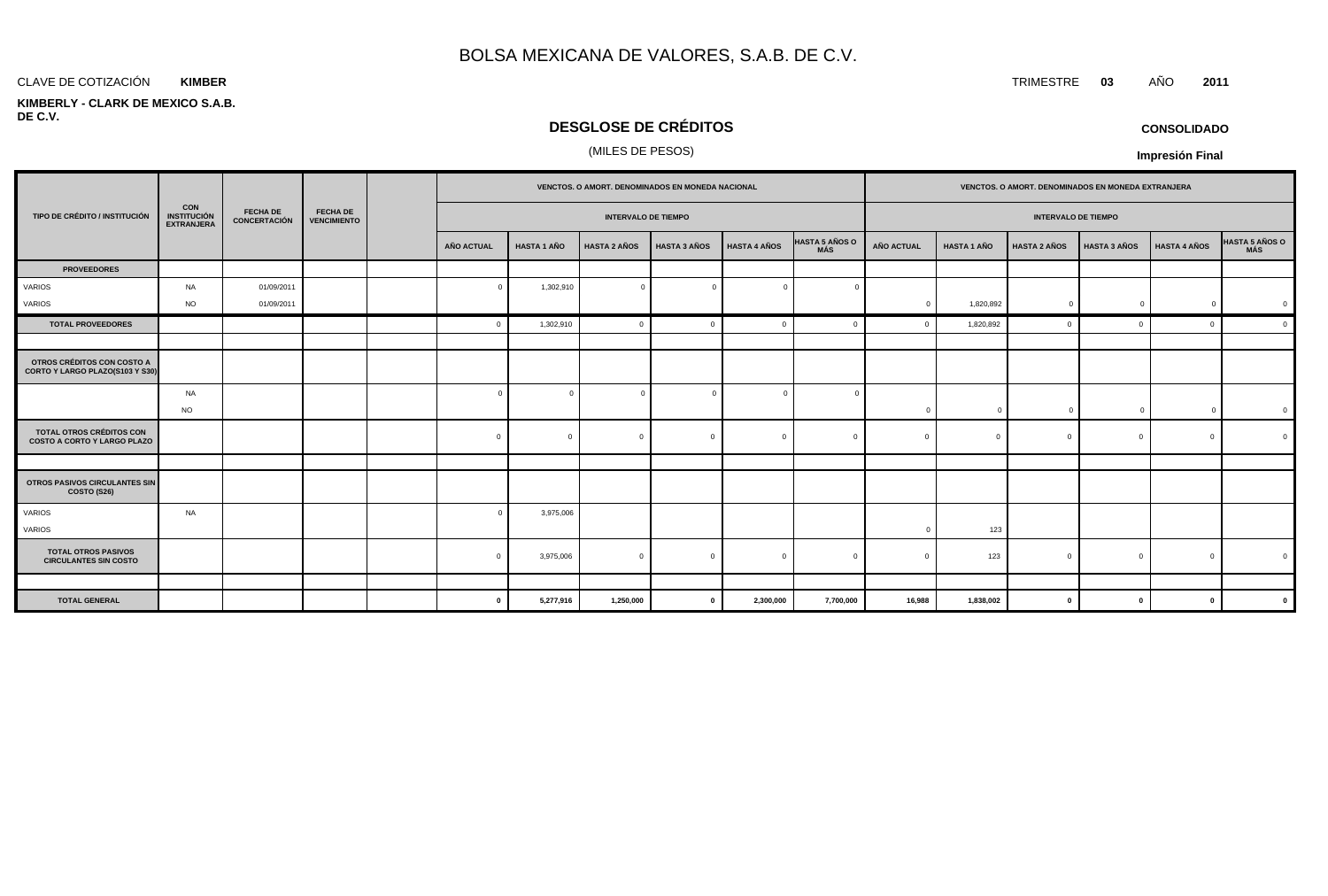# BOLSA MEXICANA DE VALORES, S.A.B. DE C.V.

CLAVE DE COTIZACIÓN **KIMBER**

TRIMESTRE **03** AÑO **2011**

**KIMBERLY - CLARK DE MEXICO S.A.B. DE C.V.**

## DESGLOSE DE CRÉDITOS

(MILES DE PESOS)

**CONSOLIDADO**

**Impresión Final**

| TIPO DE CRÉDITO / INSTITUCIÓN | CON INSTITUCIÓN EXTRANJERA | FECHA DE CONCERTACIÓN | FECHA DE VENCIMIENTO | | VENCTOS. O AMORT. DENOMINADOS EN MONEDA NACIONAL | | | | | | VENCTOS. O AMORT. DENOMINADOS EN MONEDA EXTRANJERA | | | | | |
|---|---|---|---|---|---|---|---|---|---|---|---|---|---|---|---|---|
| | | | | | INTERVALO DE TIEMPO | | | | | | INTERVALO DE TIEMPO | | | | | |
| | | | | | AÑO ACTUAL | HASTA 1 AÑO | HASTA 2 AÑOS | HASTA 3 AÑOS | HASTA 4 AÑOS | HASTA 5 AÑOS O MÁS | AÑO ACTUAL | HASTA 1 AÑO | HASTA 2 AÑOS | HASTA 3 AÑOS | HASTA 4 AÑOS | HASTA 5 AÑOS O MÁS |
| **PROVEEDORES** | | | | | | | | | | | | | | | | |
| VARIOS | NA | 01/09/2011 | | | 0 | 1,302,910 | 0 | 0 | 0 | 0 | | | | | | |
| VARIOS | NO | 01/09/2011 | | | | | | | | | 0 | 1,820,892 | 0 | 0 | 0 | 0 |
| **TOTAL PROVEEDORES** | | | | | 0 | 1,302,910 | 0 | 0 | 0 | 0 | 0 | 1,820,892 | 0 | 0 | 0 | 0 |
| | | | | | | | | | | | | | | | | |
| **OTROS CRÉDITOS CON COSTO A CORTO Y LARGO PLAZO(S103 Y S30)** | | | | | | | | | | | | | | | | |
| | NA | | | | 0 | 0 | 0 | 0 | 0 | 0 | | | | | | |
| | NO | | | | | | | | | | 0 | 0 | 0 | 0 | 0 | 0 |
| **TOTAL OTROS CRÉDITOS CON COSTO A CORTO Y LARGO PLAZO** | | | | | 0 | 0 | 0 | 0 | 0 | 0 | 0 | 0 | 0 | 0 | 0 | 0 |
| | | | | | | | | | | | | | | | | |
| **OTROS PASIVOS CIRCULANTES SIN COSTO (S26)** | | | | | | | | | | | | | | | | |
| VARIOS | NA | | | | 0 | 3,975,006 | | | | | | | | | | |
| VARIOS | | | | | | | | | | | 0 | 123 | | | | |
| **TOTAL OTROS PASIVOS CIRCULANTES SIN COSTO** | | | | | 0 | 3,975,006 | 0 | 0 | 0 | 0 | 0 | 123 | 0 | 0 | 0 | 0 |
| | | | | | | | | | | | | | | | | |
| **TOTAL GENERAL** | | | | | **0** | **5,277,916** | **1,250,000** | **0** | **2,300,000** | **7,700,000** | **16,988** | **1,838,002** | **0** | **0** | **0** | **0** |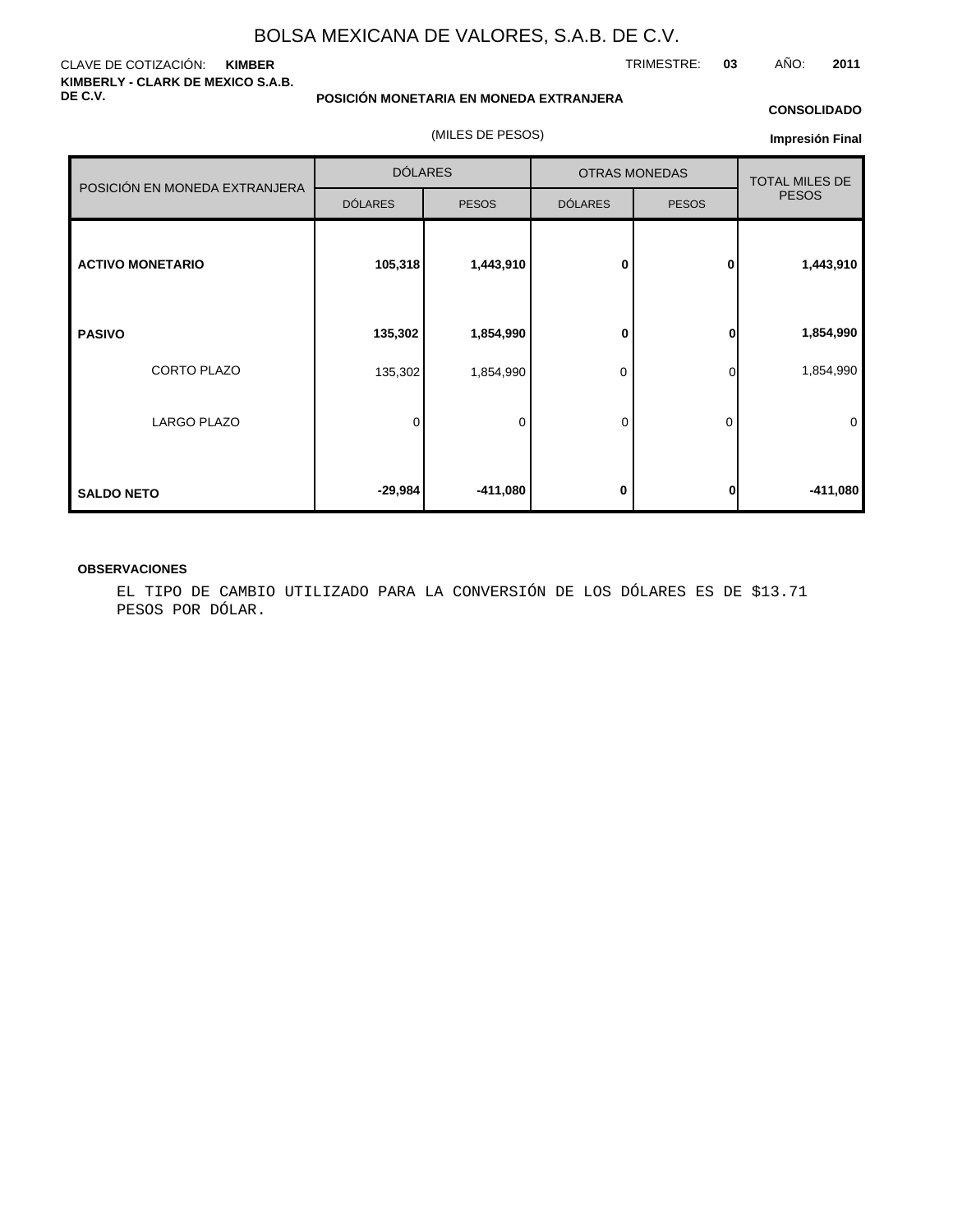# BOLSA MEXICANA DE VALORES, S.A.B. DE C.V.

CLAVE DE COTIZACIÓN: **KIMBER**

TRIMESTRE: **03** AÑO: **2011**

**KIMBERLY - CLARK DE MEXICO S.A.B. DE C.V.**

**POSICIÓN MONETARIA EN MONEDA EXTRANJERA**

**CONSOLIDADO**

(MILES DE PESOS)

**Impresión Final**

| POSICIÓN EN MONEDA EXTRANJERA | DÓLARES | | OTRAS MONEDAS | | TOTAL MILES DE PESOS |
|---|---|---|---|---|---|
| | DÓLARES | PESOS | DÓLARES | PESOS | |
| **ACTIVO MONETARIO** | **105,318** | **1,443,910** | **0** | **0** | **1,443,910** |
| **PASIVO** | **135,302** | **1,854,990** | **0** | **0** | **1,854,990** |
| CORTO PLAZO | 135,302 | 1,854,990 | 0 | 0 | 1,854,990 |
| LARGO PLAZO | 0 | 0 | 0 | 0 | 0 |
| **SALDO NETO** | **-29,984** | **-411,080** | **0** | **0** | **-411,080** |

**OBSERVACIONES**

EL TIPO DE CAMBIO UTILIZADO PARA LA CONVERSIÓN DE LOS DÓLARES ES DE $13.71 PESOS POR DÓLAR.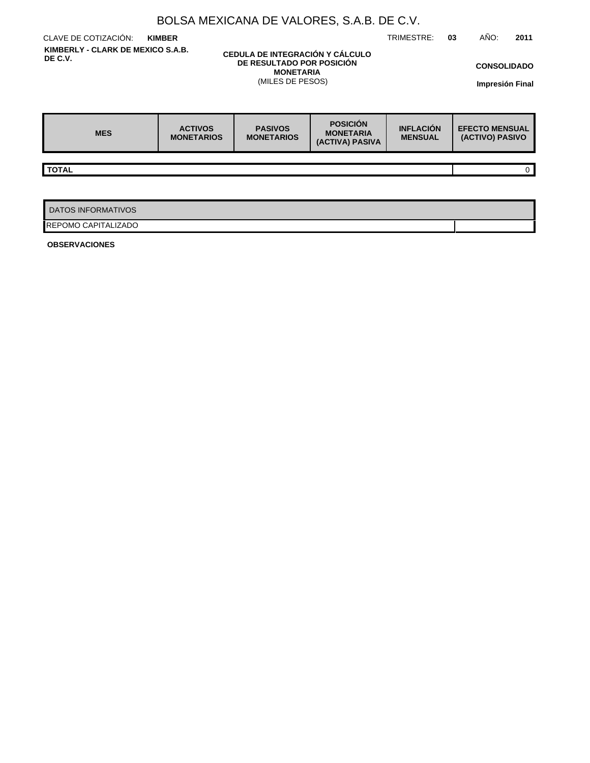# BOLSA MEXICANA DE VALORES, S.A.B. DE C.V.

CLAVE DE COTIZACIÓN: **KIMBER**

TRIMESTRE: **03** AÑO: **2011**

**KIMBERLY - CLARK DE MEXICO S.A.B. DE C.V.**

**CEDULA DE INTEGRACIÓN Y CÁLCULO DE RESULTADO POR POSICIÓN MONETARIA**
(MILES DE PESOS)

**CONSOLIDADO**

**Impresión Final**

| MES | ACTIVOS MONETARIOS | PASIVOS MONETARIOS | POSICIÓN MONETARIA (ACTIVA) PASIVA | INFLACIÓN MENSUAL | EFECTO MENSUAL (ACTIVO) PASIVO |
|---|---|---|---|---|---|
| **TOTAL** | | | | | 0 |

| DATOS INFORMATIVOS | |
|---|---|
| REPOMO CAPITALIZADO | |

**OBSERVACIONES**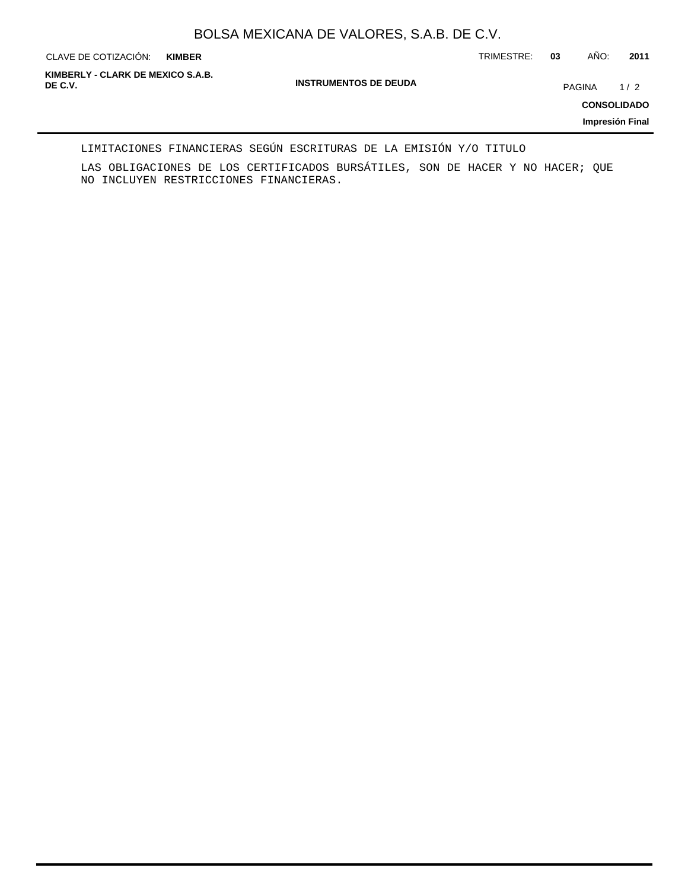## INSTRUMENTOS DE DEUDA

LIMITACIONES FINANCIERAS SEGÚN ESCRITURAS DE LA EMISIÓN Y/O TITULO

LAS OBLIGACIONES DE LOS CERTIFICADOS BURSÁTILES, SON DE HACER Y NO HACER; QUE NO INCLUYEN RESTRICCIONES FINANCIERAS.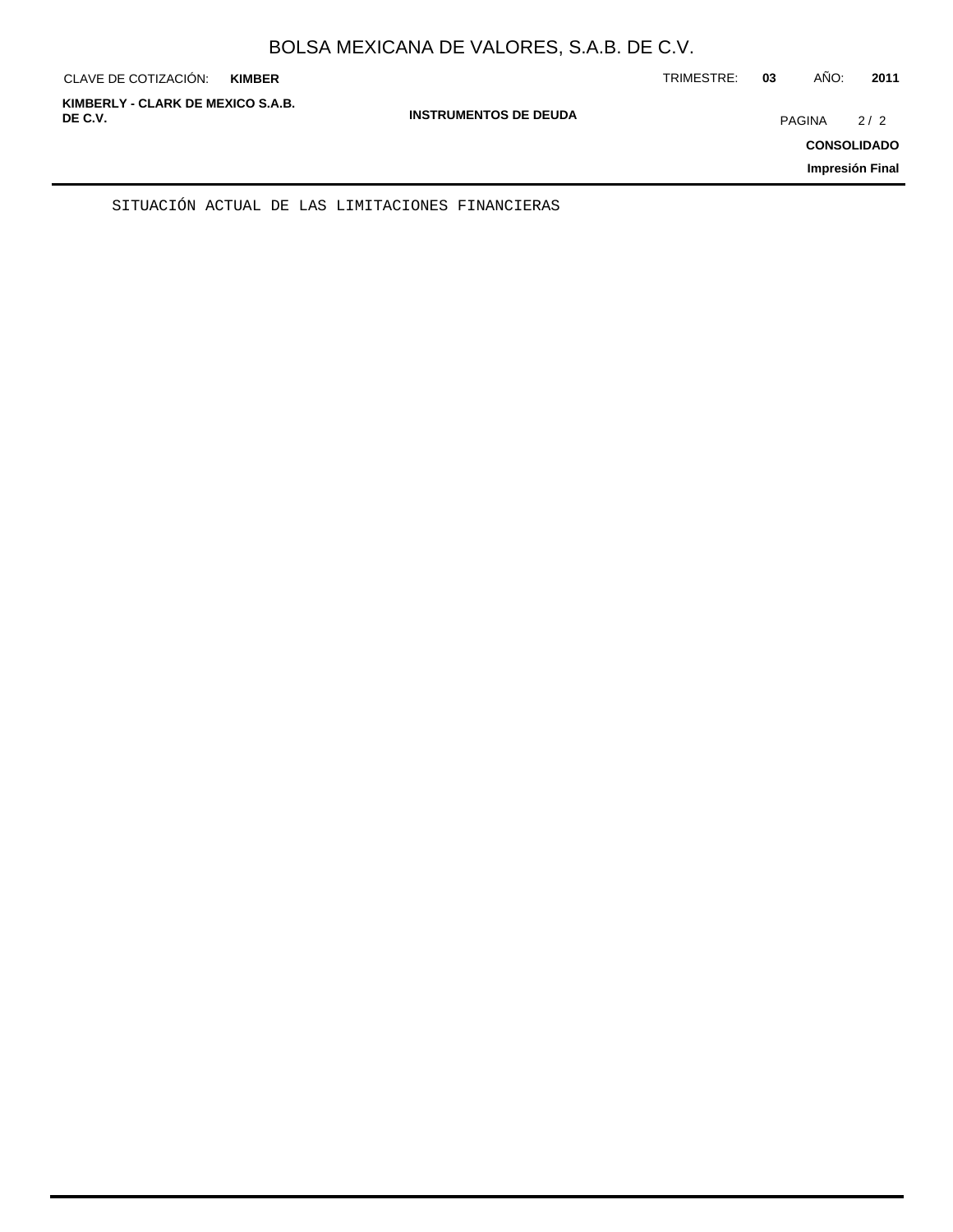SITUACIÓN ACTUAL DE LAS LIMITACIONES FINANCIERAS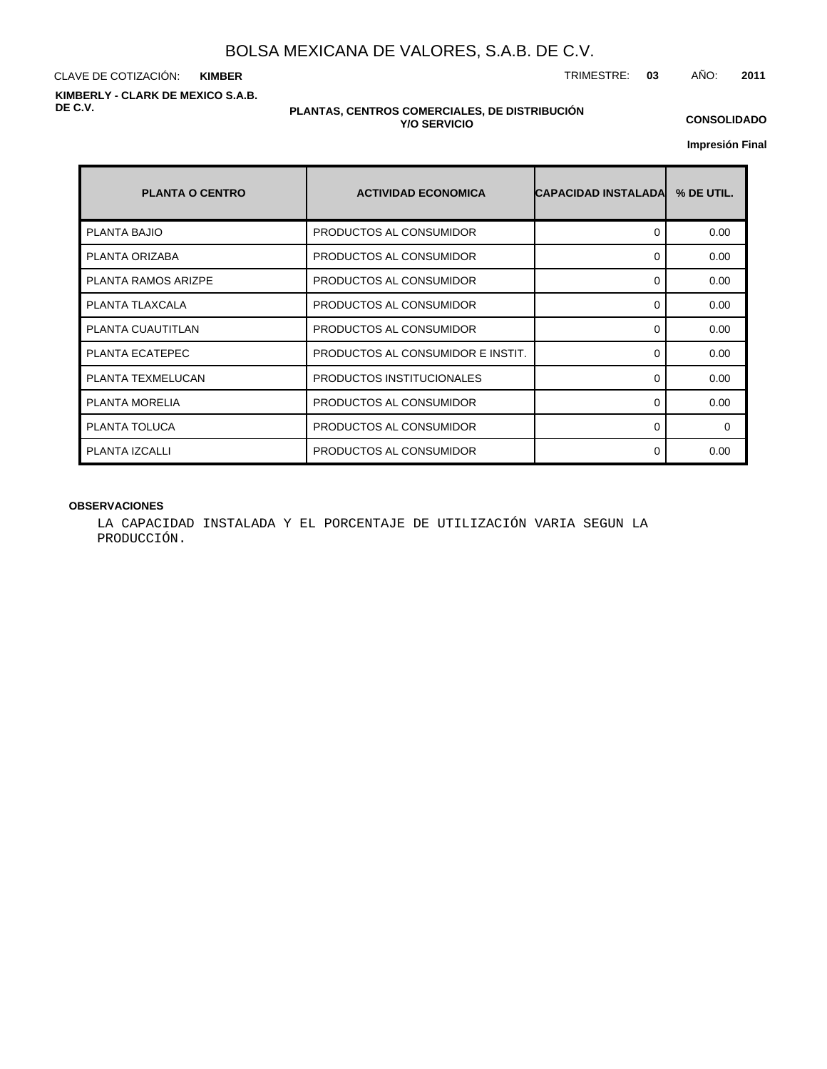# BOLSA MEXICANA DE VALORES, S.A.B. DE C.V.

CLAVE DE COTIZACIÓN: **KIMBER**

TRIMESTRE: **03** AÑO: **2011**

**KIMBERLY - CLARK DE MEXICO S.A.B. DE C.V.**

**PLANTAS, CENTROS COMERCIALES, DE DISTRIBUCIÓN Y/O SERVICIO**

**CONSOLIDADO**

**Impresión Final**

| PLANTA O CENTRO | ACTIVIDAD ECONOMICA | CAPACIDAD INSTALADA | % DE UTIL. |
|---|---|---|---|
| PLANTA BAJIO | PRODUCTOS AL CONSUMIDOR | 0 | 0.00 |
| PLANTA ORIZABA | PRODUCTOS AL CONSUMIDOR | 0 | 0.00 |
| PLANTA RAMOS ARIZPE | PRODUCTOS AL CONSUMIDOR | 0 | 0.00 |
| PLANTA TLAXCALA | PRODUCTOS AL CONSUMIDOR | 0 | 0.00 |
| PLANTA CUAUTITLAN | PRODUCTOS AL CONSUMIDOR | 0 | 0.00 |
| PLANTA ECATEPEC | PRODUCTOS AL CONSUMIDOR E INSTIT. | 0 | 0.00 |
| PLANTA TEXMELUCAN | PRODUCTOS INSTITUCIONALES | 0 | 0.00 |
| PLANTA MORELIA | PRODUCTOS AL CONSUMIDOR | 0 | 0.00 |
| PLANTA TOLUCA | PRODUCTOS AL CONSUMIDOR | 0 | 0 |
| PLANTA IZCALLI | PRODUCTOS AL CONSUMIDOR | 0 | 0.00 |

**OBSERVACIONES**

LA CAPACIDAD INSTALADA Y EL PORCENTAJE DE UTILIZACIÓN VARIA SEGUN LA PRODUCCIÓN.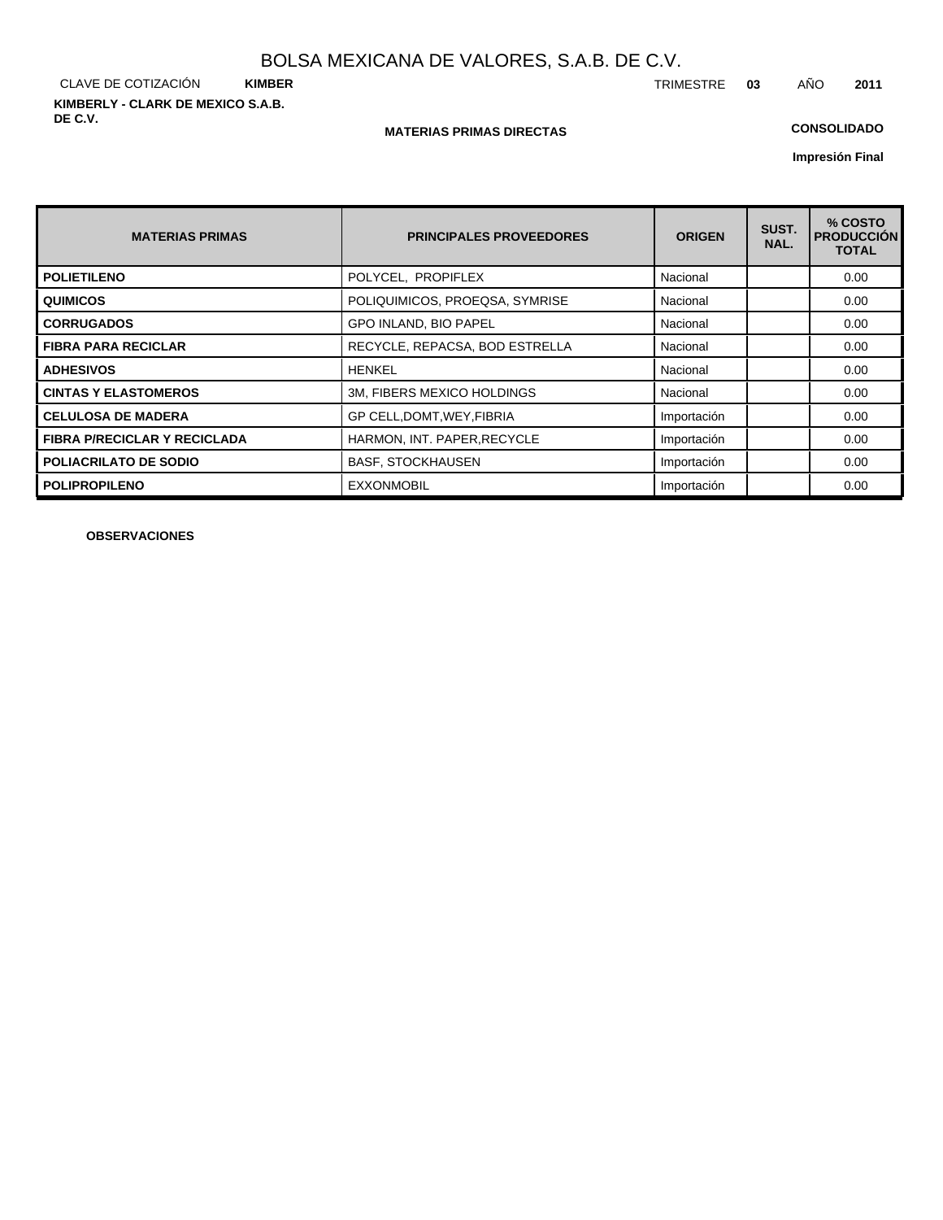# BOLSA MEXICANA DE VALORES, S.A.B. DE C.V.

CLAVE DE COTIZACIÓN **KIMBER** TRIMESTRE **03** AÑO **2011**

**KIMBERLY - CLARK DE MEXICO S.A.B. DE C.V.**

**MATERIAS PRIMAS DIRECTAS**

**CONSOLIDADO**

**Impresión Final**

| MATERIAS PRIMAS | PRINCIPALES PROVEEDORES | ORIGEN | SUST. NAL. | % COSTO PRODUCCIÓN TOTAL |
|---|---|---|---|---|
| **POLIETILENO** | POLYCEL, PROPIFLEX | Nacional | | 0.00 |
| **QUIMICOS** | POLIQUIMICOS, PROEQSA, SYMRISE | Nacional | | 0.00 |
| **CORRUGADOS** | GPO INLAND, BIO PAPEL | Nacional | | 0.00 |
| **FIBRA PARA RECICLAR** | RECYCLE, REPACSA, BOD ESTRELLA | Nacional | | 0.00 |
| **ADHESIVOS** | HENKEL | Nacional | | 0.00 |
| **CINTAS Y ELASTOMEROS** | 3M, FIBERS MEXICO HOLDINGS | Nacional | | 0.00 |
| **CELULOSA DE MADERA** | GP CELL,DOMT,WEY,FIBRIA | Importación | | 0.00 |
| **FIBRA P/RECICLAR Y RECICLADA** | HARMON, INT. PAPER,RECYCLE | Importación | | 0.00 |
| **POLIACRILATO DE SODIO** | BASF, STOCKHAUSEN | Importación | | 0.00 |
| **POLIPROPILENO** | EXXONMOBIL | Importación | | 0.00 |

**OBSERVACIONES**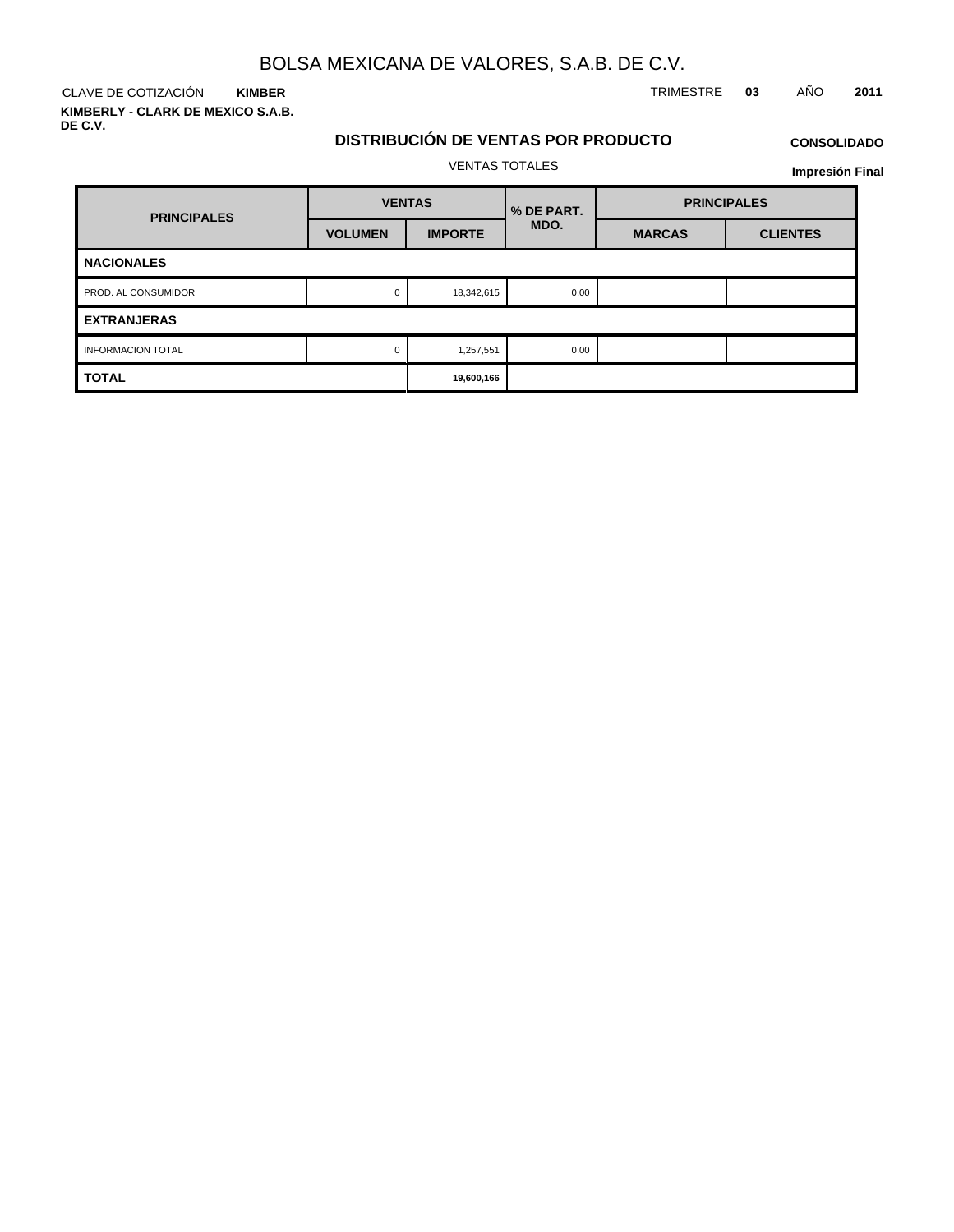# BOLSA MEXICANA DE VALORES, S.A.B. DE C.V.

CLAVE DE COTIZACIÓN **KIMBER**

TRIMESTRE **03** AÑO **2011**

**KIMBERLY - CLARK DE MEXICO S.A.B. DE C.V.**

## DISTRIBUCIÓN DE VENTAS POR PRODUCTO

**CONSOLIDADO**

VENTAS TOTALES

**Impresión Final**

| PRINCIPALES | VENTAS | | % DE PART. MDO. | PRINCIPALES | |
|---|---|---|---|---|---|
| | VOLUMEN | IMPORTE | | MARCAS | CLIENTES |
| **NACIONALES** | | | | | |
| PROD. AL CONSUMIDOR | 0 | 18,342,615 | 0.00 | | |
| **EXTRANJERAS** | | | | | |
| INFORMACION TOTAL | 0 | 1,257,551 | 0.00 | | |
| **TOTAL** | | **19,600,166** | | | |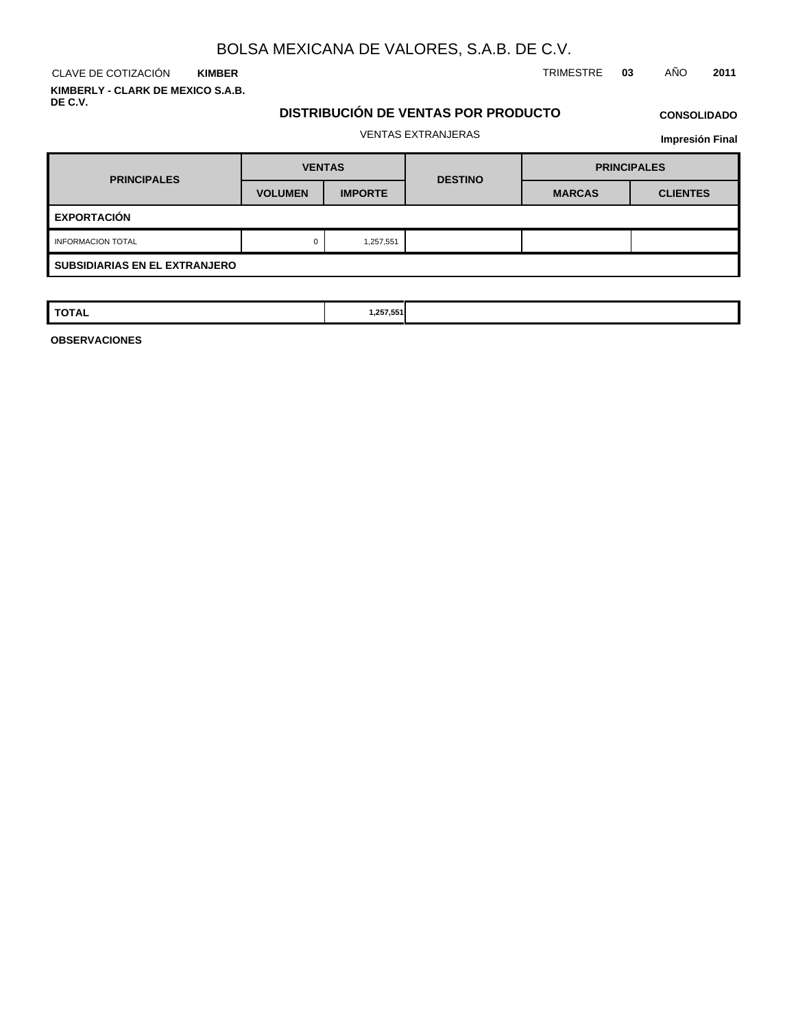# BOLSA MEXICANA DE VALORES, S.A.B. DE C.V.

CLAVE DE COTIZACIÓN **KIMBER**

TRIMESTRE **03** AÑO **2011**

**KIMBERLY - CLARK DE MEXICO S.A.B. DE C.V.**

## DISTRIBUCIÓN DE VENTAS POR PRODUCTO

**CONSOLIDADO**

VENTAS EXTRANJERAS

**Impresión Final**

| PRINCIPALES | VENTAS | | DESTINO | PRINCIPALES | |
|---|---|---|---|---|---|
| | VOLUMEN | IMPORTE | | MARCAS | CLIENTES |
| **EXPORTACIÓN** | | | | | |
| INFORMACION TOTAL | 0 | 1,257,551 | | | |
| **SUBSIDIARIAS EN EL EXTRANJERO** | | | | | |
| **TOTAL** | | 1,257,551 | | | |

**OBSERVACIONES**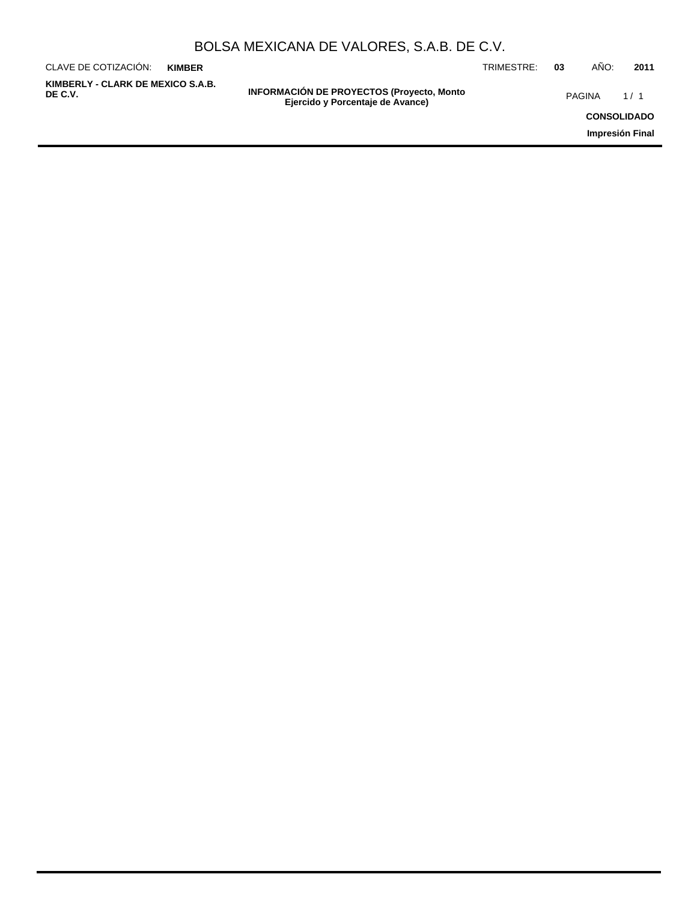## INFORMACIÓN DE PROYECTOS (Proyecto, Monto Ejercido y Porcentaje de Avance)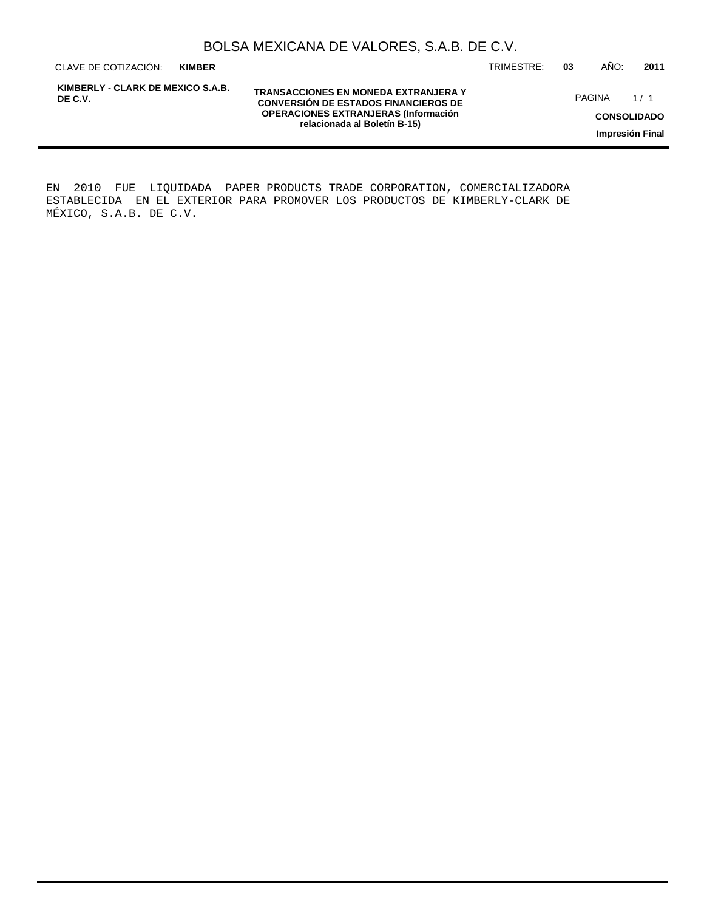## TRANSACCIONES EN MONEDA EXTRANJERA Y CONVERSIÓN DE ESTADOS FINANCIEROS DE OPERACIONES EXTRANJERAS (Información relacionada al Boletín B-15)

EN 2010 FUE LIQUIDADA PAPER PRODUCTS TRADE CORPORATION, COMERCIALIZADORA ESTABLECIDA EN EL EXTERIOR PARA PROMOVER LOS PRODUCTOS DE KIMBERLY-CLARK DE MÉXICO, S.A.B. DE C.V.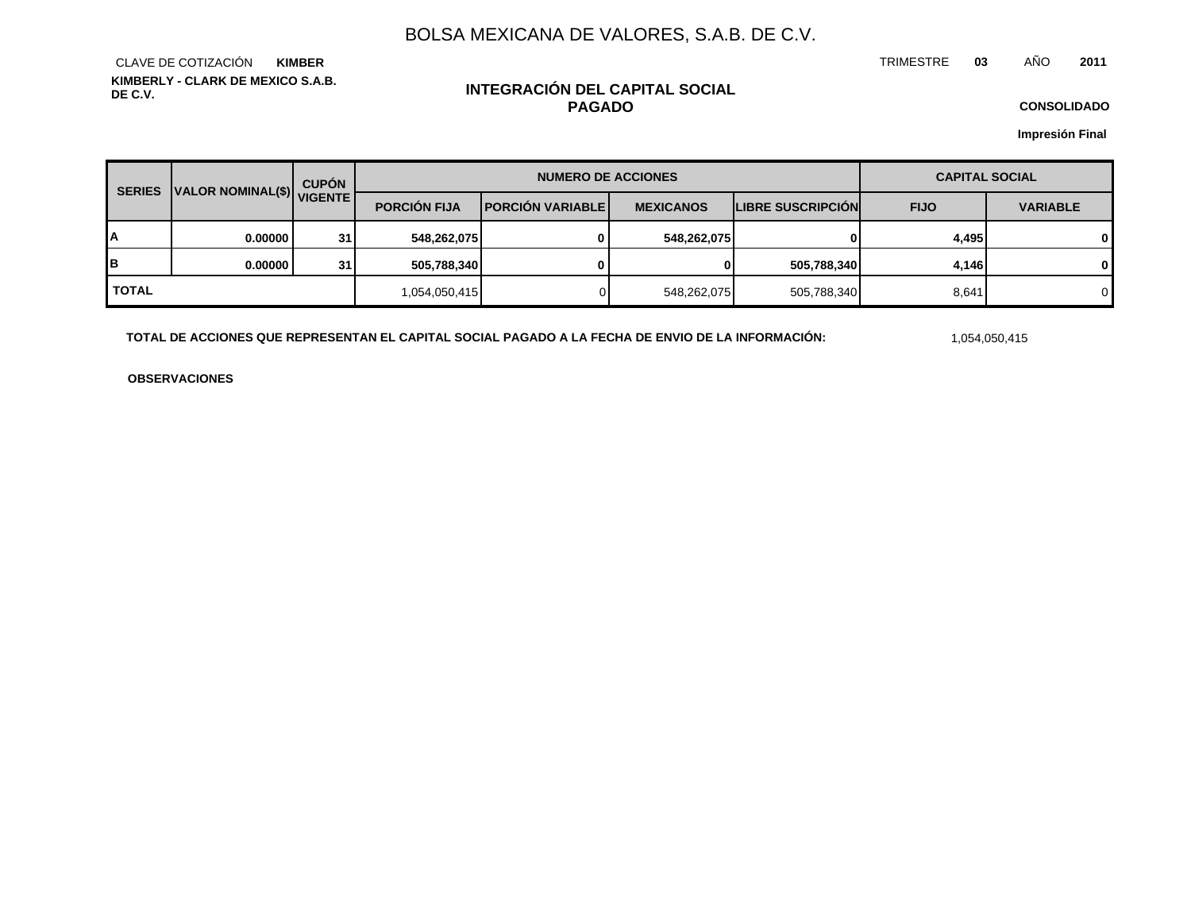# BOLSA MEXICANA DE VALORES, S.A.B. DE C.V.

CLAVE DE COTIZACIÓN **KIMBER**

TRIMESTRE **03** AÑO **2011**

**KIMBERLY - CLARK DE MEXICO S.A.B. DE C.V.**

## INTEGRACIÓN DEL CAPITAL SOCIAL PAGADO

**CONSOLIDADO**

**Impresión Final**

| SERIES | VALOR NOMINAL($) | CUPÓN VIGENTE | NUMERO DE ACCIONES | | | | CAPITAL SOCIAL | |
|---|---|---|---|---|---|---|---|---|
| | | | PORCIÓN FIJA | PORCIÓN VARIABLE | MEXICANOS | LIBRE SUSCRIPCIÓN | FIJO | VARIABLE |
| **A** | **0.00000** | **31** | **548,262,075** | **0** | **548,262,075** | **0** | **4,495** | **0** |
| **B** | **0.00000** | **31** | **505,788,340** | **0** | **0** | **505,788,340** | **4,146** | **0** |
| **TOTAL** | | | 1,054,050,415 | 0 | 548,262,075 | 505,788,340 | 8,641 | 0 |

**TOTAL DE ACCIONES QUE REPRESENTAN EL CAPITAL SOCIAL PAGADO A LA FECHA DE ENVIO DE LA INFORMACIÓN:** 1,054,050,415

**OBSERVACIONES**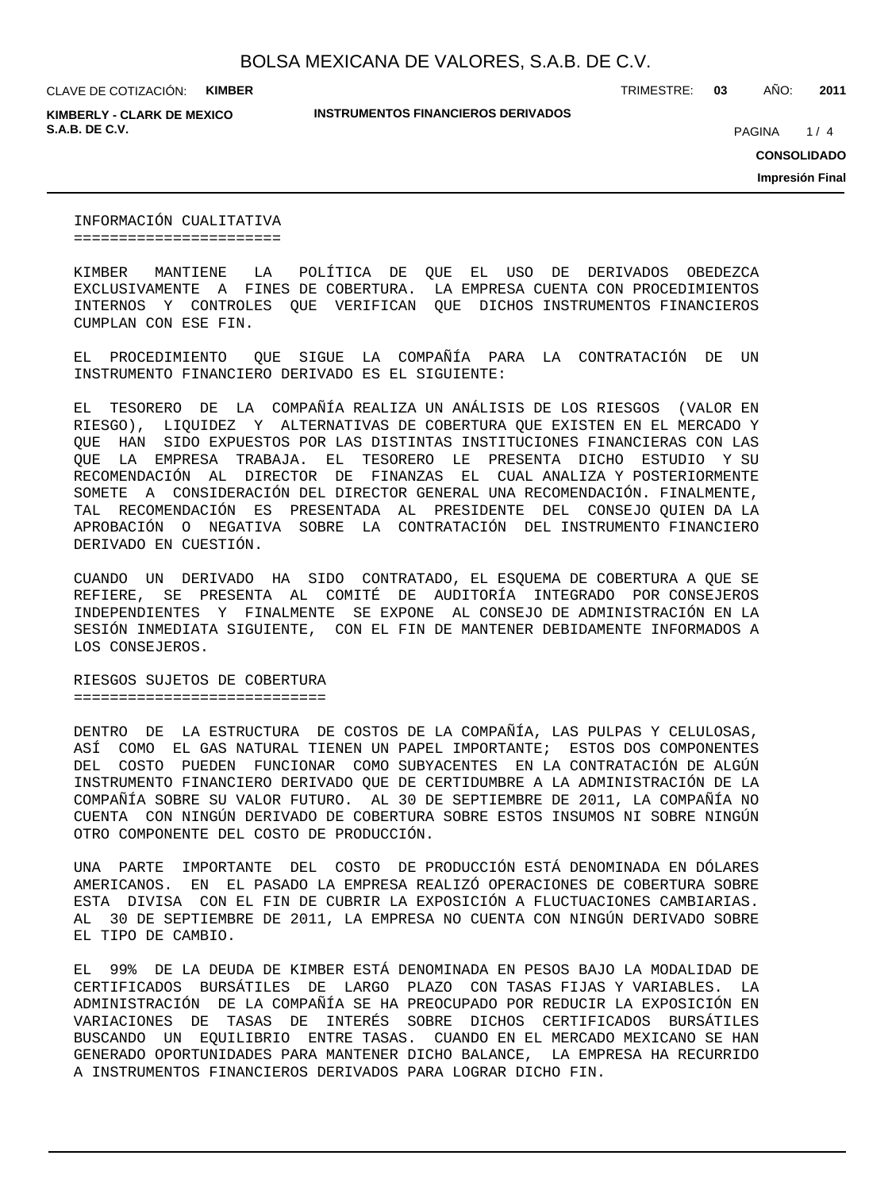## INFORMACIÓN CUALITATIVA

KIMBER MANTIENE LA POLÍTICA DE QUE EL USO DE DERIVADOS OBEDEZCA EXCLUSIVAMENTE A FINES DE COBERTURA. LA EMPRESA CUENTA CON PROCEDIMIENTOS INTERNOS Y CONTROLES QUE VERIFICAN QUE DICHOS INSTRUMENTOS FINANCIEROS CUMPLAN CON ESE FIN.

EL PROCEDIMIENTO QUE SIGUE LA COMPAÑÍA PARA LA CONTRATACIÓN DE UN INSTRUMENTO FINANCIERO DERIVADO ES EL SIGUIENTE:

EL TESORERO DE LA COMPAÑÍA REALIZA UN ANÁLISIS DE LOS RIESGOS (VALOR EN RIESGO), LIQUIDEZ Y ALTERNATIVAS DE COBERTURA QUE EXISTEN EN EL MERCADO Y QUE HAN SIDO EXPUESTOS POR LAS DISTINTAS INSTITUCIONES FINANCIERAS CON LAS QUE LA EMPRESA TRABAJA. EL TESORERO LE PRESENTA DICHO ESTUDIO Y SU RECOMENDACIÓN AL DIRECTOR DE FINANZAS EL CUAL ANALIZA Y POSTERIORMENTE SOMETE A CONSIDERACIÓN DEL DIRECTOR GENERAL UNA RECOMENDACIÓN. FINALMENTE, TAL RECOMENDACIÓN ES PRESENTADA AL PRESIDENTE DEL CONSEJO QUIEN DA LA APROBACIÓN O NEGATIVA SOBRE LA CONTRATACIÓN DEL INSTRUMENTO FINANCIERO DERIVADO EN CUESTIÓN.

CUANDO UN DERIVADO HA SIDO CONTRATADO, EL ESQUEMA DE COBERTURA A QUE SE REFIERE, SE PRESENTA AL COMITÉ DE AUDITORÍA INTEGRADO POR CONSEJEROS INDEPENDIENTES Y FINALMENTE SE EXPONE AL CONSEJO DE ADMINISTRACIÓN EN LA SESIÓN INMEDIATA SIGUIENTE, CON EL FIN DE MANTENER DEBIDAMENTE INFORMADOS A LOS CONSEJEROS.

## RIESGOS SUJETOS DE COBERTURA

DENTRO DE LA ESTRUCTURA DE COSTOS DE LA COMPAÑÍA, LAS PULPAS Y CELULOSAS, ASÍ COMO EL GAS NATURAL TIENEN UN PAPEL IMPORTANTE; ESTOS DOS COMPONENTES DEL COSTO PUEDEN FUNCIONAR COMO SUBYACENTES EN LA CONTRATACIÓN DE ALGÚN INSTRUMENTO FINANCIERO DERIVADO QUE DE CERTIDUMBRE A LA ADMINISTRACIÓN DE LA COMPAÑÍA SOBRE SU VALOR FUTURO. AL 30 DE SEPTIEMBRE DE 2011, LA COMPAÑÍA NO CUENTA CON NINGÚN DERIVADO DE COBERTURA SOBRE ESTOS INSUMOS NI SOBRE NINGÚN OTRO COMPONENTE DEL COSTO DE PRODUCCIÓN.

UNA PARTE IMPORTANTE DEL COSTO DE PRODUCCIÓN ESTÁ DENOMINADA EN DÓLARES AMERICANOS. EN EL PASADO LA EMPRESA REALIZÓ OPERACIONES DE COBERTURA SOBRE ESTA DIVISA CON EL FIN DE CUBRIR LA EXPOSICIÓN A FLUCTUACIONES CAMBIARIAS. AL 30 DE SEPTIEMBRE DE 2011, LA EMPRESA NO CUENTA CON NINGÚN DERIVADO SOBRE EL TIPO DE CAMBIO.

EL 99% DE LA DEUDA DE KIMBER ESTÁ DENOMINADA EN PESOS BAJO LA MODALIDAD DE CERTIFICADOS BURSÁTILES DE LARGO PLAZO CON TASAS FIJAS Y VARIABLES. LA ADMINISTRACIÓN DE LA COMPAÑÍA SE HA PREOCUPADO POR REDUCIR LA EXPOSICIÓN EN VARIACIONES DE TASAS DE INTERÉS SOBRE DICHOS CERTIFICADOS BURSÁTILES BUSCANDO UN EQUILIBRIO ENTRE TASAS. CUANDO EN EL MERCADO MEXICANO SE HAN GENERADO OPORTUNIDADES PARA MANTENER DICHO BALANCE, LA EMPRESA HA RECURRIDO A INSTRUMENTOS FINANCIEROS DERIVADOS PARA LOGRAR DICHO FIN.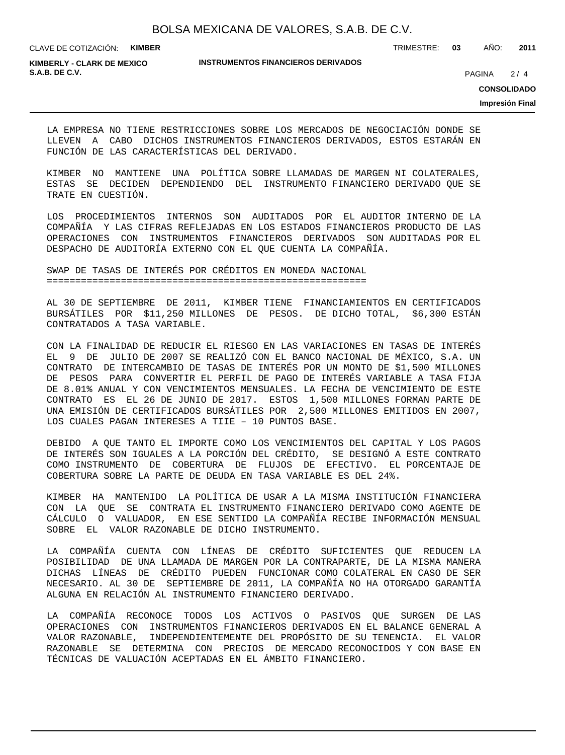LA EMPRESA NO TIENE RESTRICCIONES SOBRE LOS MERCADOS DE NEGOCIACIÓN DONDE SE LLEVEN A CABO DICHOS INSTRUMENTOS FINANCIEROS DERIVADOS, ESTOS ESTARÁN EN FUNCIÓN DE LAS CARACTERÍSTICAS DEL DERIVADO.

KIMBER NO MANTIENE UNA POLÍTICA SOBRE LLAMADAS DE MARGEN NI COLATERALES, ESTAS SE DECIDEN DEPENDIENDO DEL INSTRUMENTO FINANCIERO DERIVADO QUE SE TRATE EN CUESTIÓN.

LOS PROCEDIMIENTOS INTERNOS SON AUDITADOS POR EL AUDITOR INTERNO DE LA COMPAÑÍA Y LAS CIFRAS REFLEJADAS EN LOS ESTADOS FINANCIEROS PRODUCTO DE LAS OPERACIONES CON INSTRUMENTOS FINANCIEROS DERIVADOS SON AUDITADAS POR EL DESPACHO DE AUDITORÍA EXTERNO CON EL QUE CUENTA LA COMPAÑÍA.

## SWAP DE TASAS DE INTERÉS POR CRÉDITOS EN MONEDA NACIONAL

AL 30 DE SEPTIEMBRE DE 2011, KIMBER TIENE FINANCIAMIENTOS EN CERTIFICADOS BURSÁTILES POR $11,250 MILLONES DE PESOS. DE DICHO TOTAL, $6,300 ESTÁN CONTRATADOS A TASA VARIABLE.

CON LA FINALIDAD DE REDUCIR EL RIESGO EN LAS VARIACIONES EN TASAS DE INTERÉS EL 9 DE JULIO DE 2007 SE REALIZÓ CON EL BANCO NACIONAL DE MÉXICO, S.A. UN CONTRATO DE INTERCAMBIO DE TASAS DE INTERÉS POR UN MONTO DE $1,500 MILLONES DE PESOS PARA CONVERTIR EL PERFIL DE PAGO DE INTERÉS VARIABLE A TASA FIJA DE 8.01% ANUAL Y CON VENCIMIENTOS MENSUALES. LA FECHA DE VENCIMIENTO DE ESTE CONTRATO ES EL 26 DE JUNIO DE 2017. ESTOS 1,500 MILLONES FORMAN PARTE DE UNA EMISIÓN DE CERTIFICADOS BURSÁTILES POR 2,500 MILLONES EMITIDOS EN 2007, LOS CUALES PAGAN INTERESES A TIIE – 10 PUNTOS BASE.

DEBIDO A QUE TANTO EL IMPORTE COMO LOS VENCIMIENTOS DEL CAPITAL Y LOS PAGOS DE INTERÉS SON IGUALES A LA PORCIÓN DEL CRÉDITO, SE DESIGNÓ A ESTE CONTRATO COMO INSTRUMENTO DE COBERTURA DE FLUJOS DE EFECTIVO. EL PORCENTAJE DE COBERTURA SOBRE LA PARTE DE DEUDA EN TASA VARIABLE ES DEL 24%.

KIMBER HA MANTENIDO LA POLÍTICA DE USAR A LA MISMA INSTITUCIÓN FINANCIERA CON LA QUE SE CONTRATA EL INSTRUMENTO FINANCIERO DERIVADO COMO AGENTE DE CÁLCULO O VALUADOR, EN ESE SENTIDO LA COMPAÑÍA RECIBE INFORMACIÓN MENSUAL SOBRE EL VALOR RAZONABLE DE DICHO INSTRUMENTO.

LA COMPAÑÍA CUENTA CON LÍNEAS DE CRÉDITO SUFICIENTES QUE REDUCEN LA POSIBILIDAD DE UNA LLAMADA DE MARGEN POR LA CONTRAPARTE, DE LA MISMA MANERA DICHAS LÍNEAS DE CRÉDITO PUEDEN FUNCIONAR COMO COLATERAL EN CASO DE SER NECESARIO. AL 30 DE SEPTIEMBRE DE 2011, LA COMPAÑÍA NO HA OTORGADO GARANTÍA ALGUNA EN RELACIÓN AL INSTRUMENTO FINANCIERO DERIVADO.

LA COMPAÑÍA RECONOCE TODOS LOS ACTIVOS O PASIVOS QUE SURGEN DE LAS OPERACIONES CON INSTRUMENTOS FINANCIEROS DERIVADOS EN EL BALANCE GENERAL A VALOR RAZONABLE, INDEPENDIENTEMENTE DEL PROPÓSITO DE SU TENENCIA. EL VALOR RAZONABLE SE DETERMINA CON PRECIOS DE MERCADO RECONOCIDOS Y CON BASE EN TÉCNICAS DE VALUACIÓN ACEPTADAS EN EL ÁMBITO FINANCIERO.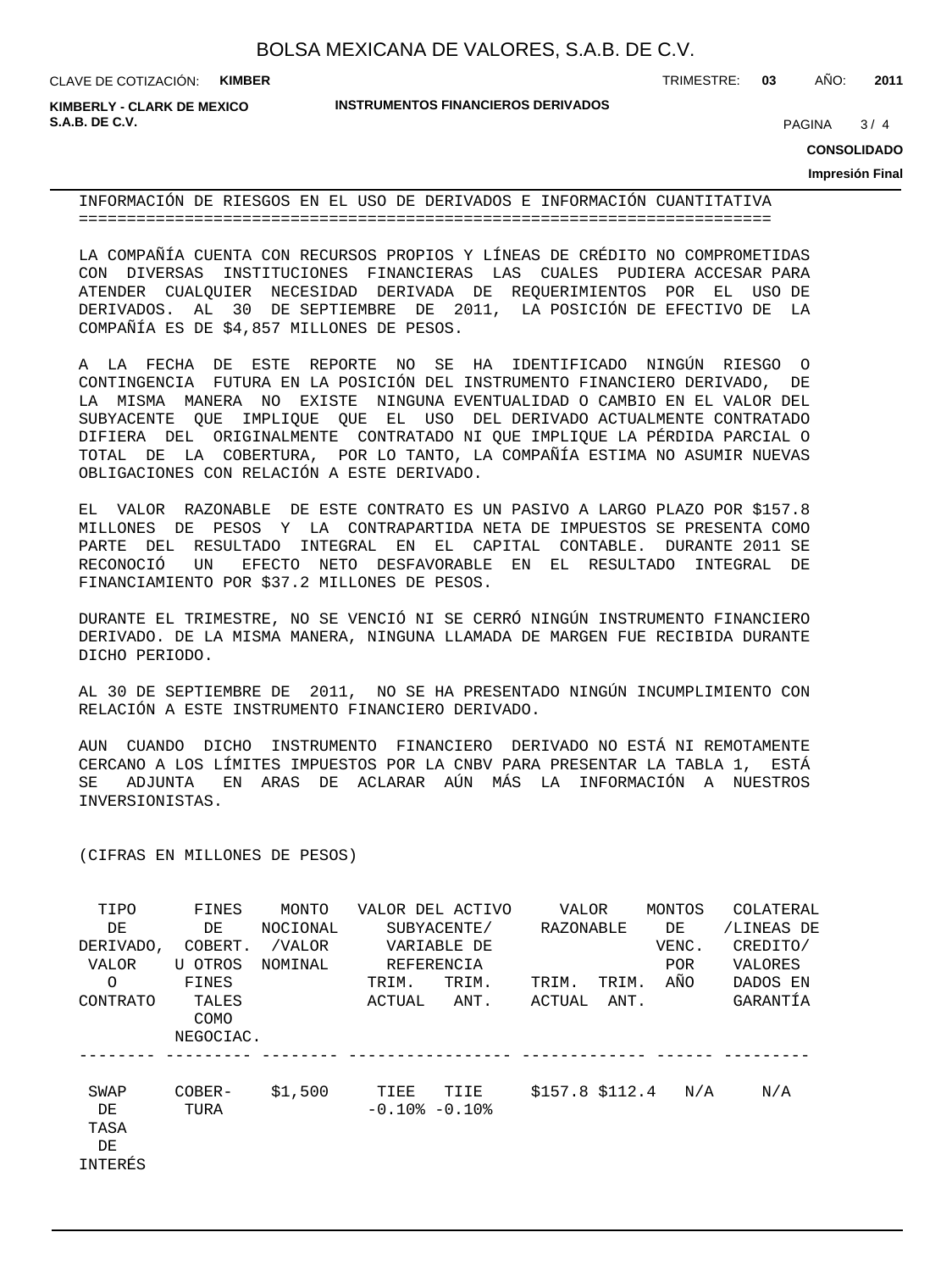## INFORMACIÓN DE RIESGOS EN EL USO DE DERIVADOS E INFORMACIÓN CUANTITATIVA

LA COMPAÑÍA CUENTA CON RECURSOS PROPIOS Y LÍNEAS DE CRÉDITO NO COMPROMETIDAS CON DIVERSAS INSTITUCIONES FINANCIERAS LAS CUALES PUDIERA ACCESAR PARA ATENDER CUALQUIER NECESIDAD DERIVADA DE REQUERIMIENTOS POR EL USO DE DERIVADOS. AL 30 DE SEPTIEMBRE DE 2011, LA POSICIÓN DE EFECTIVO DE LA COMPAÑÍA ES DE $4,857 MILLONES DE PESOS.

A LA FECHA DE ESTE REPORTE NO SE HA IDENTIFICADO NINGÚN RIESGO O CONTINGENCIA FUTURA EN LA POSICIÓN DEL INSTRUMENTO FINANCIERO DERIVADO, DE LA MISMA MANERA NO EXISTE NINGUNA EVENTUALIDAD O CAMBIO EN EL VALOR DEL SUBYACENTE QUE IMPLIQUE QUE EL USO DEL DERIVADO ACTUALMENTE CONTRATADO DIFIERA DEL ORIGINALMENTE CONTRATADO NI QUE IMPLIQUE LA PÉRDIDA PARCIAL O TOTAL DE LA COBERTURA, POR LO TANTO, LA COMPAÑÍA ESTIMA NO ASUMIR NUEVAS OBLIGACIONES CON RELACIÓN A ESTE DERIVADO.

EL VALOR RAZONABLE DE ESTE CONTRATO ES UN PASIVO A LARGO PLAZO POR $157.8 MILLONES DE PESOS Y LA CONTRAPARTIDA NETA DE IMPUESTOS SE PRESENTA COMO PARTE DEL RESULTADO INTEGRAL EN EL CAPITAL CONTABLE. DURANTE 2011 SE RECONOCIÓ UN EFECTO NETO DESFAVORABLE EN EL RESULTADO INTEGRAL DE FINANCIAMIENTO POR $37.2 MILLONES DE PESOS.

DURANTE EL TRIMESTRE, NO SE VENCIÓ NI SE CERRÓ NINGÚN INSTRUMENTO FINANCIERO DERIVADO. DE LA MISMA MANERA, NINGUNA LLAMADA DE MARGEN FUE RECIBIDA DURANTE DICHO PERIODO.

AL 30 DE SEPTIEMBRE DE 2011, NO SE HA PRESENTADO NINGÚN INCUMPLIMIENTO CON RELACIÓN A ESTE INSTRUMENTO FINANCIERO DERIVADO.

AUN CUANDO DICHO INSTRUMENTO FINANCIERO DERIVADO NO ESTÁ NI REMOTAMENTE CERCANO A LOS LÍMITES IMPUESTOS POR LA CNBV PARA PRESENTAR LA TABLA 1, ESTÁ SE ADJUNTA EN ARAS DE ACLARAR AÚN MÁS LA INFORMACIÓN A NUESTROS INVERSIONISTAS.

(CIFRAS EN MILLONES DE PESOS)

| TIPO DE DERIVADO, VALOR O CONTRATO | FINES DE COBERT. U OTROS FINES TALES COMO NEGOCIAC. | MONTO NOCIONAL /VALOR NOMINAL | VALOR DEL ACTIVO SUBYACENTE/ VARIABLE DE REFERENCIA | | VALOR RAZONABLE | | MONTOS DE VENC. POR AÑO | COLATERAL /LINEAS DE CREDITO/ VALORES DADOS EN GARANTÍA |
|---|---|---|---|---|---|---|---|---|
| | | | TRIM. ACTUAL | TRIM. ANT. | TRIM. ACTUAL | TRIM. ANT. | | |
| SWAP DE TASA DE INTERÉS | COBER- TURA | $1,500 | TIEE -0.10% | TIIE -0.10% | $157.8 | $112.4 | N/A | N/A |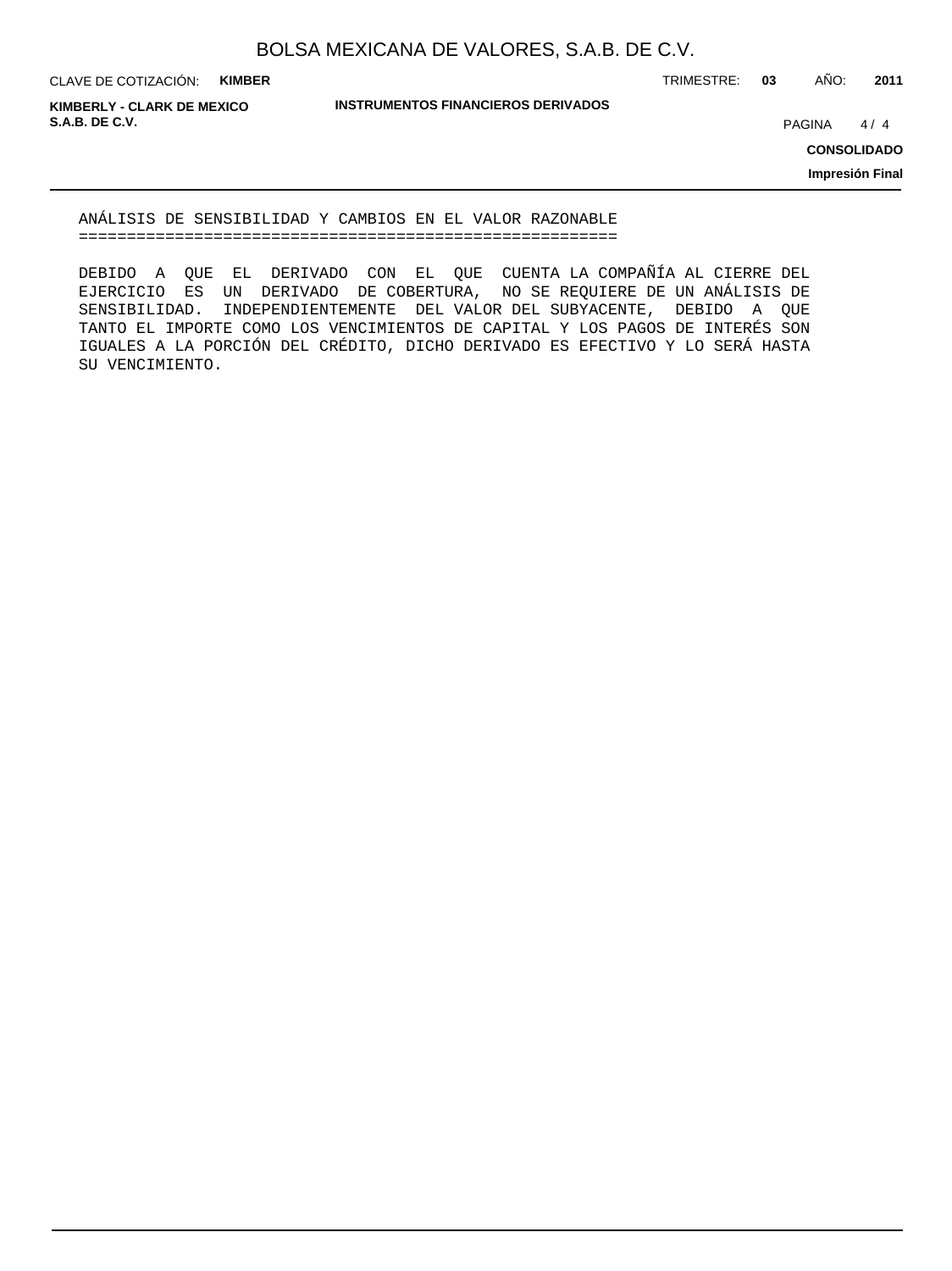## ANÁLISIS DE SENSIBILIDAD Y CAMBIOS EN EL VALOR RAZONABLE

DEBIDO A QUE EL DERIVADO CON EL QUE CUENTA LA COMPAÑÍA AL CIERRE DEL EJERCICIO ES UN DERIVADO DE COBERTURA, NO SE REQUIERE DE UN ANÁLISIS DE SENSIBILIDAD. INDEPENDIENTEMENTE DEL VALOR DEL SUBYACENTE, DEBIDO A QUE TANTO EL IMPORTE COMO LOS VENCIMIENTOS DE CAPITAL Y LOS PAGOS DE INTERÉS SON IGUALES A LA PORCIÓN DEL CRÉDITO, DICHO DERIVADO ES EFECTIVO Y LO SERÁ HASTA SU VENCIMIENTO.